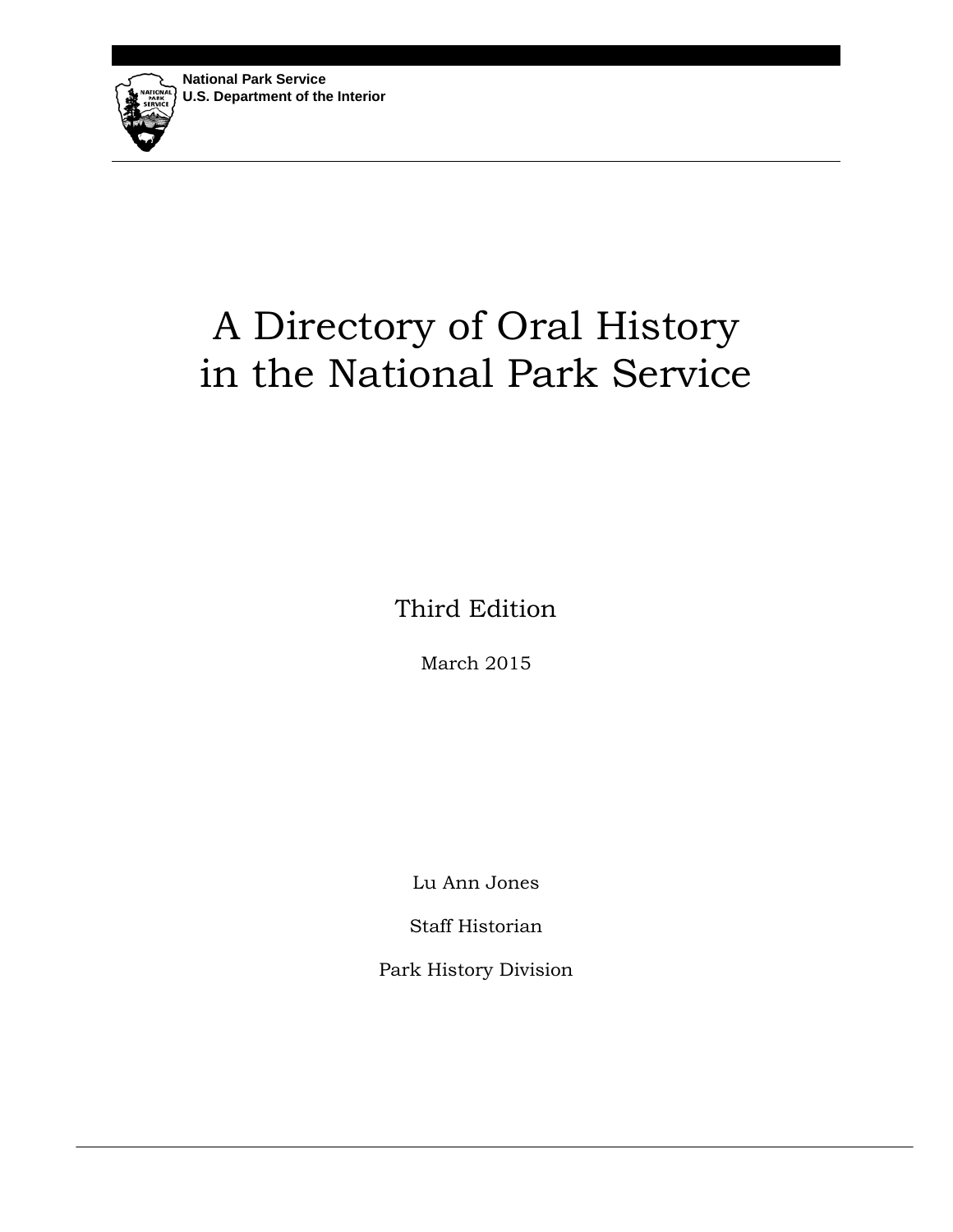National Park Service
U.S. Department of the Interior

# A Directory of Oral History in the National Park Service

Third Edition

March 2015

Lu Ann Jones

Staff Historian

Park History Division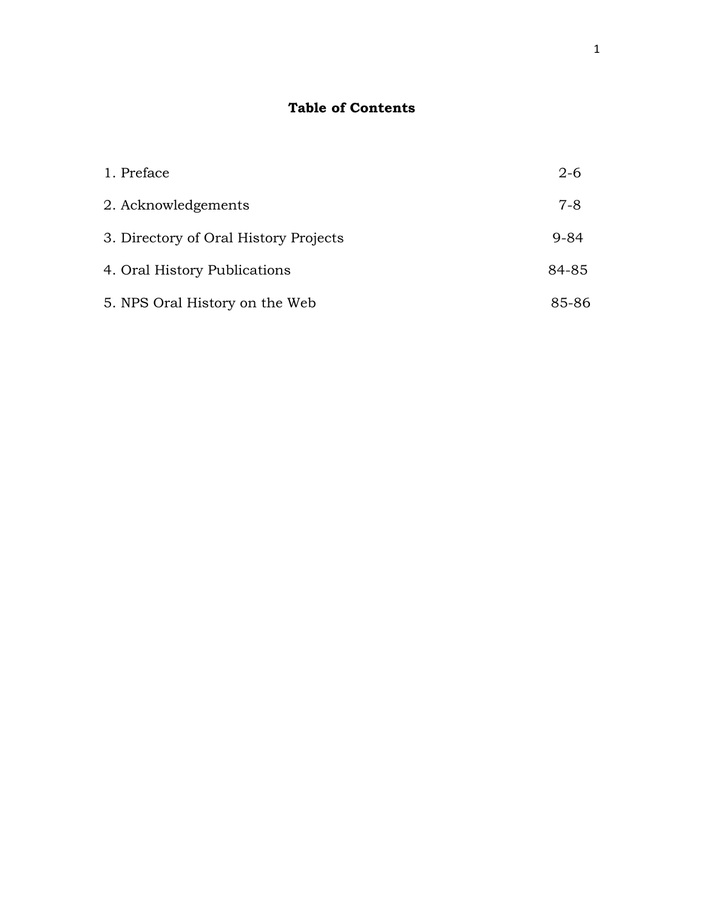# Table of Contents

| | |
|---|---|
| 1. Preface | 2-6 |
| 2. Acknowledgements | 7-8 |
| 3. Directory of Oral History Projects | 9-84 |
| 4. Oral History Publications | 84-85 |
| 5. NPS Oral History on the Web | 85-86 |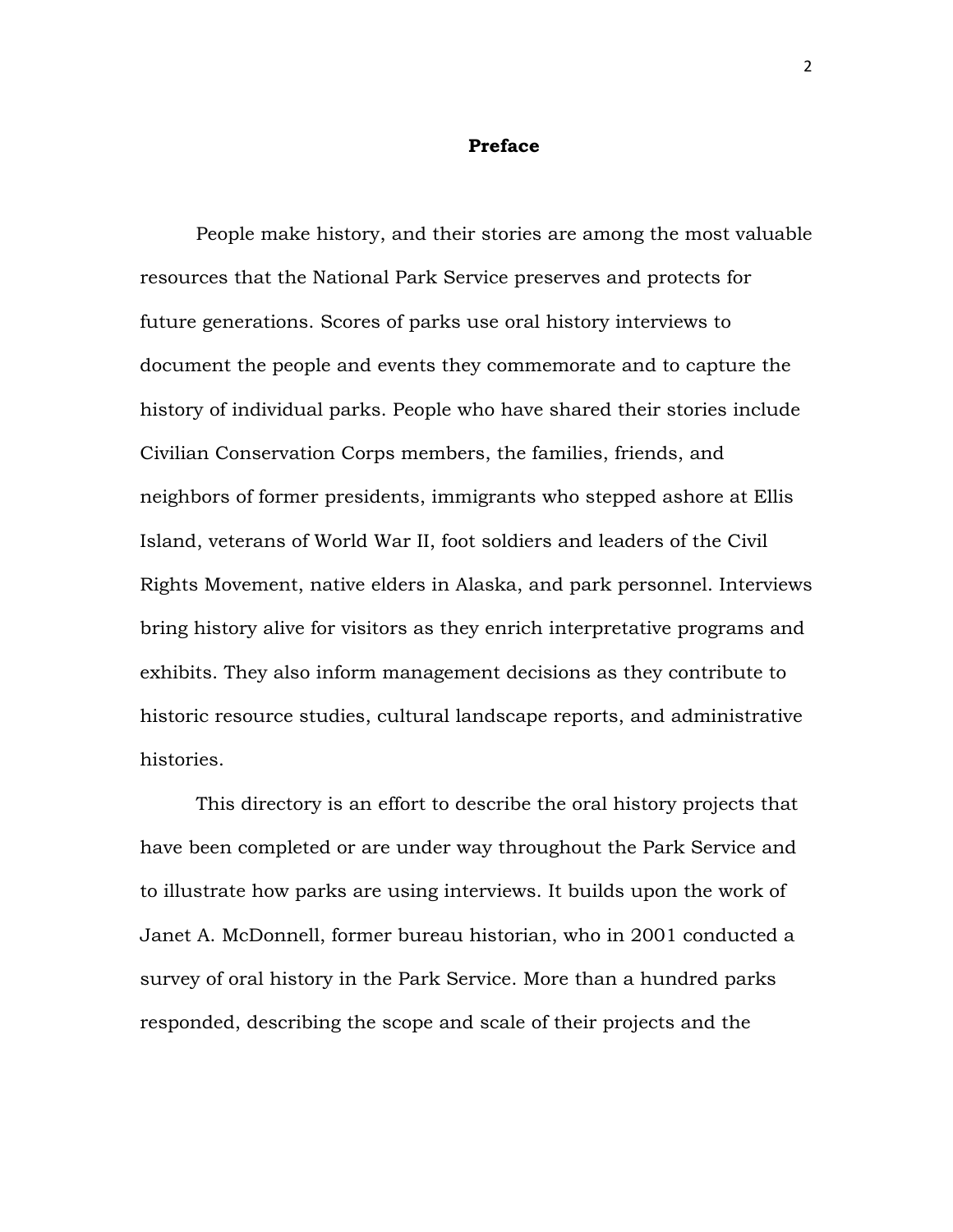## Preface

People make history, and their stories are among the most valuable resources that the National Park Service preserves and protects for future generations. Scores of parks use oral history interviews to document the people and events they commemorate and to capture the history of individual parks. People who have shared their stories include Civilian Conservation Corps members, the families, friends, and neighbors of former presidents, immigrants who stepped ashore at Ellis Island, veterans of World War II, foot soldiers and leaders of the Civil Rights Movement, native elders in Alaska, and park personnel. Interviews bring history alive for visitors as they enrich interpretative programs and exhibits. They also inform management decisions as they contribute to historic resource studies, cultural landscape reports, and administrative histories.

This directory is an effort to describe the oral history projects that have been completed or are under way throughout the Park Service and to illustrate how parks are using interviews. It builds upon the work of Janet A. McDonnell, former bureau historian, who in 2001 conducted a survey of oral history in the Park Service. More than a hundred parks responded, describing the scope and scale of their projects and the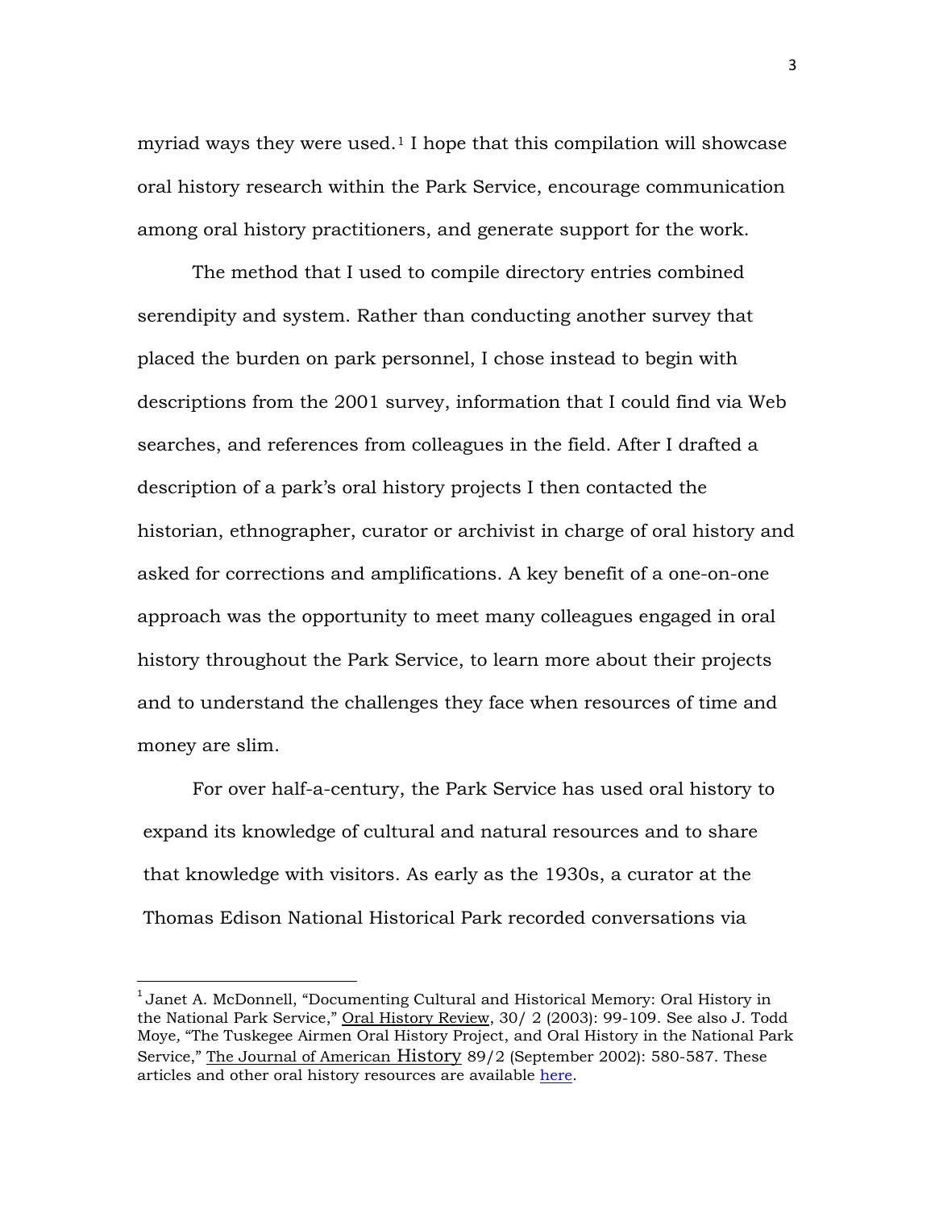myriad ways they were used.[1] I hope that this compilation will showcase oral history research within the Park Service, encourage communication among oral history practitioners, and generate support for the work.

The method that I used to compile directory entries combined serendipity and system. Rather than conducting another survey that placed the burden on park personnel, I chose instead to begin with descriptions from the 2001 survey, information that I could find via Web searches, and references from colleagues in the field. After I drafted a description of a park's oral history projects I then contacted the historian, ethnographer, curator or archivist in charge of oral history and asked for corrections and amplifications. A key benefit of a one-on-one approach was the opportunity to meet many colleagues engaged in oral history throughout the Park Service, to learn more about their projects and to understand the challenges they face when resources of time and money are slim.

For over half-a-century, the Park Service has used oral history to expand its knowledge of cultural and natural resources and to share that knowledge with visitors. As early as the 1930s, a curator at the Thomas Edison National Historical Park recorded conversations via

---

[1] Janet A. McDonnell, "Documenting Cultural and Historical Memory: Oral History in the National Park Service," Oral History Review, 30/ 2 (2003): 99-109. See also J. Todd Moye, "The Tuskegee Airmen Oral History Project, and Oral History in the National Park Service," The Journal of American History 89/2 (September 2002): 580-587. These articles and other oral history resources are available here.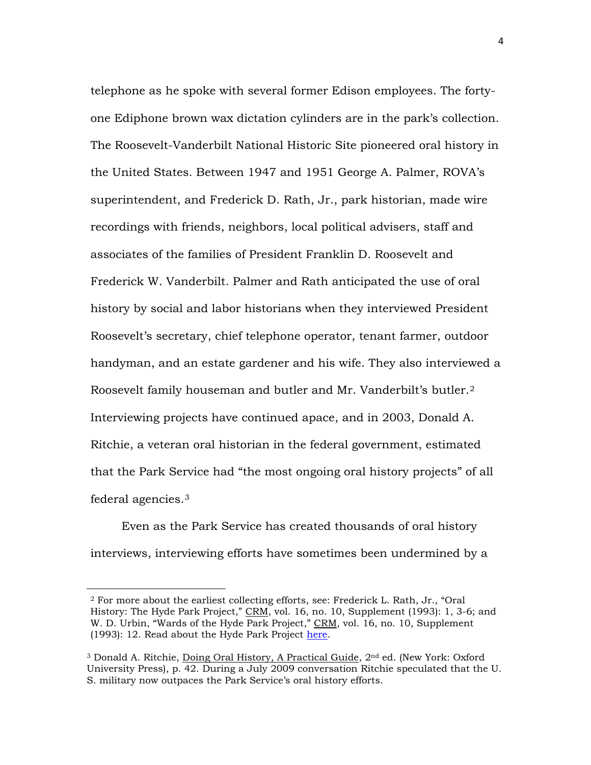telephone as he spoke with several former Edison employees. The forty-one Ediphone brown wax dictation cylinders are in the park's collection. The Roosevelt-Vanderbilt National Historic Site pioneered oral history in the United States. Between 1947 and 1951 George A. Palmer, ROVA's superintendent, and Frederick D. Rath, Jr., park historian, made wire recordings with friends, neighbors, local political advisers, staff and associates of the families of President Franklin D. Roosevelt and Frederick W. Vanderbilt. Palmer and Rath anticipated the use of oral history by social and labor historians when they interviewed President Roosevelt's secretary, chief telephone operator, tenant farmer, outdoor handyman, and an estate gardener and his wife. They also interviewed a Roosevelt family houseman and butler and Mr. Vanderbilt's butler.[2] Interviewing projects have continued apace, and in 2003, Donald A. Ritchie, a veteran oral historian in the federal government, estimated that the Park Service had "the most ongoing oral history projects" of all federal agencies.[3]

Even as the Park Service has created thousands of oral history interviews, interviewing efforts have sometimes been undermined by a

---

[2] For more about the earliest collecting efforts, see: Frederick L. Rath, Jr., "Oral History: The Hyde Park Project," CRM, vol. 16, no. 10, Supplement (1993): 1, 3-6; and W. D. Urbin, "Wards of the Hyde Park Project," CRM, vol. 16, no. 10, Supplement (1993): 12. Read about the Hyde Park Project here.

[3] Donald A. Ritchie, Doing Oral History, A Practical Guide, 2nd ed. (New York: Oxford University Press), p. 42. During a July 2009 conversation Ritchie speculated that the U. S. military now outpaces the Park Service's oral history efforts.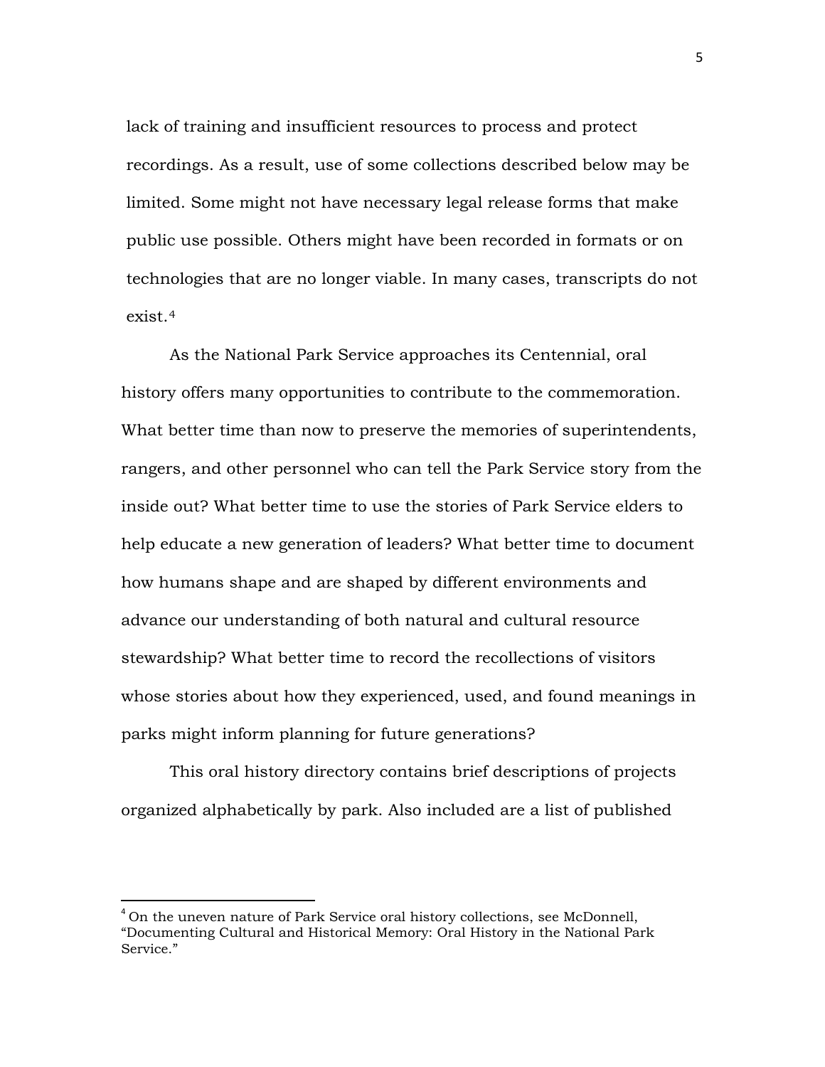lack of training and insufficient resources to process and protect recordings. As a result, use of some collections described below may be limited. Some might not have necessary legal release forms that make public use possible. Others might have been recorded in formats or on technologies that are no longer viable. In many cases, transcripts do not exist.[4]

As the National Park Service approaches its Centennial, oral history offers many opportunities to contribute to the commemoration. What better time than now to preserve the memories of superintendents, rangers, and other personnel who can tell the Park Service story from the inside out? What better time to use the stories of Park Service elders to help educate a new generation of leaders? What better time to document how humans shape and are shaped by different environments and advance our understanding of both natural and cultural resource stewardship? What better time to record the recollections of visitors whose stories about how they experienced, used, and found meanings in parks might inform planning for future generations?

This oral history directory contains brief descriptions of projects organized alphabetically by park. Also included are a list of published

---

[4] On the uneven nature of Park Service oral history collections, see McDonnell, "Documenting Cultural and Historical Memory: Oral History in the National Park Service."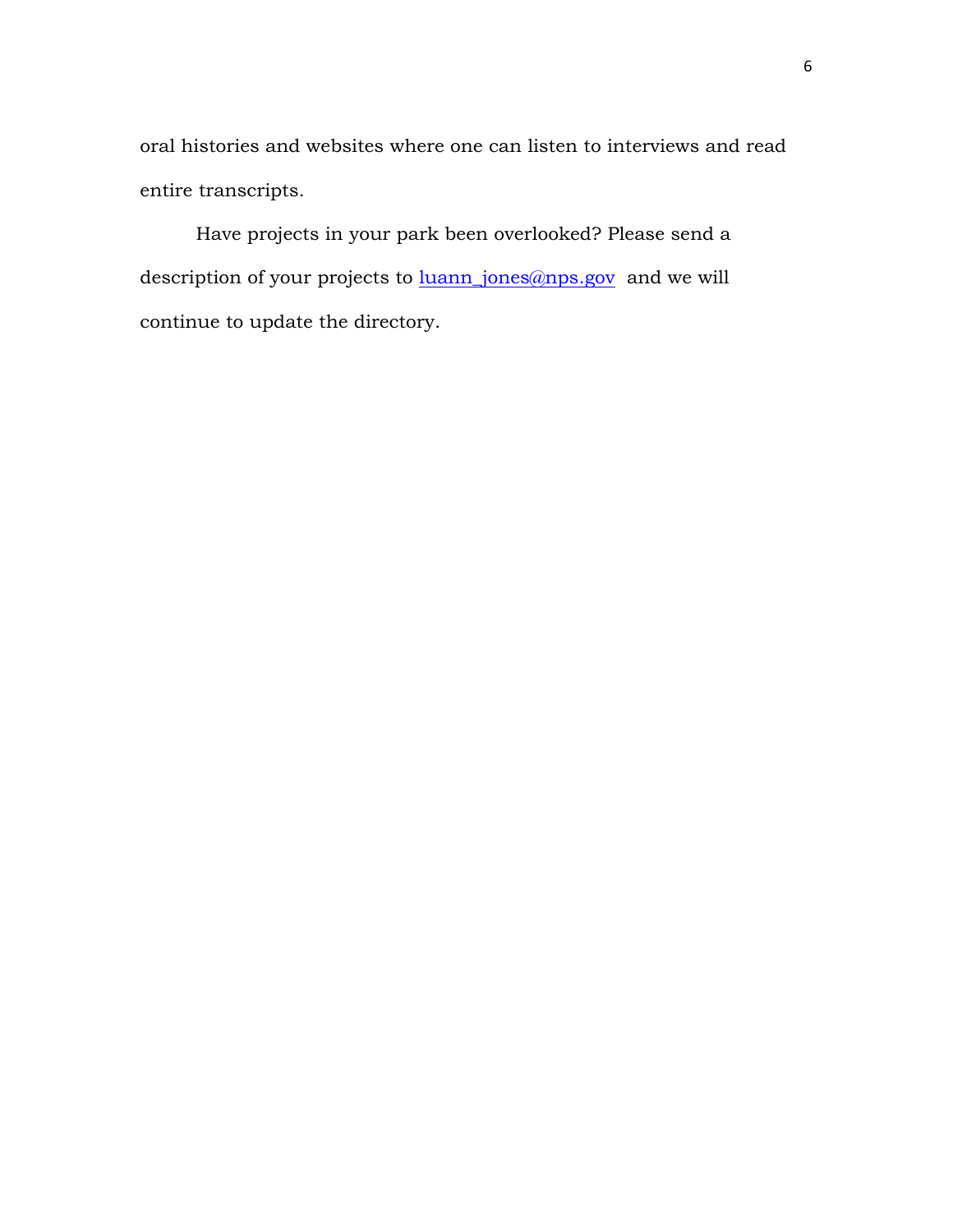oral histories and websites where one can listen to interviews and read entire transcripts.

Have projects in your park been overlooked? Please send a description of your projects to luann_jones@nps.gov and we will continue to update the directory.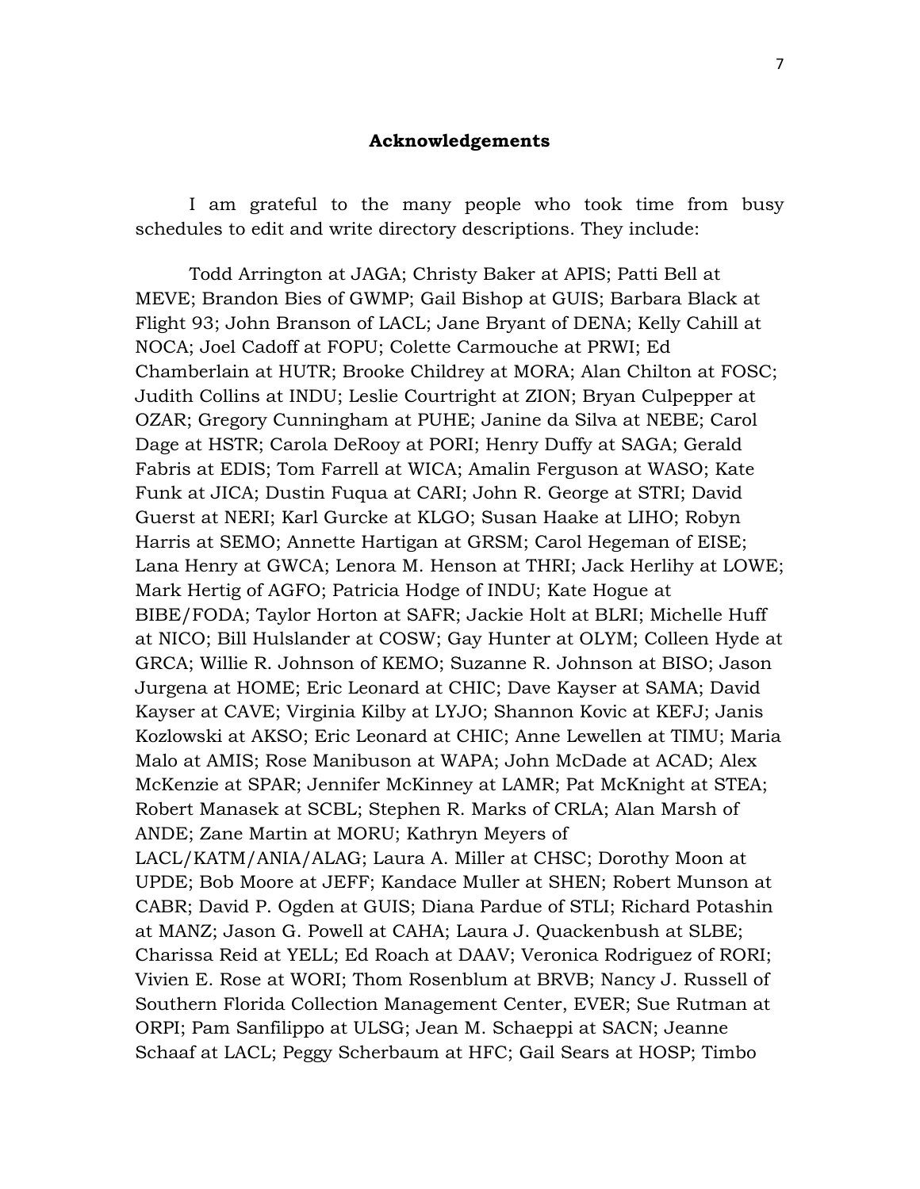## Acknowledgements

I am grateful to the many people who took time from busy schedules to edit and write directory descriptions. They include:

Todd Arrington at JAGA; Christy Baker at APIS; Patti Bell at MEVE; Brandon Bies of GWMP; Gail Bishop at GUIS; Barbara Black at Flight 93; John Branson of LACL; Jane Bryant of DENA; Kelly Cahill at NOCA; Joel Cadoff at FOPU; Colette Carmouche at PRWI; Ed Chamberlain at HUTR; Brooke Childrey at MORA; Alan Chilton at FOSC; Judith Collins at INDU; Leslie Courtright at ZION; Bryan Culpepper at OZAR; Gregory Cunningham at PUHE; Janine da Silva at NEBE; Carol Dage at HSTR; Carola DeRooy at PORI; Henry Duffy at SAGA; Gerald Fabris at EDIS; Tom Farrell at WICA; Amalin Ferguson at WASO; Kate Funk at JICA; Dustin Fuqua at CARI; John R. George at STRI; David Guerst at NERI; Karl Gurcke at KLGO; Susan Haake at LIHO; Robyn Harris at SEMO; Annette Hartigan at GRSM; Carol Hegeman of EISE; Lana Henry at GWCA; Lenora M. Henson at THRI; Jack Herlihy at LOWE; Mark Hertig of AGFO; Patricia Hodge of INDU; Kate Hogue at BIBE/FODA; Taylor Horton at SAFR; Jackie Holt at BLRI; Michelle Huff at NICO; Bill Hulslander at COSW; Gay Hunter at OLYM; Colleen Hyde at GRCA; Willie R. Johnson of KEMO; Suzanne R. Johnson at BISO; Jason Jurgena at HOME; Eric Leonard at CHIC; Dave Kayser at SAMA; David Kayser at CAVE; Virginia Kilby at LYJO; Shannon Kovic at KEFJ; Janis Kozlowski at AKSO; Eric Leonard at CHIC; Anne Lewellen at TIMU; Maria Malo at AMIS; Rose Manibuson at WAPA; John McDade at ACAD; Alex McKenzie at SPAR; Jennifer McKinney at LAMR; Pat McKnight at STEA; Robert Manasek at SCBL; Stephen R. Marks of CRLA; Alan Marsh of ANDE; Zane Martin at MORU; Kathryn Meyers of LACL/KATM/ANIA/ALAG; Laura A. Miller at CHSC; Dorothy Moon at UPDE; Bob Moore at JEFF; Kandace Muller at SHEN; Robert Munson at CABR; David P. Ogden at GUIS; Diana Pardue of STLI; Richard Potashin at MANZ; Jason G. Powell at CAHA; Laura J. Quackenbush at SLBE; Charissa Reid at YELL; Ed Roach at DAAV; Veronica Rodriguez of RORI; Vivien E. Rose at WORI; Thom Rosenblum at BRVB; Nancy J. Russell of Southern Florida Collection Management Center, EVER; Sue Rutman at ORPI; Pam Sanfilippo at ULSG; Jean M. Schaeppi at SACN; Jeanne Schaaf at LACL; Peggy Scherbaum at HFC; Gail Sears at HOSP; Timbo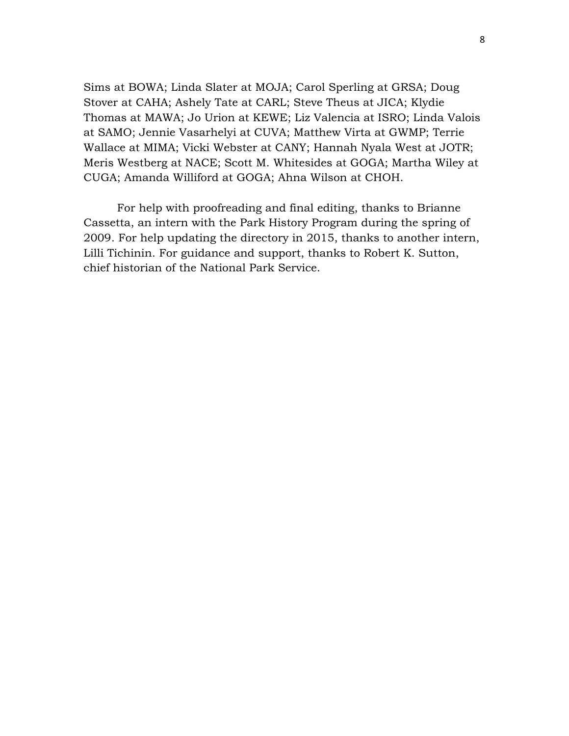Sims at BOWA; Linda Slater at MOJA; Carol Sperling at GRSA; Doug Stover at CAHA; Ashely Tate at CARL; Steve Theus at JICA; Klydie Thomas at MAWA; Jo Urion at KEWE; Liz Valencia at ISRO; Linda Valois at SAMO; Jennie Vasarhelyi at CUVA; Matthew Virta at GWMP; Terrie Wallace at MIMA; Vicki Webster at CANY; Hannah Nyala West at JOTR; Meris Westberg at NACE; Scott M. Whitesides at GOGA; Martha Wiley at CUGA; Amanda Williford at GOGA; Ahna Wilson at CHOH.

For help with proofreading and final editing, thanks to Brianne Cassetta, an intern with the Park History Program during the spring of 2009. For help updating the directory in 2015, thanks to another intern, Lilli Tichinin. For guidance and support, thanks to Robert K. Sutton, chief historian of the National Park Service.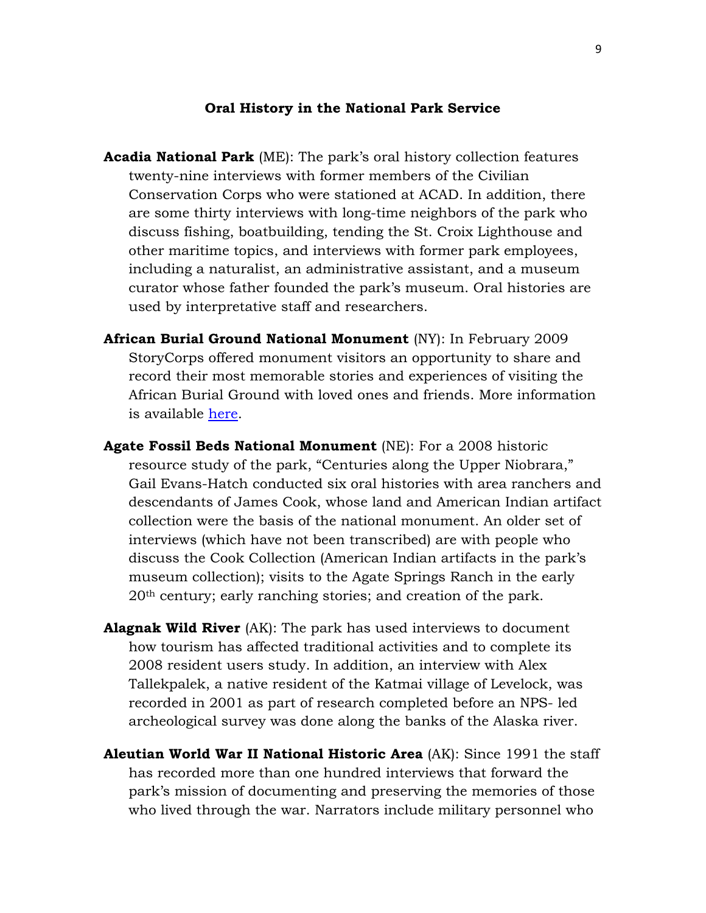### Oral History in the National Park Service

**Acadia National Park** (ME): The park's oral history collection features twenty-nine interviews with former members of the Civilian Conservation Corps who were stationed at ACAD. In addition, there are some thirty interviews with long-time neighbors of the park who discuss fishing, boatbuilding, tending the St. Croix Lighthouse and other maritime topics, and interviews with former park employees, including a naturalist, an administrative assistant, and a museum curator whose father founded the park's museum. Oral histories are used by interpretative staff and researchers.

**African Burial Ground National Monument** (NY): In February 2009 StoryCorps offered monument visitors an opportunity to share and record their most memorable stories and experiences of visiting the African Burial Ground with loved ones and friends. More information is available here.

**Agate Fossil Beds National Monument** (NE): For a 2008 historic resource study of the park, "Centuries along the Upper Niobrara," Gail Evans-Hatch conducted six oral histories with area ranchers and descendants of James Cook, whose land and American Indian artifact collection were the basis of the national monument. An older set of interviews (which have not been transcribed) are with people who discuss the Cook Collection (American Indian artifacts in the park's museum collection); visits to the Agate Springs Ranch in the early 20th century; early ranching stories; and creation of the park.

**Alagnak Wild River** (AK): The park has used interviews to document how tourism has affected traditional activities and to complete its 2008 resident users study. In addition, an interview with Alex Tallekpalek, a native resident of the Katmai village of Levelock, was recorded in 2001 as part of research completed before an NPS- led archeological survey was done along the banks of the Alaska river.

**Aleutian World War II National Historic Area** (AK): Since 1991 the staff has recorded more than one hundred interviews that forward the park's mission of documenting and preserving the memories of those who lived through the war. Narrators include military personnel who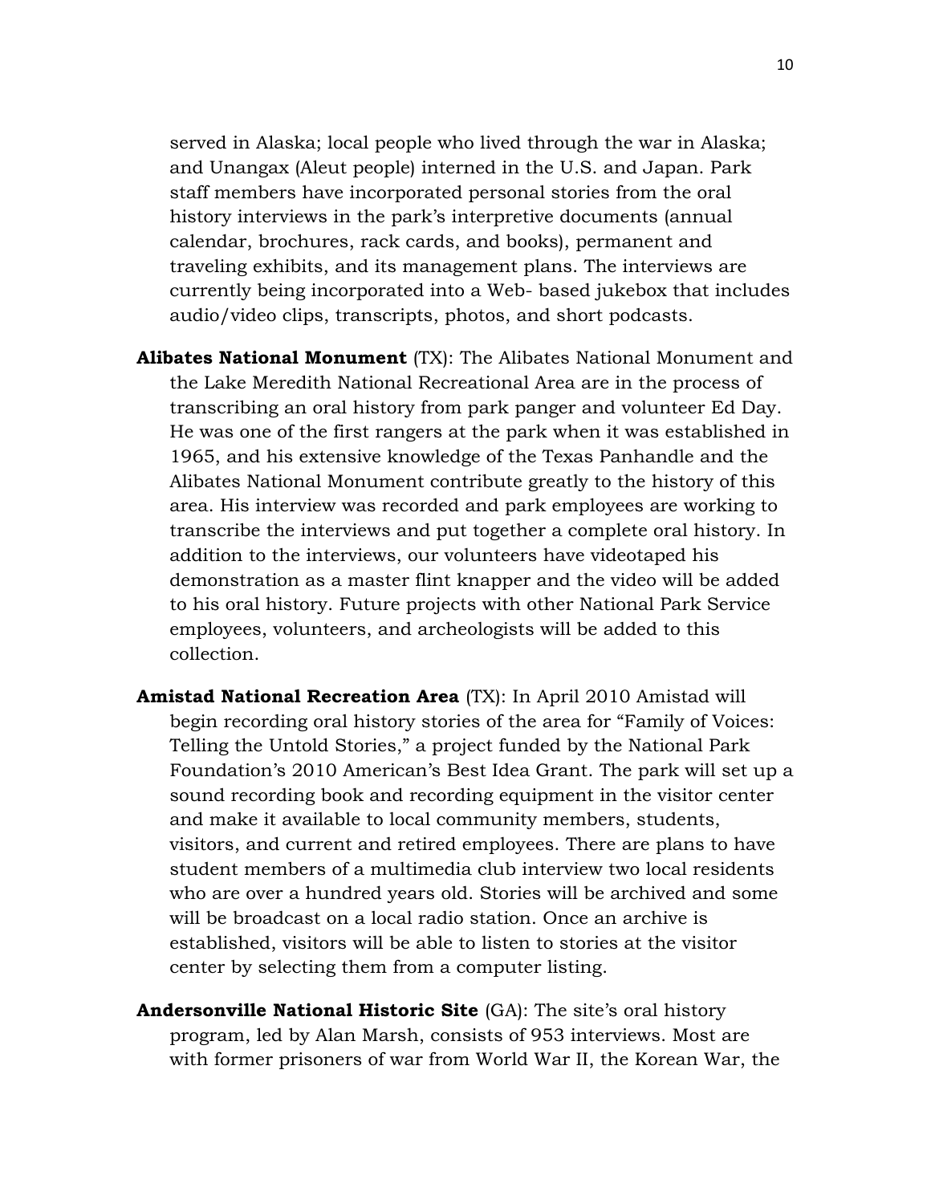served in Alaska; local people who lived through the war in Alaska; and Unangax (Aleut people) interned in the U.S. and Japan. Park staff members have incorporated personal stories from the oral history interviews in the park's interpretive documents (annual calendar, brochures, rack cards, and books), permanent and traveling exhibits, and its management plans. The interviews are currently being incorporated into a Web- based jukebox that includes audio/video clips, transcripts, photos, and short podcasts.

**Alibates National Monument** (TX): The Alibates National Monument and the Lake Meredith National Recreational Area are in the process of transcribing an oral history from park panger and volunteer Ed Day. He was one of the first rangers at the park when it was established in 1965, and his extensive knowledge of the Texas Panhandle and the Alibates National Monument contribute greatly to the history of this area. His interview was recorded and park employees are working to transcribe the interviews and put together a complete oral history. In addition to the interviews, our volunteers have videotaped his demonstration as a master flint knapper and the video will be added to his oral history. Future projects with other National Park Service employees, volunteers, and archeologists will be added to this collection.

**Amistad National Recreation Area** (TX): In April 2010 Amistad will begin recording oral history stories of the area for "Family of Voices: Telling the Untold Stories," a project funded by the National Park Foundation's 2010 American's Best Idea Grant. The park will set up a sound recording book and recording equipment in the visitor center and make it available to local community members, students, visitors, and current and retired employees. There are plans to have student members of a multimedia club interview two local residents who are over a hundred years old. Stories will be archived and some will be broadcast on a local radio station. Once an archive is established, visitors will be able to listen to stories at the visitor center by selecting them from a computer listing.

**Andersonville National Historic Site** (GA): The site's oral history program, led by Alan Marsh, consists of 953 interviews. Most are with former prisoners of war from World War II, the Korean War, the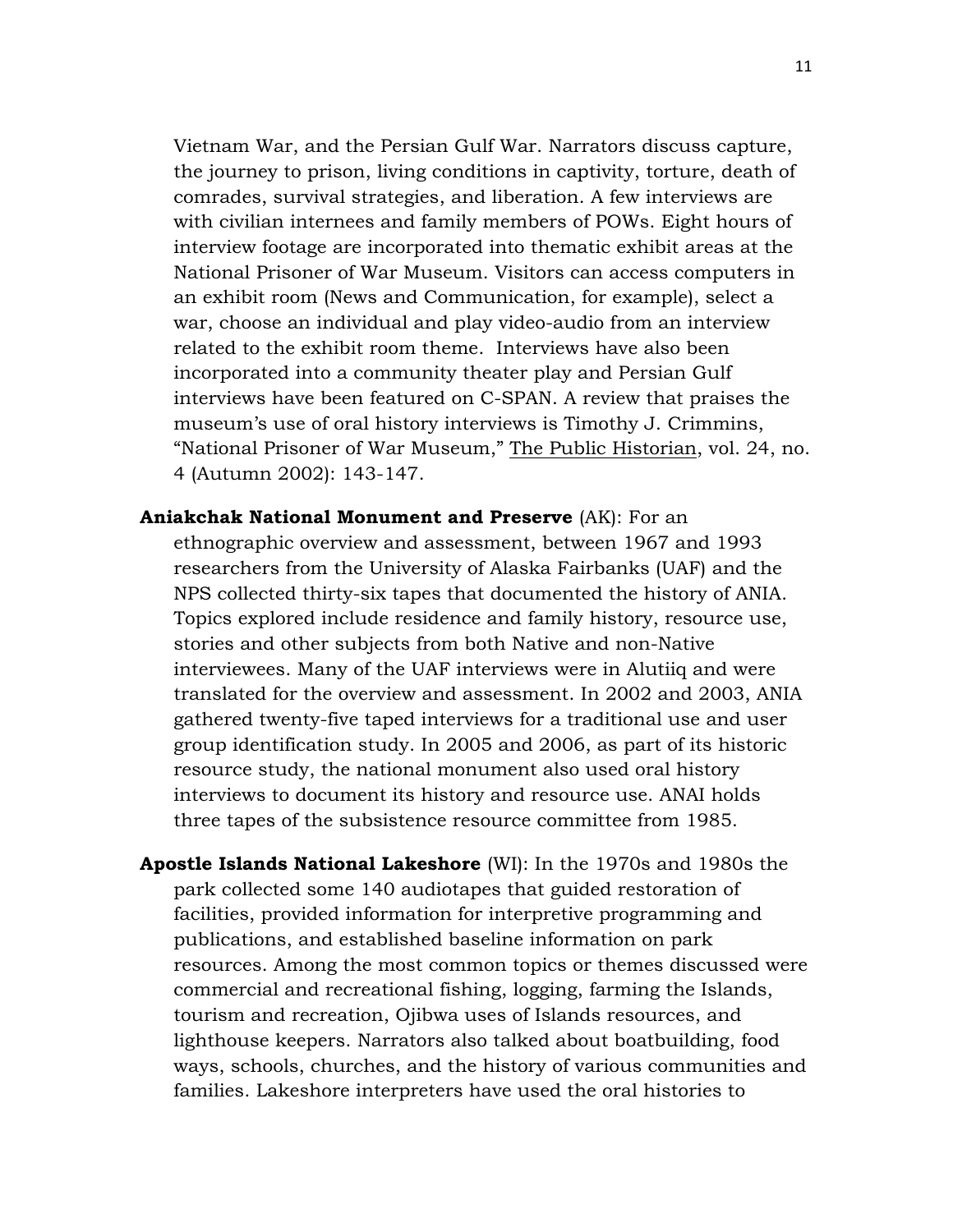Vietnam War, and the Persian Gulf War. Narrators discuss capture, the journey to prison, living conditions in captivity, torture, death of comrades, survival strategies, and liberation. A few interviews are with civilian internees and family members of POWs. Eight hours of interview footage are incorporated into thematic exhibit areas at the National Prisoner of War Museum. Visitors can access computers in an exhibit room (News and Communication, for example), select a war, choose an individual and play video-audio from an interview related to the exhibit room theme. Interviews have also been incorporated into a community theater play and Persian Gulf interviews have been featured on C-SPAN. A review that praises the museum's use of oral history interviews is Timothy J. Crimmins, "National Prisoner of War Museum," The Public Historian, vol. 24, no. 4 (Autumn 2002): 143-147.

**Aniakchak National Monument and Preserve** (AK): For an ethnographic overview and assessment, between 1967 and 1993 researchers from the University of Alaska Fairbanks (UAF) and the NPS collected thirty-six tapes that documented the history of ANIA. Topics explored include residence and family history, resource use, stories and other subjects from both Native and non-Native interviewees. Many of the UAF interviews were in Alutiiq and were translated for the overview and assessment. In 2002 and 2003, ANIA gathered twenty-five taped interviews for a traditional use and user group identification study. In 2005 and 2006, as part of its historic resource study, the national monument also used oral history interviews to document its history and resource use. ANAI holds three tapes of the subsistence resource committee from 1985.

**Apostle Islands National Lakeshore** (WI): In the 1970s and 1980s the park collected some 140 audiotapes that guided restoration of facilities, provided information for interpretive programming and publications, and established baseline information on park resources. Among the most common topics or themes discussed were commercial and recreational fishing, logging, farming the Islands, tourism and recreation, Ojibwa uses of Islands resources, and lighthouse keepers. Narrators also talked about boatbuilding, food ways, schools, churches, and the history of various communities and families. Lakeshore interpreters have used the oral histories to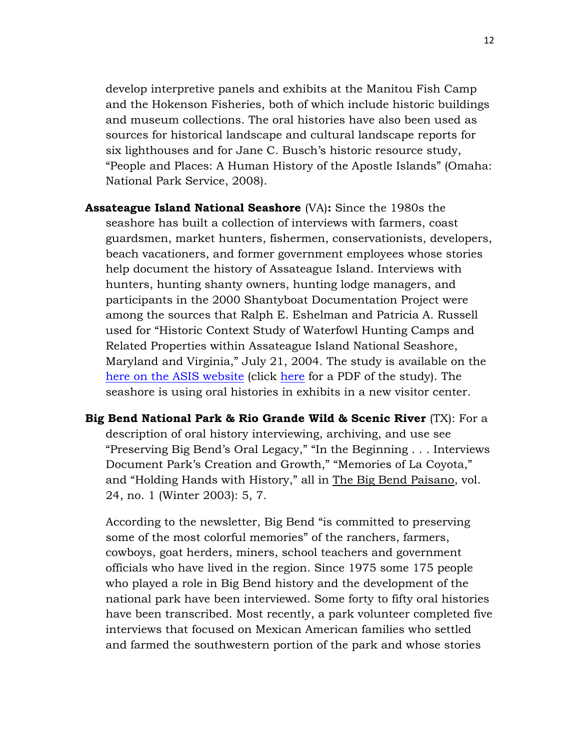develop interpretive panels and exhibits at the Manitou Fish Camp and the Hokenson Fisheries, both of which include historic buildings and museum collections. The oral histories have also been used as sources for historical landscape and cultural landscape reports for six lighthouses and for Jane C. Busch's historic resource study, "People and Places: A Human History of the Apostle Islands" (Omaha: National Park Service, 2008).

**Assateague Island National Seashore** (VA)**:** Since the 1980s the seashore has built a collection of interviews with farmers, coast guardsmen, market hunters, fishermen, conservationists, developers, beach vacationers, and former government employees whose stories help document the history of Assateague Island. Interviews with hunters, hunting shanty owners, hunting lodge managers, and participants in the 2000 Shantyboat Documentation Project were among the sources that Ralph E. Eshelman and Patricia A. Russell used for "Historic Context Study of Waterfowl Hunting Camps and Related Properties within Assateague Island National Seashore, Maryland and Virginia," July 21, 2004. The study is available on the here on the ASIS website (click here for a PDF of the study). The seashore is using oral histories in exhibits in a new visitor center.

**Big Bend National Park & Rio Grande Wild & Scenic River** (TX): For a description of oral history interviewing, archiving, and use see "Preserving Big Bend's Oral Legacy," "In the Beginning . . . Interviews Document Park's Creation and Growth," "Memories of La Coyota," and "Holding Hands with History," all in The Big Bend Paisano, vol. 24, no. 1 (Winter 2003): 5, 7.

According to the newsletter, Big Bend "is committed to preserving some of the most colorful memories" of the ranchers, farmers, cowboys, goat herders, miners, school teachers and government officials who have lived in the region. Since 1975 some 175 people who played a role in Big Bend history and the development of the national park have been interviewed. Some forty to fifty oral histories have been transcribed. Most recently, a park volunteer completed five interviews that focused on Mexican American families who settled and farmed the southwestern portion of the park and whose stories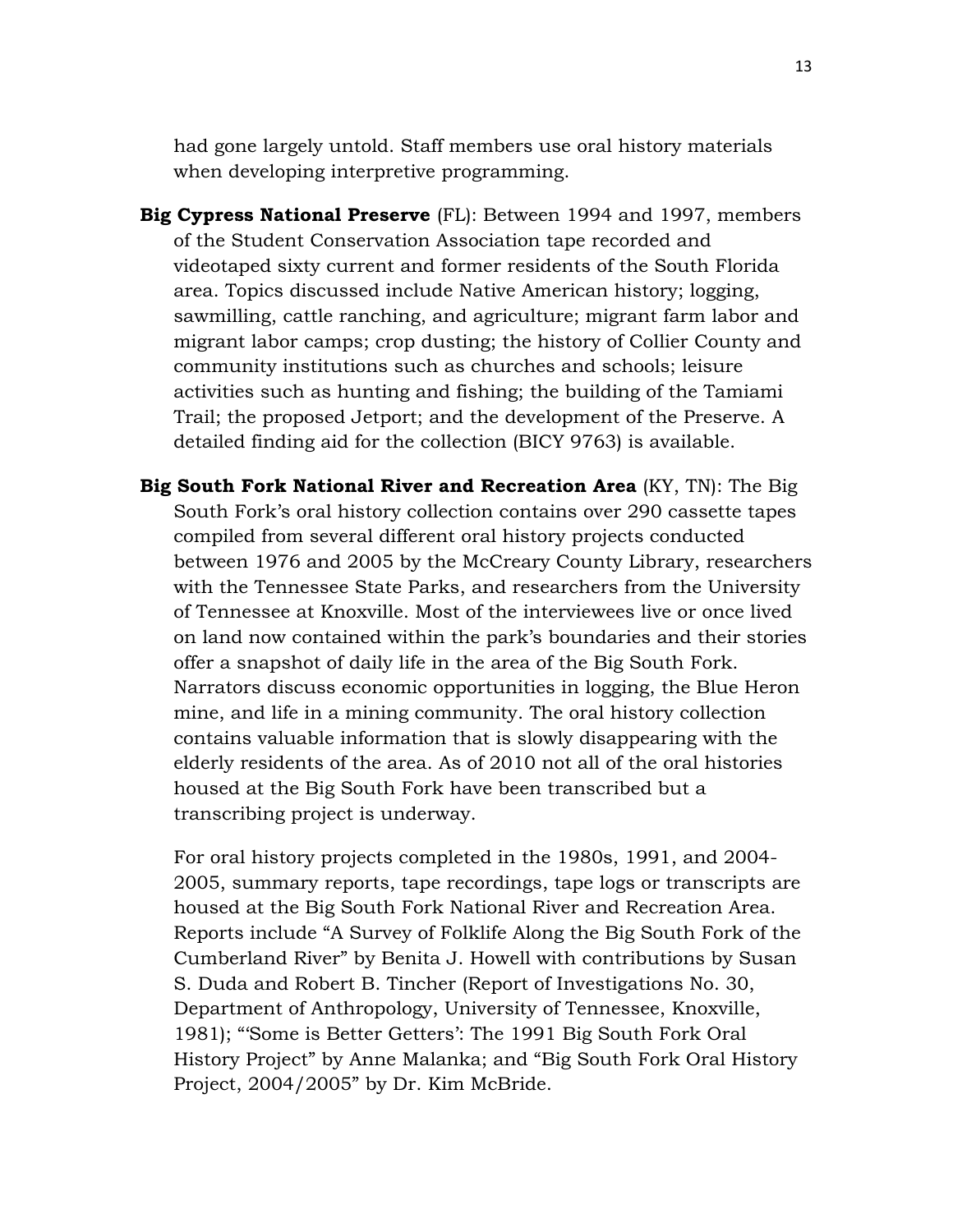had gone largely untold. Staff members use oral history materials when developing interpretive programming.

**Big Cypress National Preserve** (FL): Between 1994 and 1997, members of the Student Conservation Association tape recorded and videotaped sixty current and former residents of the South Florida area. Topics discussed include Native American history; logging, sawmilling, cattle ranching, and agriculture; migrant farm labor and migrant labor camps; crop dusting; the history of Collier County and community institutions such as churches and schools; leisure activities such as hunting and fishing; the building of the Tamiami Trail; the proposed Jetport; and the development of the Preserve. A detailed finding aid for the collection (BICY 9763) is available.

**Big South Fork National River and Recreation Area** (KY, TN): The Big South Fork's oral history collection contains over 290 cassette tapes compiled from several different oral history projects conducted between 1976 and 2005 by the McCreary County Library, researchers with the Tennessee State Parks, and researchers from the University of Tennessee at Knoxville. Most of the interviewees live or once lived on land now contained within the park's boundaries and their stories offer a snapshot of daily life in the area of the Big South Fork. Narrators discuss economic opportunities in logging, the Blue Heron mine, and life in a mining community. The oral history collection contains valuable information that is slowly disappearing with the elderly residents of the area. As of 2010 not all of the oral histories housed at the Big South Fork have been transcribed but a transcribing project is underway.

For oral history projects completed in the 1980s, 1991, and 2004-2005, summary reports, tape recordings, tape logs or transcripts are housed at the Big South Fork National River and Recreation Area. Reports include "A Survey of Folklife Along the Big South Fork of the Cumberland River" by Benita J. Howell with contributions by Susan S. Duda and Robert B. Tincher (Report of Investigations No. 30, Department of Anthropology, University of Tennessee, Knoxville, 1981); "'Some is Better Getters': The 1991 Big South Fork Oral History Project" by Anne Malanka; and "Big South Fork Oral History Project, 2004/2005" by Dr. Kim McBride.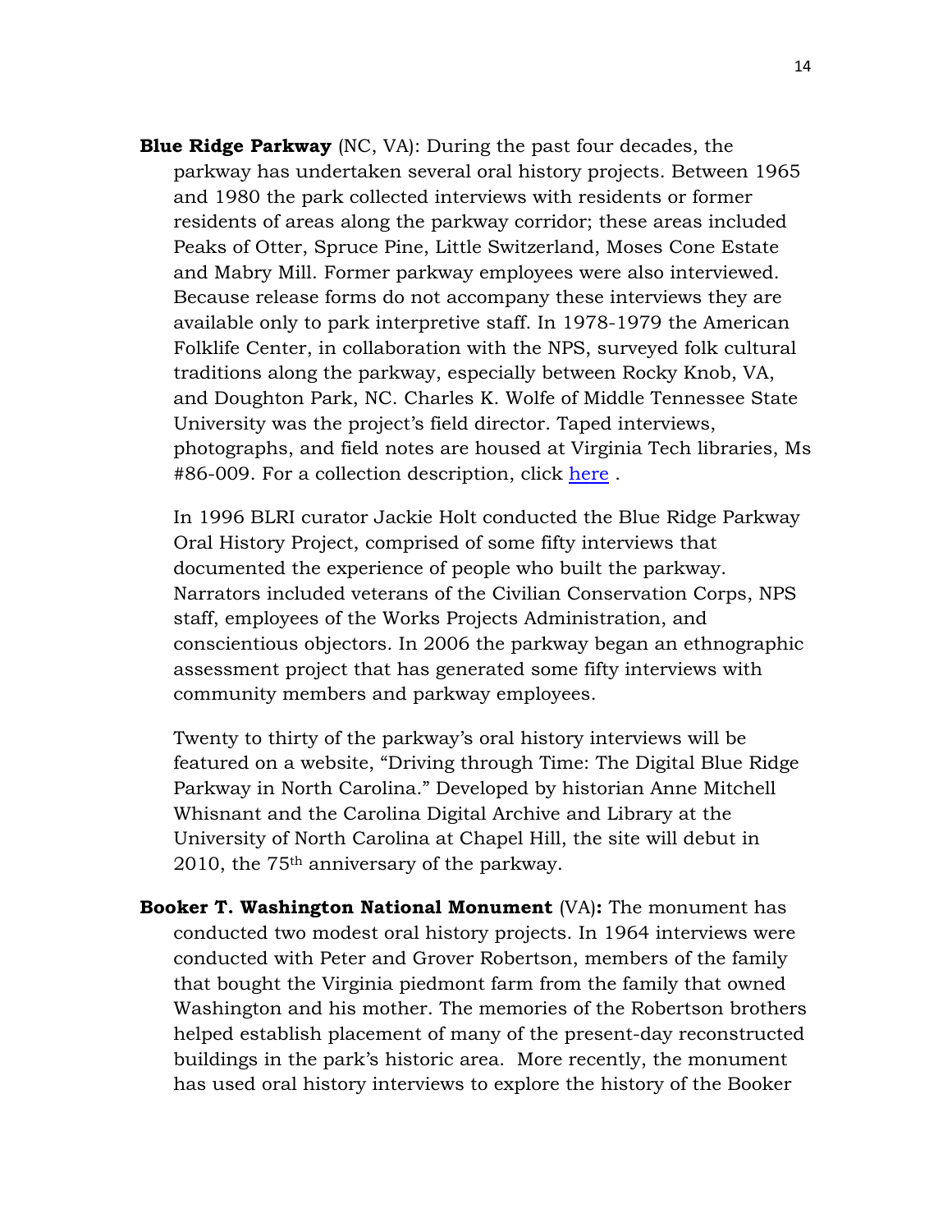**Blue Ridge Parkway** (NC, VA): During the past four decades, the parkway has undertaken several oral history projects. Between 1965 and 1980 the park collected interviews with residents or former residents of areas along the parkway corridor; these areas included Peaks of Otter, Spruce Pine, Little Switzerland, Moses Cone Estate and Mabry Mill. Former parkway employees were also interviewed. Because release forms do not accompany these interviews they are available only to park interpretive staff. In 1978-1979 the American Folklife Center, in collaboration with the NPS, surveyed folk cultural traditions along the parkway, especially between Rocky Knob, VA, and Doughton Park, NC. Charles K. Wolfe of Middle Tennessee State University was the project's field director. Taped interviews, photographs, and field notes are housed at Virginia Tech libraries, Ms #86-009. For a collection description, click here .

In 1996 BLRI curator Jackie Holt conducted the Blue Ridge Parkway Oral History Project, comprised of some fifty interviews that documented the experience of people who built the parkway. Narrators included veterans of the Civilian Conservation Corps, NPS staff, employees of the Works Projects Administration, and conscientious objectors. In 2006 the parkway began an ethnographic assessment project that has generated some fifty interviews with community members and parkway employees.

Twenty to thirty of the parkway's oral history interviews will be featured on a website, "Driving through Time: The Digital Blue Ridge Parkway in North Carolina." Developed by historian Anne Mitchell Whisnant and the Carolina Digital Archive and Library at the University of North Carolina at Chapel Hill, the site will debut in 2010, the 75th anniversary of the parkway.

**Booker T. Washington National Monument** (VA)**:** The monument has conducted two modest oral history projects. In 1964 interviews were conducted with Peter and Grover Robertson, members of the family that bought the Virginia piedmont farm from the family that owned Washington and his mother. The memories of the Robertson brothers helped establish placement of many of the present-day reconstructed buildings in the park's historic area. More recently, the monument has used oral history interviews to explore the history of the Booker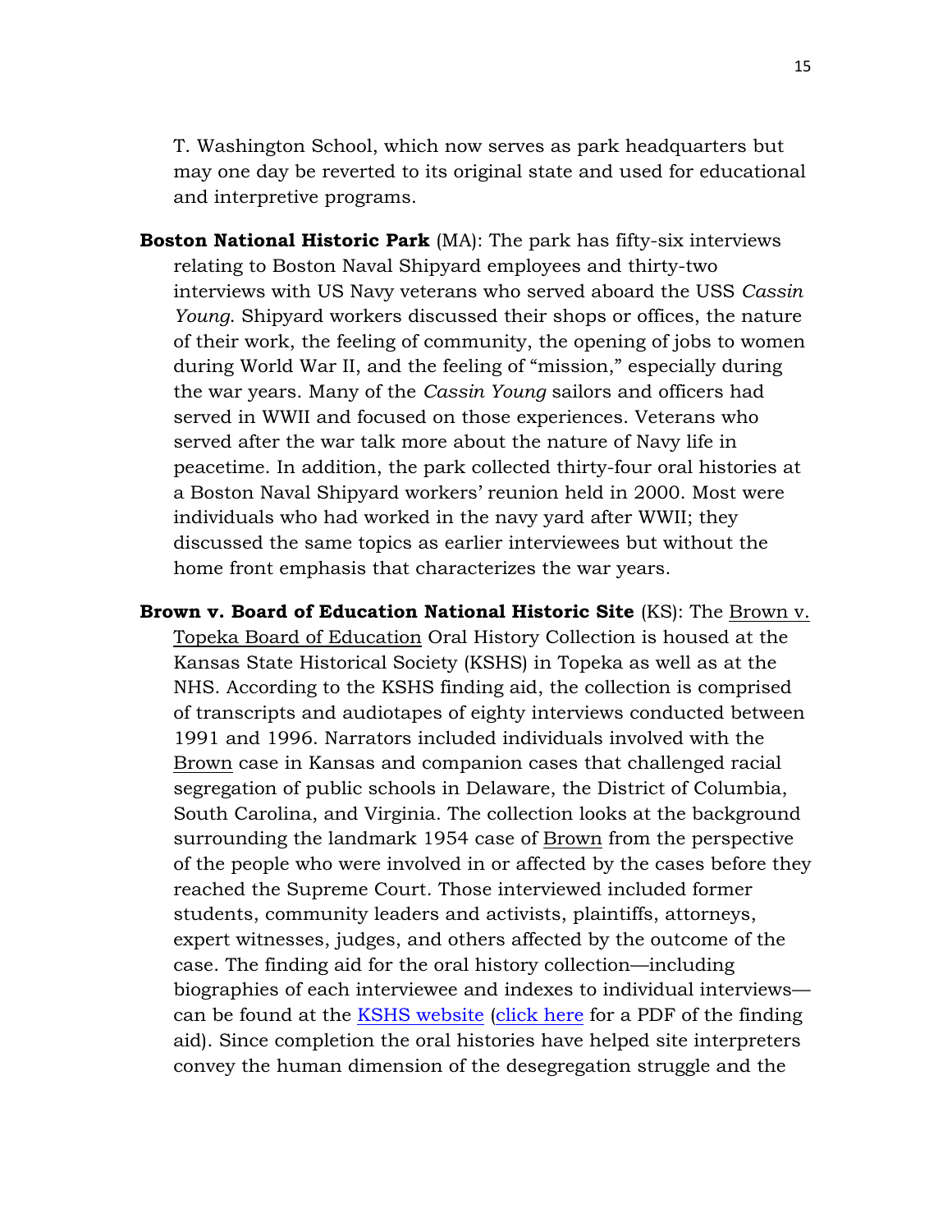T. Washington School, which now serves as park headquarters but may one day be reverted to its original state and used for educational and interpretive programs.

**Boston National Historic Park** (MA): The park has fifty-six interviews relating to Boston Naval Shipyard employees and thirty-two interviews with US Navy veterans who served aboard the USS *Cassin Young*. Shipyard workers discussed their shops or offices, the nature of their work, the feeling of community, the opening of jobs to women during World War II, and the feeling of "mission," especially during the war years. Many of the *Cassin Young* sailors and officers had served in WWII and focused on those experiences. Veterans who served after the war talk more about the nature of Navy life in peacetime. In addition, the park collected thirty-four oral histories at a Boston Naval Shipyard workers' reunion held in 2000. Most were individuals who had worked in the navy yard after WWII; they discussed the same topics as earlier interviewees but without the home front emphasis that characterizes the war years.

**Brown v. Board of Education National Historic Site** (KS): The Brown v. Topeka Board of Education Oral History Collection is housed at the Kansas State Historical Society (KSHS) in Topeka as well as at the NHS. According to the KSHS finding aid, the collection is comprised of transcripts and audiotapes of eighty interviews conducted between 1991 and 1996. Narrators included individuals involved with the Brown case in Kansas and companion cases that challenged racial segregation of public schools in Delaware, the District of Columbia, South Carolina, and Virginia. The collection looks at the background surrounding the landmark 1954 case of Brown from the perspective of the people who were involved in or affected by the cases before they reached the Supreme Court. Those interviewed included former students, community leaders and activists, plaintiffs, attorneys, expert witnesses, judges, and others affected by the outcome of the case. The finding aid for the oral history collection—including biographies of each interviewee and indexes to individual interviews—can be found at the KSHS website (click here for a PDF of the finding aid). Since completion the oral histories have helped site interpreters convey the human dimension of the desegregation struggle and the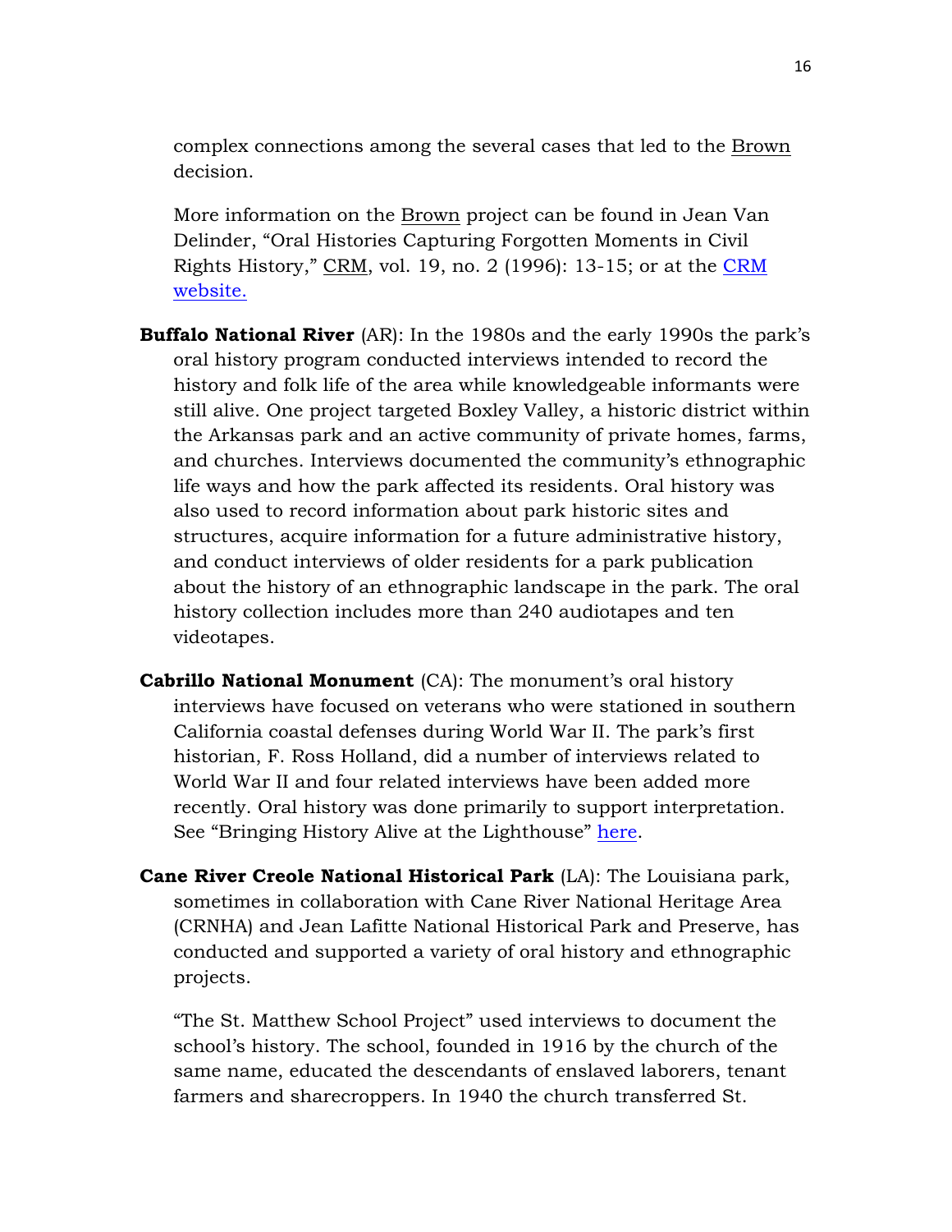complex connections among the several cases that led to the Brown decision.

More information on the Brown project can be found in Jean Van Delinder, "Oral Histories Capturing Forgotten Moments in Civil Rights History," CRM, vol. 19, no. 2 (1996): 13-15; or at the CRM website.

**Buffalo National River** (AR): In the 1980s and the early 1990s the park's oral history program conducted interviews intended to record the history and folk life of the area while knowledgeable informants were still alive. One project targeted Boxley Valley, a historic district within the Arkansas park and an active community of private homes, farms, and churches. Interviews documented the community's ethnographic life ways and how the park affected its residents. Oral history was also used to record information about park historic sites and structures, acquire information for a future administrative history, and conduct interviews of older residents for a park publication about the history of an ethnographic landscape in the park. The oral history collection includes more than 240 audiotapes and ten videotapes.

**Cabrillo National Monument** (CA): The monument's oral history interviews have focused on veterans who were stationed in southern California coastal defenses during World War II. The park's first historian, F. Ross Holland, did a number of interviews related to World War II and four related interviews have been added more recently. Oral history was done primarily to support interpretation. See "Bringing History Alive at the Lighthouse" here.

**Cane River Creole National Historical Park** (LA): The Louisiana park, sometimes in collaboration with Cane River National Heritage Area (CRNHA) and Jean Lafitte National Historical Park and Preserve, has conducted and supported a variety of oral history and ethnographic projects.

"The St. Matthew School Project" used interviews to document the school's history. The school, founded in 1916 by the church of the same name, educated the descendants of enslaved laborers, tenant farmers and sharecroppers. In 1940 the church transferred St.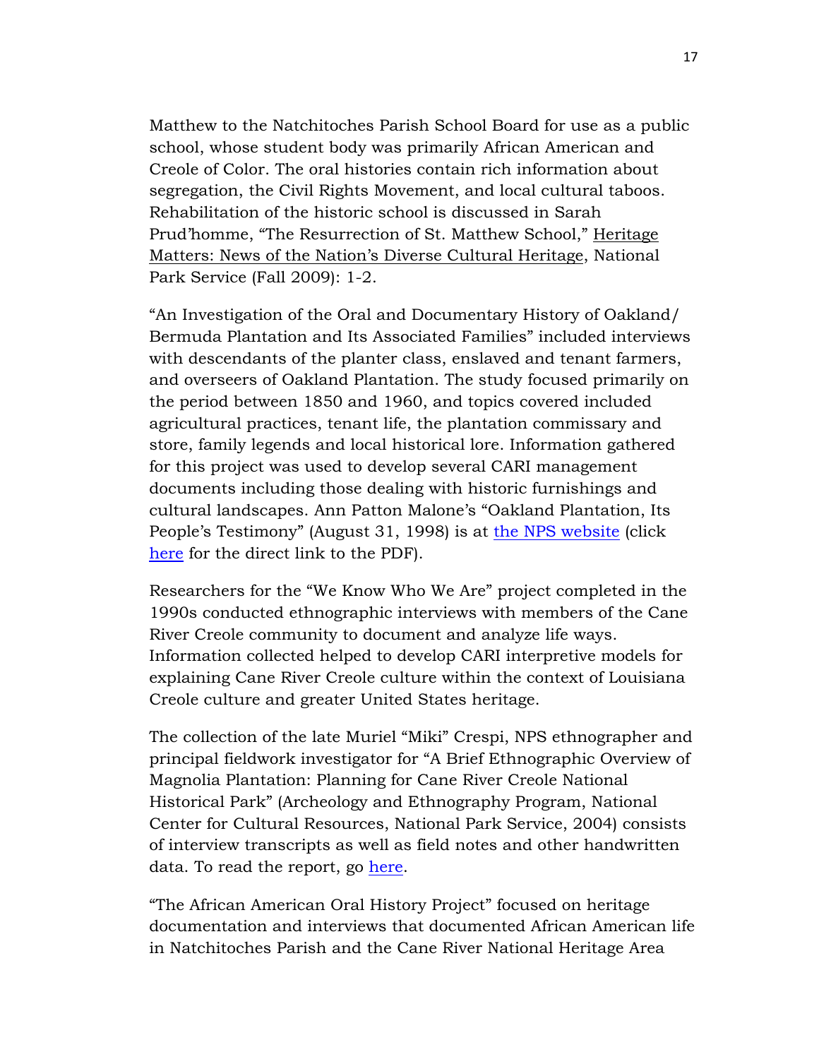Matthew to the Natchitoches Parish School Board for use as a public school, whose student body was primarily African American and Creole of Color. The oral histories contain rich information about segregation, the Civil Rights Movement, and local cultural taboos. Rehabilitation of the historic school is discussed in Sarah Prud'homme, "The Resurrection of St. Matthew School," Heritage Matters: News of the Nation's Diverse Cultural Heritage, National Park Service (Fall 2009): 1-2.

"An Investigation of the Oral and Documentary History of Oakland/ Bermuda Plantation and Its Associated Families" included interviews with descendants of the planter class, enslaved and tenant farmers, and overseers of Oakland Plantation. The study focused primarily on the period between 1850 and 1960, and topics covered included agricultural practices, tenant life, the plantation commissary and store, family legends and local historical lore. Information gathered for this project was used to develop several CARI management documents including those dealing with historic furnishings and cultural landscapes. Ann Patton Malone's "Oakland Plantation, Its People's Testimony" (August 31, 1998) is at the NPS website (click here for the direct link to the PDF).

Researchers for the "We Know Who We Are" project completed in the 1990s conducted ethnographic interviews with members of the Cane River Creole community to document and analyze life ways. Information collected helped to develop CARI interpretive models for explaining Cane River Creole culture within the context of Louisiana Creole culture and greater United States heritage.

The collection of the late Muriel "Miki" Crespi, NPS ethnographer and principal fieldwork investigator for "A Brief Ethnographic Overview of Magnolia Plantation: Planning for Cane River Creole National Historical Park" (Archeology and Ethnography Program, National Center for Cultural Resources, National Park Service, 2004) consists of interview transcripts as well as field notes and other handwritten data. To read the report, go here.

"The African American Oral History Project" focused on heritage documentation and interviews that documented African American life in Natchitoches Parish and the Cane River National Heritage Area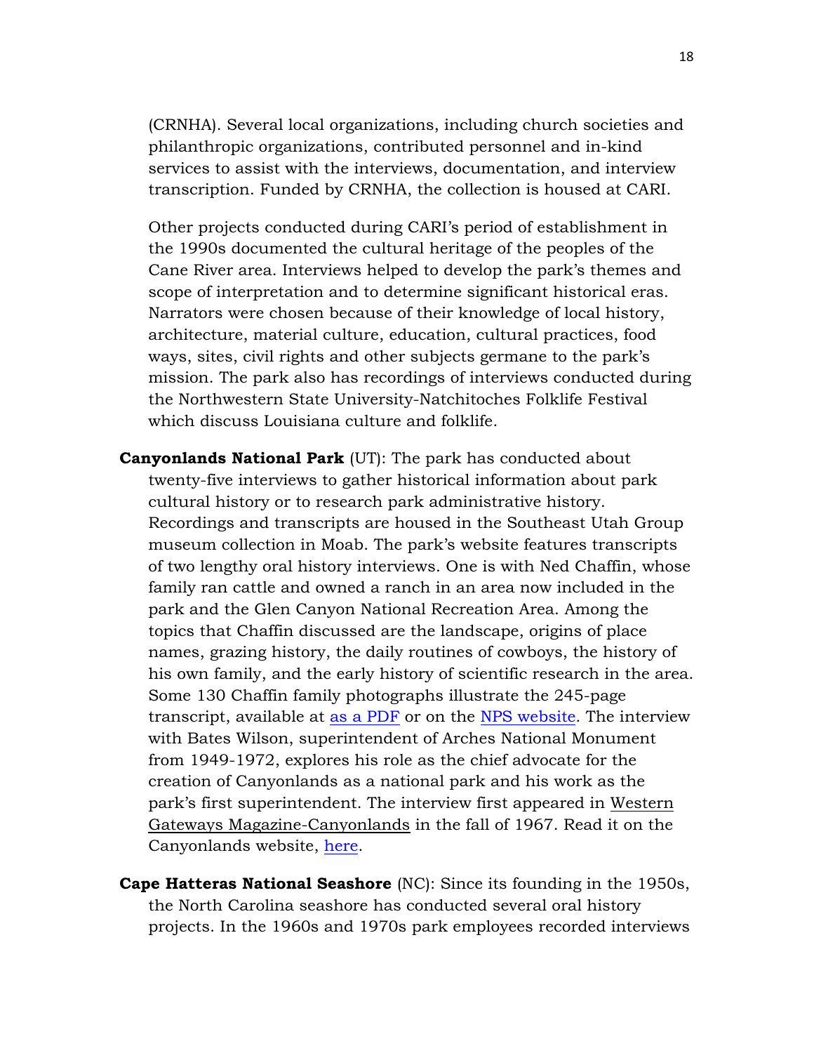(CRNHA). Several local organizations, including church societies and philanthropic organizations, contributed personnel and in-kind services to assist with the interviews, documentation, and interview transcription. Funded by CRNHA, the collection is housed at CARI.

Other projects conducted during CARI's period of establishment in the 1990s documented the cultural heritage of the peoples of the Cane River area. Interviews helped to develop the park's themes and scope of interpretation and to determine significant historical eras. Narrators were chosen because of their knowledge of local history, architecture, material culture, education, cultural practices, food ways, sites, civil rights and other subjects germane to the park's mission. The park also has recordings of interviews conducted during the Northwestern State University-Natchitoches Folklife Festival which discuss Louisiana culture and folklife.

**Canyonlands National Park** (UT): The park has conducted about twenty-five interviews to gather historical information about park cultural history or to research park administrative history. Recordings and transcripts are housed in the Southeast Utah Group museum collection in Moab. The park's website features transcripts of two lengthy oral history interviews. One is with Ned Chaffin, whose family ran cattle and owned a ranch in an area now included in the park and the Glen Canyon National Recreation Area. Among the topics that Chaffin discussed are the landscape, origins of place names, grazing history, the daily routines of cowboys, the history of his own family, and the early history of scientific research in the area. Some 130 Chaffin family photographs illustrate the 245-page transcript, available at as a PDF or on the NPS website. The interview with Bates Wilson, superintendent of Arches National Monument from 1949-1972, explores his role as the chief advocate for the creation of Canyonlands as a national park and his work as the park's first superintendent. The interview first appeared in Western Gateways Magazine-Canyonlands in the fall of 1967. Read it on the Canyonlands website, here.

**Cape Hatteras National Seashore** (NC): Since its founding in the 1950s, the North Carolina seashore has conducted several oral history projects. In the 1960s and 1970s park employees recorded interviews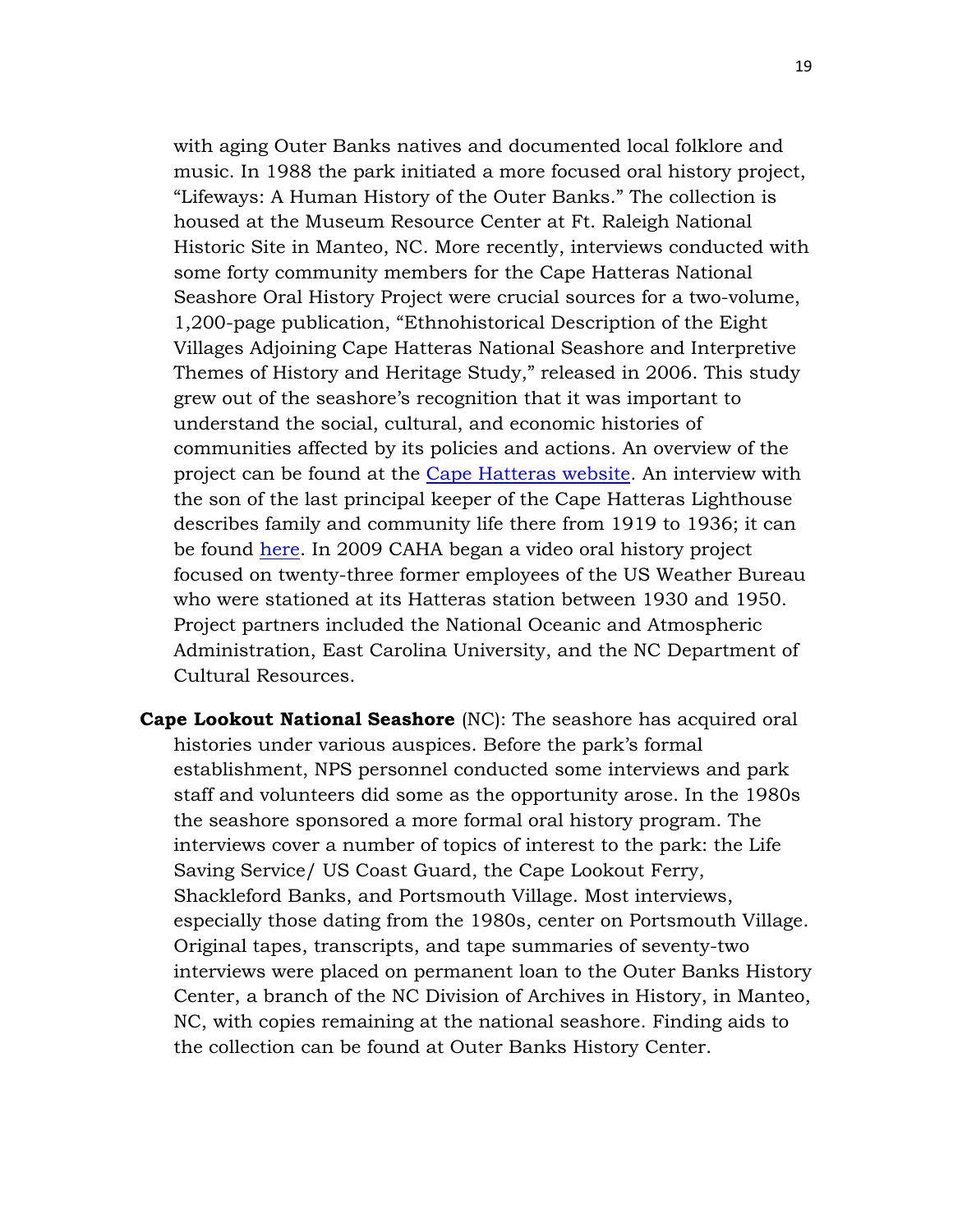with aging Outer Banks natives and documented local folklore and music. In 1988 the park initiated a more focused oral history project, "Lifeways: A Human History of the Outer Banks." The collection is housed at the Museum Resource Center at Ft. Raleigh National Historic Site in Manteo, NC. More recently, interviews conducted with some forty community members for the Cape Hatteras National Seashore Oral History Project were crucial sources for a two-volume, 1,200-page publication, "Ethnohistorical Description of the Eight Villages Adjoining Cape Hatteras National Seashore and Interpretive Themes of History and Heritage Study," released in 2006. This study grew out of the seashore's recognition that it was important to understand the social, cultural, and economic histories of communities affected by its policies and actions. An overview of the project can be found at the Cape Hatteras website. An interview with the son of the last principal keeper of the Cape Hatteras Lighthouse describes family and community life there from 1919 to 1936; it can be found here. In 2009 CAHA began a video oral history project focused on twenty-three former employees of the US Weather Bureau who were stationed at its Hatteras station between 1930 and 1950. Project partners included the National Oceanic and Atmospheric Administration, East Carolina University, and the NC Department of Cultural Resources.

**Cape Lookout National Seashore** (NC): The seashore has acquired oral histories under various auspices. Before the park's formal establishment, NPS personnel conducted some interviews and park staff and volunteers did some as the opportunity arose. In the 1980s the seashore sponsored a more formal oral history program. The interviews cover a number of topics of interest to the park: the Life Saving Service/ US Coast Guard, the Cape Lookout Ferry, Shackleford Banks, and Portsmouth Village. Most interviews, especially those dating from the 1980s, center on Portsmouth Village. Original tapes, transcripts, and tape summaries of seventy-two interviews were placed on permanent loan to the Outer Banks History Center, a branch of the NC Division of Archives in History, in Manteo, NC, with copies remaining at the national seashore. Finding aids to the collection can be found at Outer Banks History Center.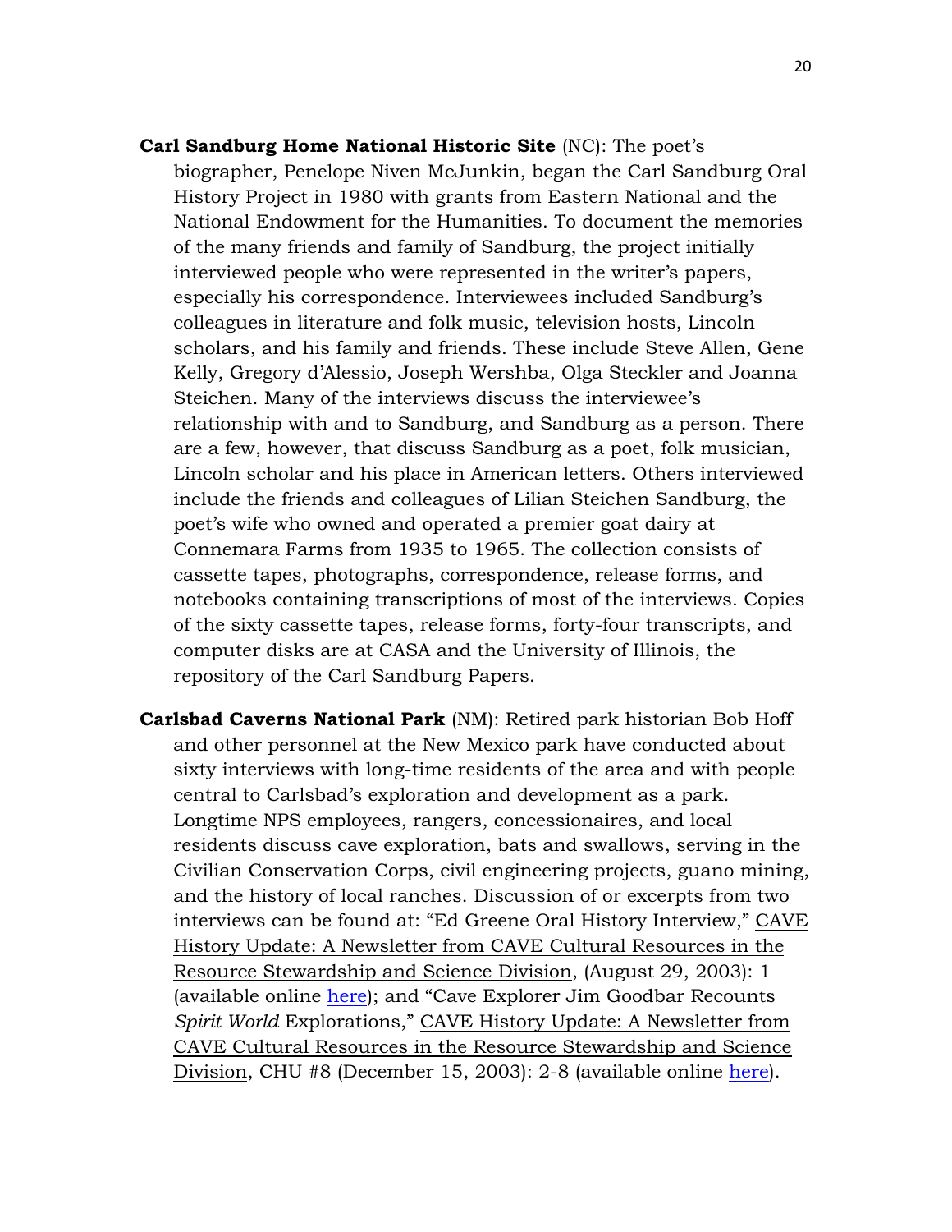**Carl Sandburg Home National Historic Site** (NC): The poet's biographer, Penelope Niven McJunkin, began the Carl Sandburg Oral History Project in 1980 with grants from Eastern National and the National Endowment for the Humanities. To document the memories of the many friends and family of Sandburg, the project initially interviewed people who were represented in the writer's papers, especially his correspondence. Interviewees included Sandburg's colleagues in literature and folk music, television hosts, Lincoln scholars, and his family and friends. These include Steve Allen, Gene Kelly, Gregory d'Alessio, Joseph Wershba, Olga Steckler and Joanna Steichen. Many of the interviews discuss the interviewee's relationship with and to Sandburg, and Sandburg as a person. There are a few, however, that discuss Sandburg as a poet, folk musician, Lincoln scholar and his place in American letters. Others interviewed include the friends and colleagues of Lilian Steichen Sandburg, the poet's wife who owned and operated a premier goat dairy at Connemara Farms from 1935 to 1965. The collection consists of cassette tapes, photographs, correspondence, release forms, and notebooks containing transcriptions of most of the interviews. Copies of the sixty cassette tapes, release forms, forty-four transcripts, and computer disks are at CASA and the University of Illinois, the repository of the Carl Sandburg Papers.

**Carlsbad Caverns National Park** (NM): Retired park historian Bob Hoff and other personnel at the New Mexico park have conducted about sixty interviews with long-time residents of the area and with people central to Carlsbad's exploration and development as a park. Longtime NPS employees, rangers, concessionaires, and local residents discuss cave exploration, bats and swallows, serving in the Civilian Conservation Corps, civil engineering projects, guano mining, and the history of local ranches. Discussion of or excerpts from two interviews can be found at: "Ed Greene Oral History Interview," CAVE History Update: A Newsletter from CAVE Cultural Resources in the Resource Stewardship and Science Division, (August 29, 2003): 1 (available online here); and "Cave Explorer Jim Goodbar Recounts *Spirit World* Explorations," CAVE History Update: A Newsletter from CAVE Cultural Resources in the Resource Stewardship and Science Division, CHU #8 (December 15, 2003): 2-8 (available online here).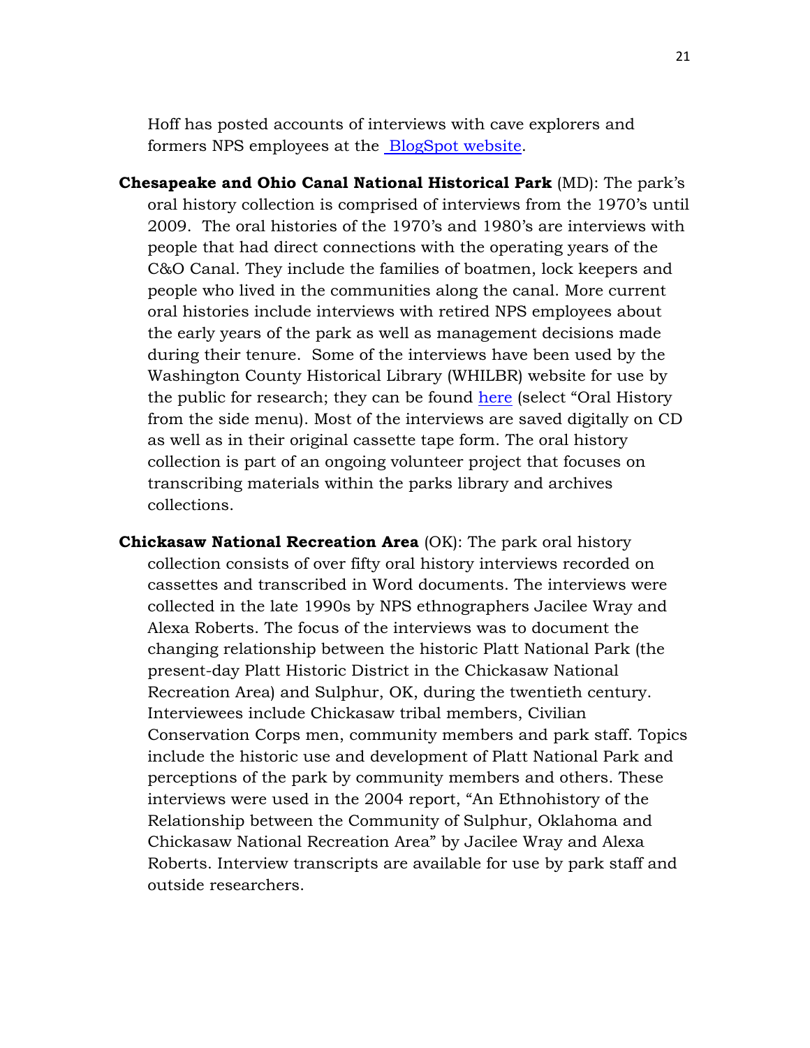Hoff has posted accounts of interviews with cave explorers and formers NPS employees at the [BlogSpot website](#).

**Chesapeake and Ohio Canal National Historical Park** (MD): The park's oral history collection is comprised of interviews from the 1970's until 2009. The oral histories of the 1970's and 1980's are interviews with people that had direct connections with the operating years of the C&O Canal. They include the families of boatmen, lock keepers and people who lived in the communities along the canal. More current oral histories include interviews with retired NPS employees about the early years of the park as well as management decisions made during their tenure. Some of the interviews have been used by the Washington County Historical Library (WHILBR) website for use by the public for research; they can be found [here](#) (select "Oral History from the side menu). Most of the interviews are saved digitally on CD as well as in their original cassette tape form. The oral history collection is part of an ongoing volunteer project that focuses on transcribing materials within the parks library and archives collections.

**Chickasaw National Recreation Area** (OK): The park oral history collection consists of over fifty oral history interviews recorded on cassettes and transcribed in Word documents. The interviews were collected in the late 1990s by NPS ethnographers Jacilee Wray and Alexa Roberts. The focus of the interviews was to document the changing relationship between the historic Platt National Park (the present-day Platt Historic District in the Chickasaw National Recreation Area) and Sulphur, OK, during the twentieth century. Interviewees include Chickasaw tribal members, Civilian Conservation Corps men, community members and park staff. Topics include the historic use and development of Platt National Park and perceptions of the park by community members and others. These interviews were used in the 2004 report, "An Ethnohistory of the Relationship between the Community of Sulphur, Oklahoma and Chickasaw National Recreation Area" by Jacilee Wray and Alexa Roberts. Interview transcripts are available for use by park staff and outside researchers.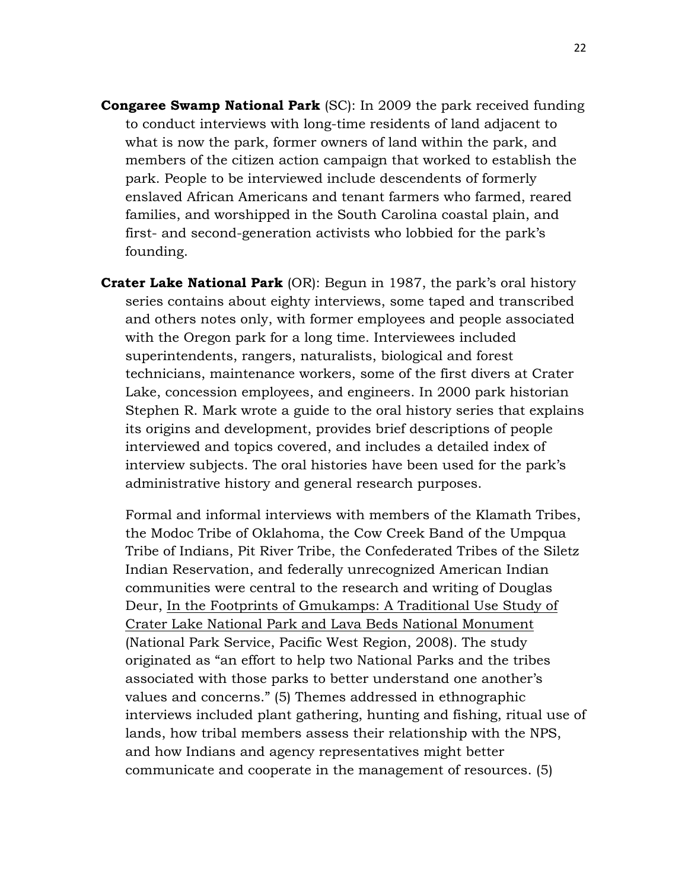**Congaree Swamp National Park** (SC): In 2009 the park received funding to conduct interviews with long-time residents of land adjacent to what is now the park, former owners of land within the park, and members of the citizen action campaign that worked to establish the park. People to be interviewed include descendents of formerly enslaved African Americans and tenant farmers who farmed, reared families, and worshipped in the South Carolina coastal plain, and first- and second-generation activists who lobbied for the park's founding.

**Crater Lake National Park** (OR): Begun in 1987, the park's oral history series contains about eighty interviews, some taped and transcribed and others notes only, with former employees and people associated with the Oregon park for a long time. Interviewees included superintendents, rangers, naturalists, biological and forest technicians, maintenance workers, some of the first divers at Crater Lake, concession employees, and engineers. In 2000 park historian Stephen R. Mark wrote a guide to the oral history series that explains its origins and development, provides brief descriptions of people interviewed and topics covered, and includes a detailed index of interview subjects. The oral histories have been used for the park's administrative history and general research purposes.

Formal and informal interviews with members of the Klamath Tribes, the Modoc Tribe of Oklahoma, the Cow Creek Band of the Umpqua Tribe of Indians, Pit River Tribe, the Confederated Tribes of the Siletz Indian Reservation, and federally unrecognized American Indian communities were central to the research and writing of Douglas Deur, <u>In the Footprints of Gmukamps: A Traditional Use Study of Crater Lake National Park and Lava Beds National Monument</u> (National Park Service, Pacific West Region, 2008). The study originated as "an effort to help two National Parks and the tribes associated with those parks to better understand one another's values and concerns." (5) Themes addressed in ethnographic interviews included plant gathering, hunting and fishing, ritual use of lands, how tribal members assess their relationship with the NPS, and how Indians and agency representatives might better communicate and cooperate in the management of resources. (5)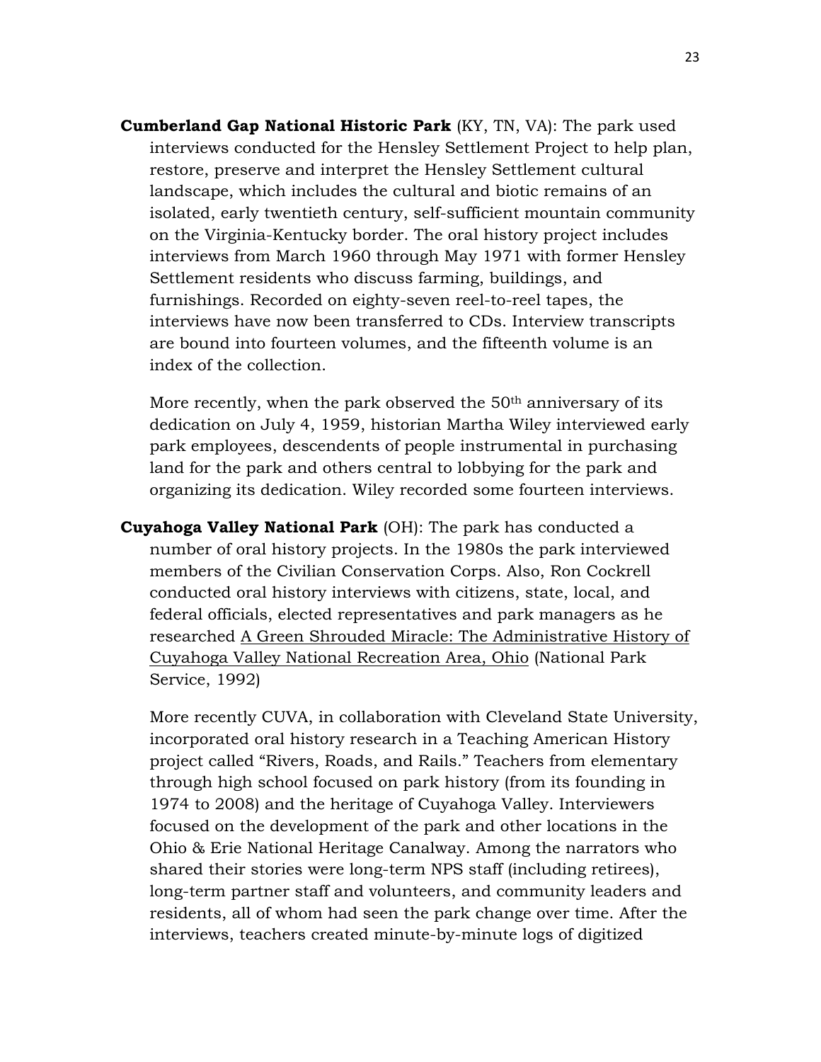**Cumberland Gap National Historic Park** (KY, TN, VA): The park used interviews conducted for the Hensley Settlement Project to help plan, restore, preserve and interpret the Hensley Settlement cultural landscape, which includes the cultural and biotic remains of an isolated, early twentieth century, self-sufficient mountain community on the Virginia-Kentucky border. The oral history project includes interviews from March 1960 through May 1971 with former Hensley Settlement residents who discuss farming, buildings, and furnishings. Recorded on eighty-seven reel-to-reel tapes, the interviews have now been transferred to CDs. Interview transcripts are bound into fourteen volumes, and the fifteenth volume is an index of the collection.

More recently, when the park observed the 50th anniversary of its dedication on July 4, 1959, historian Martha Wiley interviewed early park employees, descendents of people instrumental in purchasing land for the park and others central to lobbying for the park and organizing its dedication. Wiley recorded some fourteen interviews.

**Cuyahoga Valley National Park** (OH): The park has conducted a number of oral history projects. In the 1980s the park interviewed members of the Civilian Conservation Corps. Also, Ron Cockrell conducted oral history interviews with citizens, state, local, and federal officials, elected representatives and park managers as he researched <u>A Green Shrouded Miracle: The Administrative History of Cuyahoga Valley National Recreation Area, Ohio</u> (National Park Service, 1992)

More recently CUVA, in collaboration with Cleveland State University, incorporated oral history research in a Teaching American History project called "Rivers, Roads, and Rails." Teachers from elementary through high school focused on park history (from its founding in 1974 to 2008) and the heritage of Cuyahoga Valley. Interviewers focused on the development of the park and other locations in the Ohio & Erie National Heritage Canalway. Among the narrators who shared their stories were long-term NPS staff (including retirees), long-term partner staff and volunteers, and community leaders and residents, all of whom had seen the park change over time. After the interviews, teachers created minute-by-minute logs of digitized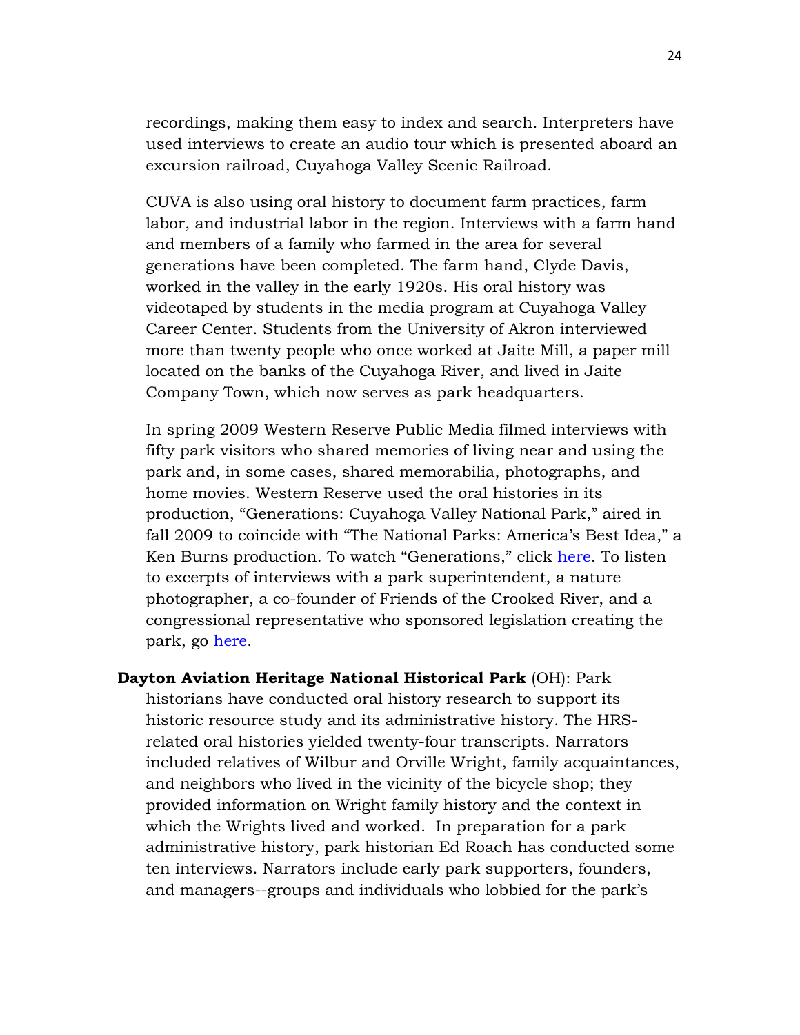recordings, making them easy to index and search. Interpreters have used interviews to create an audio tour which is presented aboard an excursion railroad, Cuyahoga Valley Scenic Railroad.

CUVA is also using oral history to document farm practices, farm labor, and industrial labor in the region. Interviews with a farm hand and members of a family who farmed in the area for several generations have been completed. The farm hand, Clyde Davis, worked in the valley in the early 1920s. His oral history was videotaped by students in the media program at Cuyahoga Valley Career Center. Students from the University of Akron interviewed more than twenty people who once worked at Jaite Mill, a paper mill located on the banks of the Cuyahoga River, and lived in Jaite Company Town, which now serves as park headquarters.

In spring 2009 Western Reserve Public Media filmed interviews with fifty park visitors who shared memories of living near and using the park and, in some cases, shared memorabilia, photographs, and home movies. Western Reserve used the oral histories in its production, "Generations: Cuyahoga Valley National Park," aired in fall 2009 to coincide with "The National Parks: America's Best Idea," a Ken Burns production. To watch "Generations," click here. To listen to excerpts of interviews with a park superintendent, a nature photographer, a co-founder of Friends of the Crooked River, and a congressional representative who sponsored legislation creating the park, go here.

**Dayton Aviation Heritage National Historical Park** (OH): Park historians have conducted oral history research to support its historic resource study and its administrative history. The HRS-related oral histories yielded twenty-four transcripts. Narrators included relatives of Wilbur and Orville Wright, family acquaintances, and neighbors who lived in the vicinity of the bicycle shop; they provided information on Wright family history and the context in which the Wrights lived and worked. In preparation for a park administrative history, park historian Ed Roach has conducted some ten interviews. Narrators include early park supporters, founders, and managers--groups and individuals who lobbied for the park's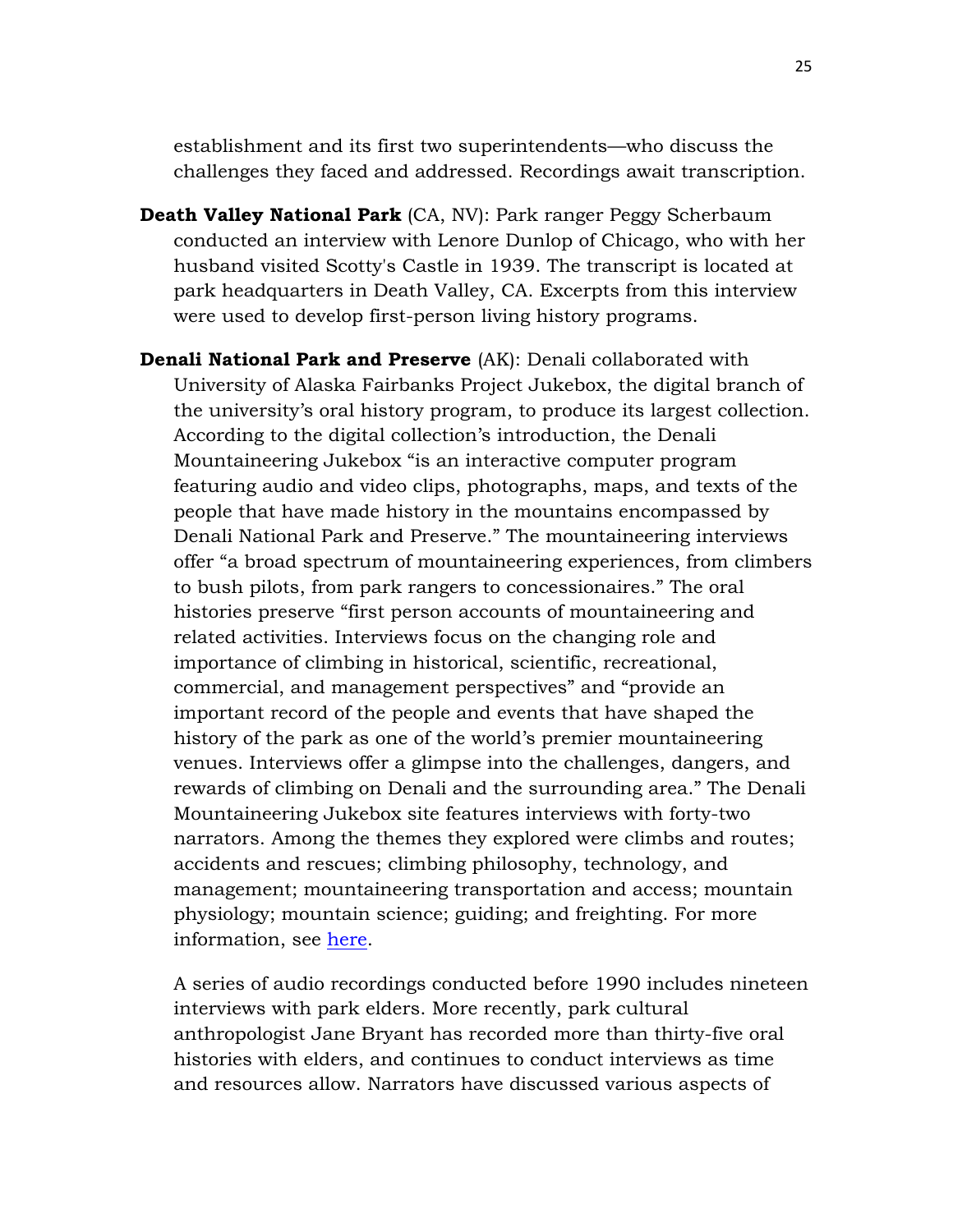establishment and its first two superintendents—who discuss the challenges they faced and addressed. Recordings await transcription.

**Death Valley National Park** (CA, NV): Park ranger Peggy Scherbaum conducted an interview with Lenore Dunlop of Chicago, who with her husband visited Scotty's Castle in 1939. The transcript is located at park headquarters in Death Valley, CA. Excerpts from this interview were used to develop first-person living history programs.

**Denali National Park and Preserve** (AK): Denali collaborated with University of Alaska Fairbanks Project Jukebox, the digital branch of the university's oral history program, to produce its largest collection. According to the digital collection's introduction, the Denali Mountaineering Jukebox "is an interactive computer program featuring audio and video clips, photographs, maps, and texts of the people that have made history in the mountains encompassed by Denali National Park and Preserve." The mountaineering interviews offer "a broad spectrum of mountaineering experiences, from climbers to bush pilots, from park rangers to concessionaires." The oral histories preserve "first person accounts of mountaineering and related activities. Interviews focus on the changing role and importance of climbing in historical, scientific, recreational, commercial, and management perspectives" and "provide an important record of the people and events that have shaped the history of the park as one of the world's premier mountaineering venues. Interviews offer a glimpse into the challenges, dangers, and rewards of climbing on Denali and the surrounding area." The Denali Mountaineering Jukebox site features interviews with forty-two narrators. Among the themes they explored were climbs and routes; accidents and rescues; climbing philosophy, technology, and management; mountaineering transportation and access; mountain physiology; mountain science; guiding; and freighting. For more information, see here.

A series of audio recordings conducted before 1990 includes nineteen interviews with park elders. More recently, park cultural anthropologist Jane Bryant has recorded more than thirty-five oral histories with elders, and continues to conduct interviews as time and resources allow. Narrators have discussed various aspects of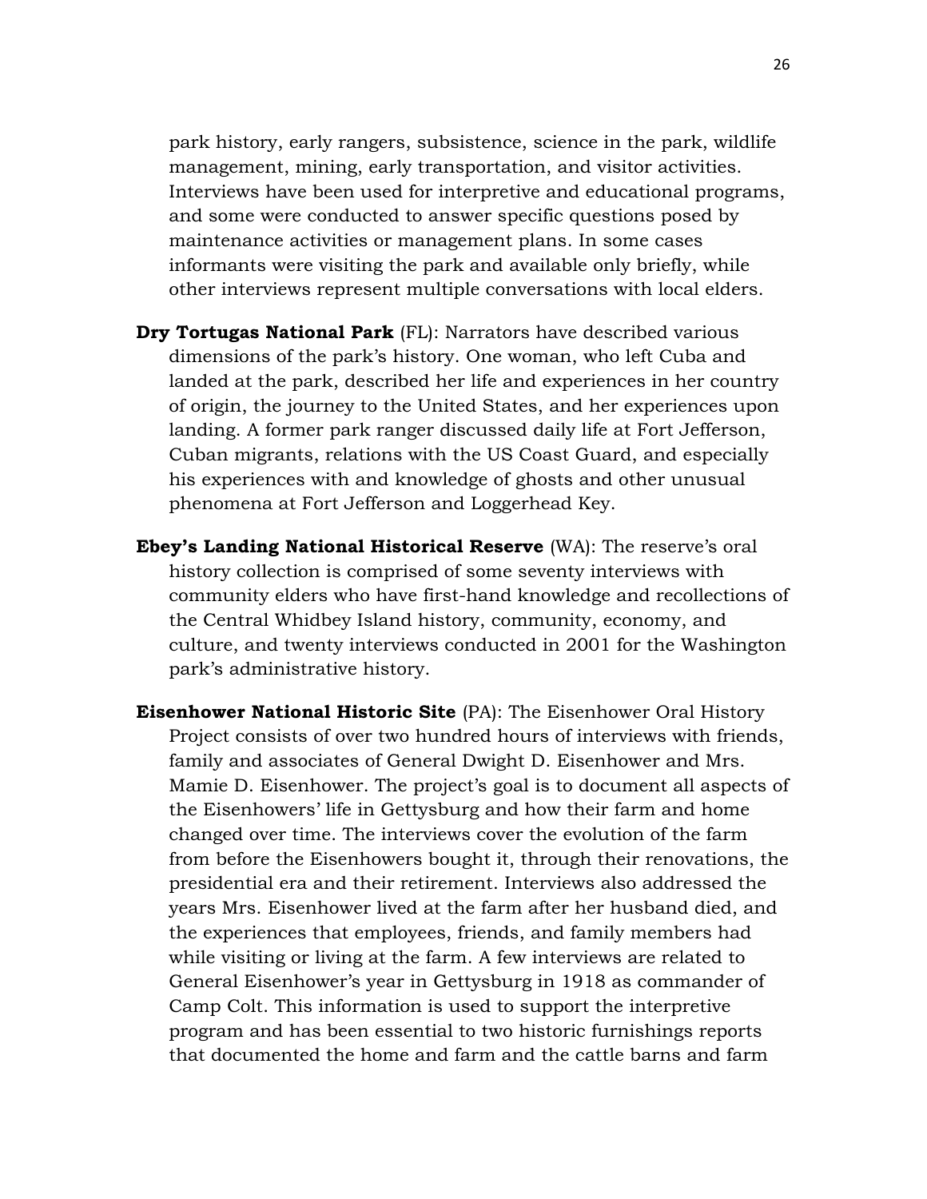park history, early rangers, subsistence, science in the park, wildlife management, mining, early transportation, and visitor activities. Interviews have been used for interpretive and educational programs, and some were conducted to answer specific questions posed by maintenance activities or management plans. In some cases informants were visiting the park and available only briefly, while other interviews represent multiple conversations with local elders.

**Dry Tortugas National Park** (FL): Narrators have described various dimensions of the park's history. One woman, who left Cuba and landed at the park, described her life and experiences in her country of origin, the journey to the United States, and her experiences upon landing. A former park ranger discussed daily life at Fort Jefferson, Cuban migrants, relations with the US Coast Guard, and especially his experiences with and knowledge of ghosts and other unusual phenomena at Fort Jefferson and Loggerhead Key.

**Ebey's Landing National Historical Reserve** (WA): The reserve's oral history collection is comprised of some seventy interviews with community elders who have first-hand knowledge and recollections of the Central Whidbey Island history, community, economy, and culture, and twenty interviews conducted in 2001 for the Washington park's administrative history.

**Eisenhower National Historic Site** (PA): The Eisenhower Oral History Project consists of over two hundred hours of interviews with friends, family and associates of General Dwight D. Eisenhower and Mrs. Mamie D. Eisenhower. The project's goal is to document all aspects of the Eisenhowers' life in Gettysburg and how their farm and home changed over time. The interviews cover the evolution of the farm from before the Eisenhowers bought it, through their renovations, the presidential era and their retirement. Interviews also addressed the years Mrs. Eisenhower lived at the farm after her husband died, and the experiences that employees, friends, and family members had while visiting or living at the farm. A few interviews are related to General Eisenhower's year in Gettysburg in 1918 as commander of Camp Colt. This information is used to support the interpretive program and has been essential to two historic furnishings reports that documented the home and farm and the cattle barns and farm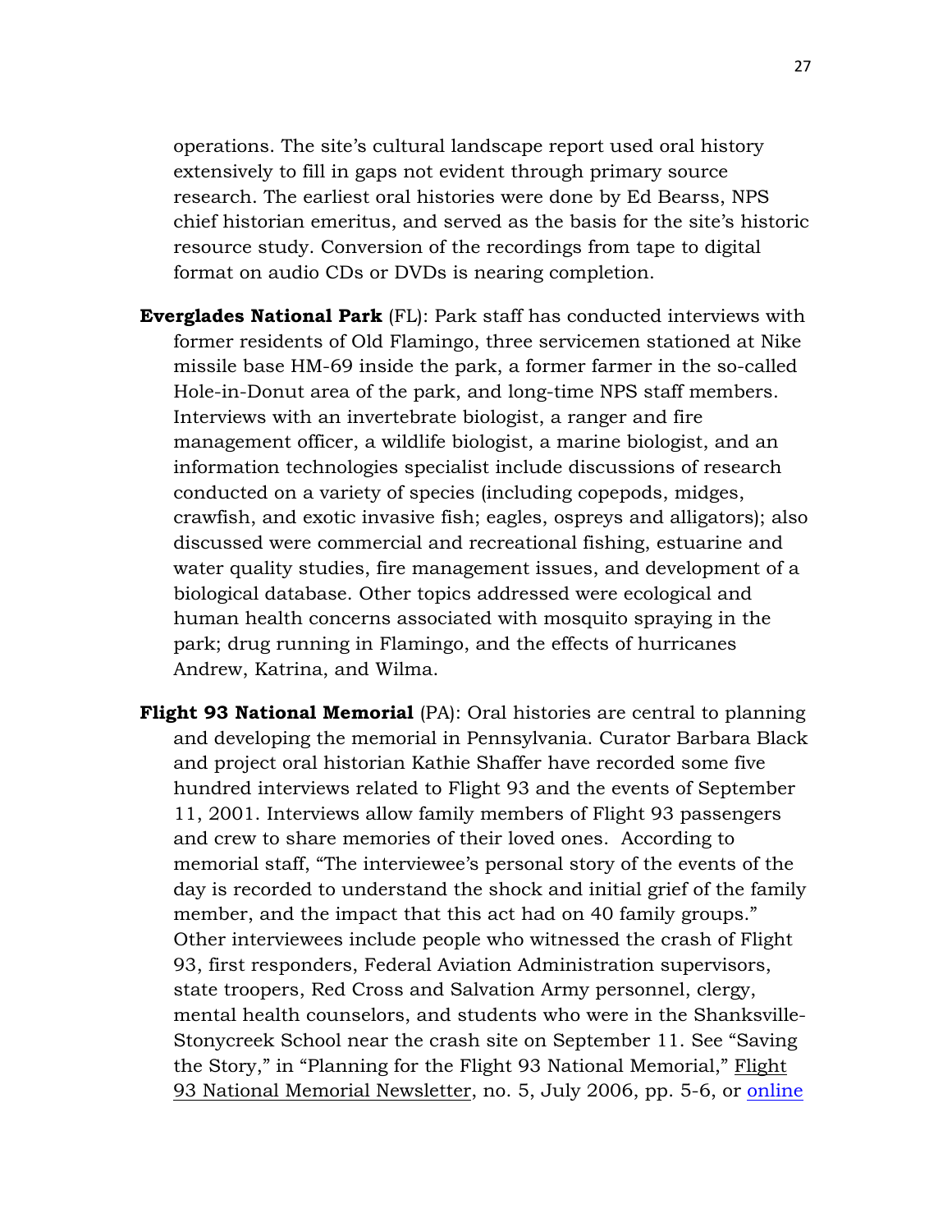operations. The site's cultural landscape report used oral history extensively to fill in gaps not evident through primary source research. The earliest oral histories were done by Ed Bearss, NPS chief historian emeritus, and served as the basis for the site's historic resource study. Conversion of the recordings from tape to digital format on audio CDs or DVDs is nearing completion.

**Everglades National Park** (FL): Park staff has conducted interviews with former residents of Old Flamingo, three servicemen stationed at Nike missile base HM-69 inside the park, a former farmer in the so-called Hole-in-Donut area of the park, and long-time NPS staff members. Interviews with an invertebrate biologist, a ranger and fire management officer, a wildlife biologist, a marine biologist, and an information technologies specialist include discussions of research conducted on a variety of species (including copepods, midges, crawfish, and exotic invasive fish; eagles, ospreys and alligators); also discussed were commercial and recreational fishing, estuarine and water quality studies, fire management issues, and development of a biological database. Other topics addressed were ecological and human health concerns associated with mosquito spraying in the park; drug running in Flamingo, and the effects of hurricanes Andrew, Katrina, and Wilma.

**Flight 93 National Memorial** (PA): Oral histories are central to planning and developing the memorial in Pennsylvania. Curator Barbara Black and project oral historian Kathie Shaffer have recorded some five hundred interviews related to Flight 93 and the events of September 11, 2001. Interviews allow family members of Flight 93 passengers and crew to share memories of their loved ones. According to memorial staff, "The interviewee's personal story of the events of the day is recorded to understand the shock and initial grief of the family member, and the impact that this act had on 40 family groups." Other interviewees include people who witnessed the crash of Flight 93, first responders, Federal Aviation Administration supervisors, state troopers, Red Cross and Salvation Army personnel, clergy, mental health counselors, and students who were in the Shanksville-Stonycreek School near the crash site on September 11. See "Saving the Story," in "Planning for the Flight 93 National Memorial," Flight 93 National Memorial Newsletter, no. 5, July 2006, pp. 5-6, or online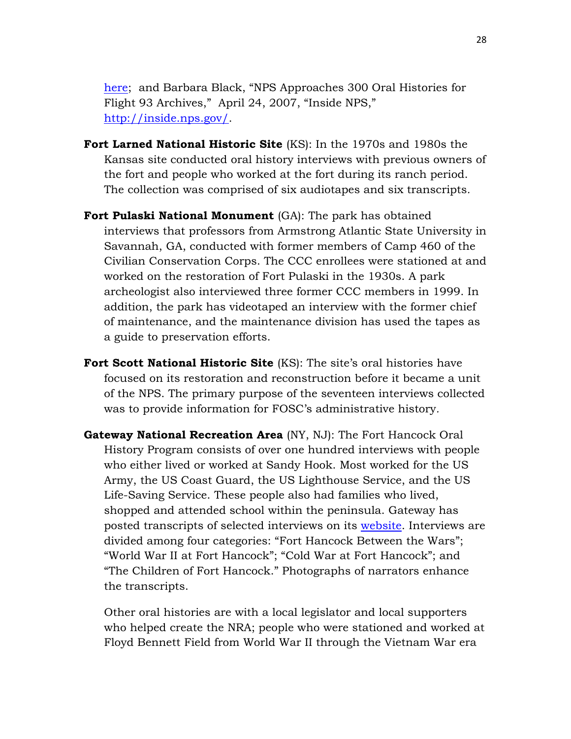here; and Barbara Black, "NPS Approaches 300 Oral Histories for Flight 93 Archives," April 24, 2007, "Inside NPS," http://inside.nps.gov/.

**Fort Larned National Historic Site** (KS): In the 1970s and 1980s the Kansas site conducted oral history interviews with previous owners of the fort and people who worked at the fort during its ranch period. The collection was comprised of six audiotapes and six transcripts.

**Fort Pulaski National Monument** (GA): The park has obtained interviews that professors from Armstrong Atlantic State University in Savannah, GA, conducted with former members of Camp 460 of the Civilian Conservation Corps. The CCC enrollees were stationed at and worked on the restoration of Fort Pulaski in the 1930s. A park archeologist also interviewed three former CCC members in 1999. In addition, the park has videotaped an interview with the former chief of maintenance, and the maintenance division has used the tapes as a guide to preservation efforts.

**Fort Scott National Historic Site** (KS): The site's oral histories have focused on its restoration and reconstruction before it became a unit of the NPS. The primary purpose of the seventeen interviews collected was to provide information for FOSC's administrative history.

**Gateway National Recreation Area** (NY, NJ): The Fort Hancock Oral History Program consists of over one hundred interviews with people who either lived or worked at Sandy Hook. Most worked for the US Army, the US Coast Guard, the US Lighthouse Service, and the US Life-Saving Service. These people also had families who lived, shopped and attended school within the peninsula. Gateway has posted transcripts of selected interviews on its website. Interviews are divided among four categories: "Fort Hancock Between the Wars"; "World War II at Fort Hancock"; "Cold War at Fort Hancock"; and "The Children of Fort Hancock." Photographs of narrators enhance the transcripts.

Other oral histories are with a local legislator and local supporters who helped create the NRA; people who were stationed and worked at Floyd Bennett Field from World War II through the Vietnam War era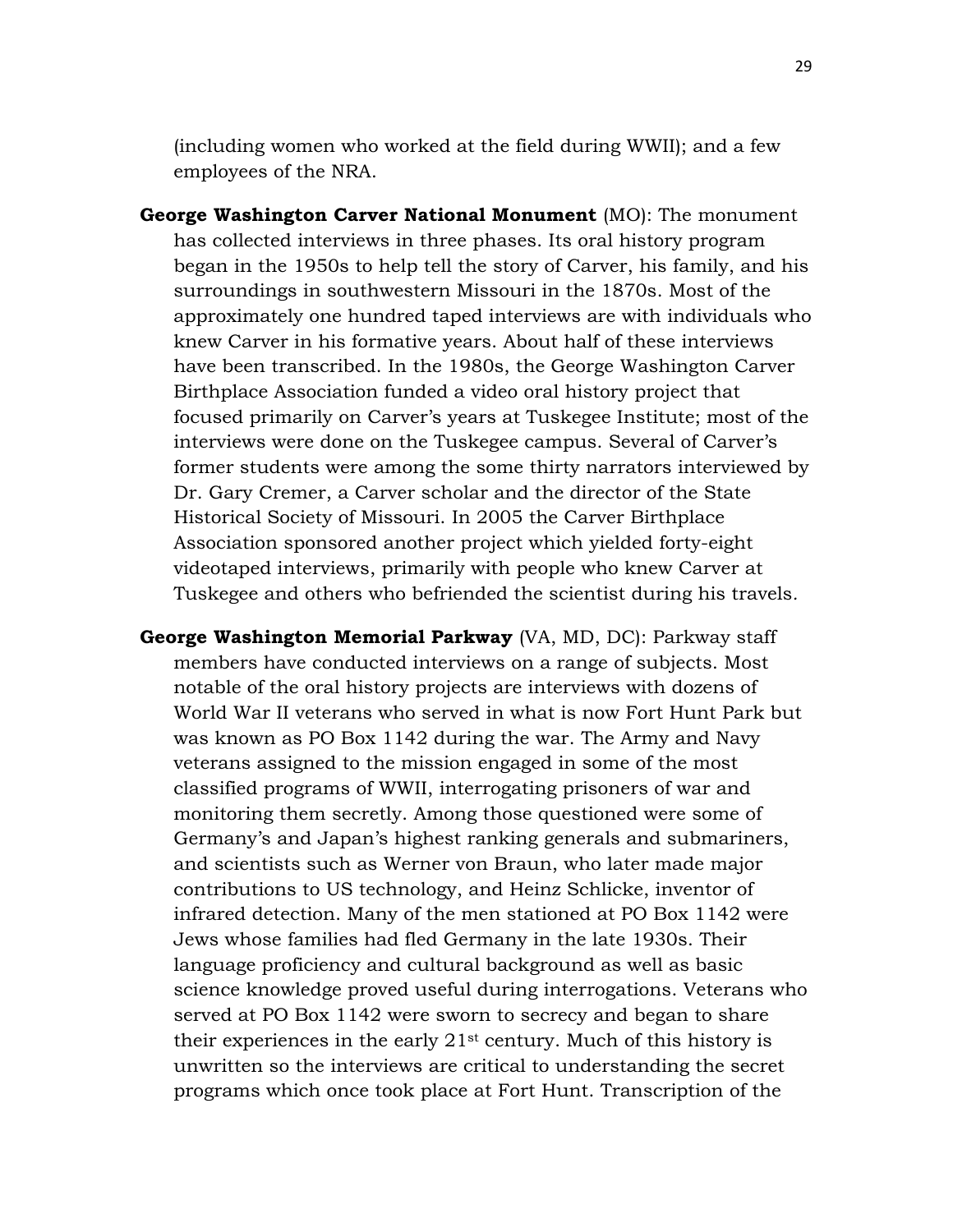(including women who worked at the field during WWII); and a few employees of the NRA.

**George Washington Carver National Monument** (MO): The monument has collected interviews in three phases. Its oral history program began in the 1950s to help tell the story of Carver, his family, and his surroundings in southwestern Missouri in the 1870s. Most of the approximately one hundred taped interviews are with individuals who knew Carver in his formative years. About half of these interviews have been transcribed. In the 1980s, the George Washington Carver Birthplace Association funded a video oral history project that focused primarily on Carver's years at Tuskegee Institute; most of the interviews were done on the Tuskegee campus. Several of Carver's former students were among the some thirty narrators interviewed by Dr. Gary Cremer, a Carver scholar and the director of the State Historical Society of Missouri. In 2005 the Carver Birthplace Association sponsored another project which yielded forty-eight videotaped interviews, primarily with people who knew Carver at Tuskegee and others who befriended the scientist during his travels.

**George Washington Memorial Parkway** (VA, MD, DC): Parkway staff members have conducted interviews on a range of subjects. Most notable of the oral history projects are interviews with dozens of World War II veterans who served in what is now Fort Hunt Park but was known as PO Box 1142 during the war. The Army and Navy veterans assigned to the mission engaged in some of the most classified programs of WWII, interrogating prisoners of war and monitoring them secretly. Among those questioned were some of Germany's and Japan's highest ranking generals and submariners, and scientists such as Werner von Braun, who later made major contributions to US technology, and Heinz Schlicke, inventor of infrared detection. Many of the men stationed at PO Box 1142 were Jews whose families had fled Germany in the late 1930s. Their language proficiency and cultural background as well as basic science knowledge proved useful during interrogations. Veterans who served at PO Box 1142 were sworn to secrecy and began to share their experiences in the early 21st century. Much of this history is unwritten so the interviews are critical to understanding the secret programs which once took place at Fort Hunt. Transcription of the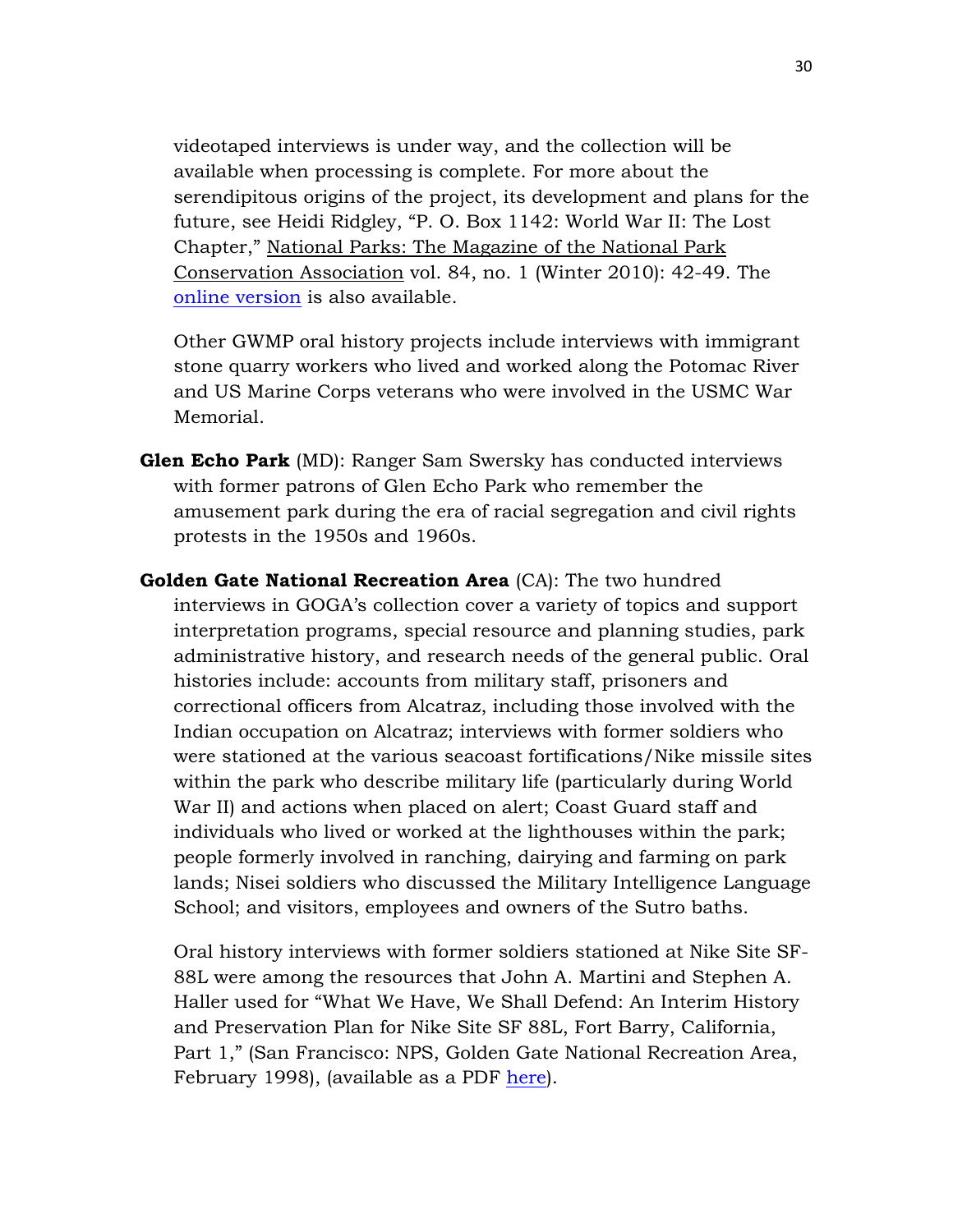videotaped interviews is under way, and the collection will be available when processing is complete. For more about the serendipitous origins of the project, its development and plans for the future, see Heidi Ridgley, "P. O. Box 1142: World War II: The Lost Chapter," National Parks: The Magazine of the National Park Conservation Association vol. 84, no. 1 (Winter 2010): 42-49. The online version is also available.

Other GWMP oral history projects include interviews with immigrant stone quarry workers who lived and worked along the Potomac River and US Marine Corps veterans who were involved in the USMC War Memorial.

**Glen Echo Park** (MD): Ranger Sam Swersky has conducted interviews with former patrons of Glen Echo Park who remember the amusement park during the era of racial segregation and civil rights protests in the 1950s and 1960s.

**Golden Gate National Recreation Area** (CA): The two hundred interviews in GOGA's collection cover a variety of topics and support interpretation programs, special resource and planning studies, park administrative history, and research needs of the general public. Oral histories include: accounts from military staff, prisoners and correctional officers from Alcatraz, including those involved with the Indian occupation on Alcatraz; interviews with former soldiers who were stationed at the various seacoast fortifications/Nike missile sites within the park who describe military life (particularly during World War II) and actions when placed on alert; Coast Guard staff and individuals who lived or worked at the lighthouses within the park; people formerly involved in ranching, dairying and farming on park lands; Nisei soldiers who discussed the Military Intelligence Language School; and visitors, employees and owners of the Sutro baths.

Oral history interviews with former soldiers stationed at Nike Site SF-88L were among the resources that John A. Martini and Stephen A. Haller used for "What We Have, We Shall Defend: An Interim History and Preservation Plan for Nike Site SF 88L, Fort Barry, California, Part 1," (San Francisco: NPS, Golden Gate National Recreation Area, February 1998), (available as a PDF here).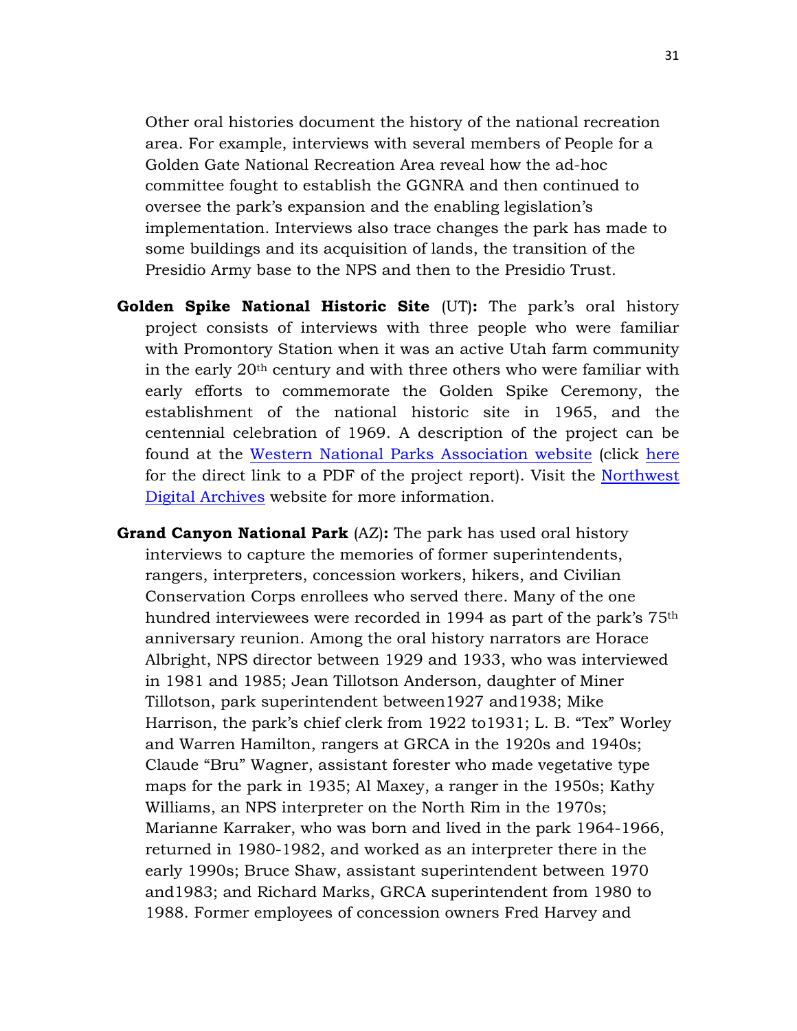Other oral histories document the history of the national recreation area. For example, interviews with several members of People for a Golden Gate National Recreation Area reveal how the ad-hoc committee fought to establish the GGNRA and then continued to oversee the park's expansion and the enabling legislation's implementation. Interviews also trace changes the park has made to some buildings and its acquisition of lands, the transition of the Presidio Army base to the NPS and then to the Presidio Trust.

**Golden Spike National Historic Site** (UT)**:** The park's oral history project consists of interviews with three people who were familiar with Promontory Station when it was an active Utah farm community in the early 20th century and with three others who were familiar with early efforts to commemorate the Golden Spike Ceremony, the establishment of the national historic site in 1965, and the centennial celebration of 1969. A description of the project can be found at the Western National Parks Association website (click here for the direct link to a PDF of the project report). Visit the Northwest Digital Archives website for more information.

**Grand Canyon National Park** (AZ)**:** The park has used oral history interviews to capture the memories of former superintendents, rangers, interpreters, concession workers, hikers, and Civilian Conservation Corps enrollees who served there. Many of the one hundred interviewees were recorded in 1994 as part of the park's 75th anniversary reunion. Among the oral history narrators are Horace Albright, NPS director between 1929 and 1933, who was interviewed in 1981 and 1985; Jean Tillotson Anderson, daughter of Miner Tillotson, park superintendent between1927 and1938; Mike Harrison, the park's chief clerk from 1922 to1931; L. B. "Tex" Worley and Warren Hamilton, rangers at GRCA in the 1920s and 1940s; Claude "Bru" Wagner, assistant forester who made vegetative type maps for the park in 1935; Al Maxey, a ranger in the 1950s; Kathy Williams, an NPS interpreter on the North Rim in the 1970s; Marianne Karraker, who was born and lived in the park 1964-1966, returned in 1980-1982, and worked as an interpreter there in the early 1990s; Bruce Shaw, assistant superintendent between 1970 and1983; and Richard Marks, GRCA superintendent from 1980 to 1988. Former employees of concession owners Fred Harvey and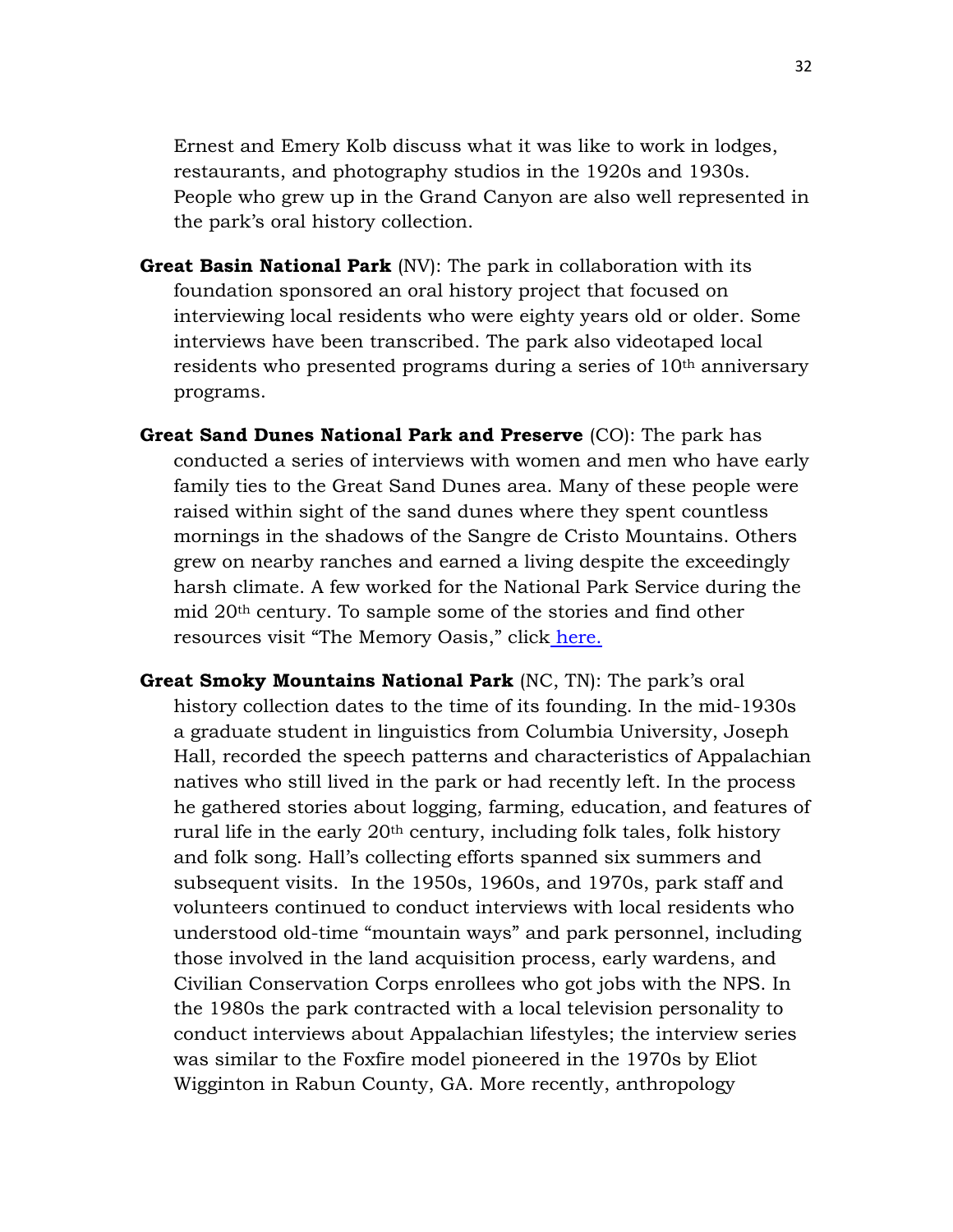Ernest and Emery Kolb discuss what it was like to work in lodges, restaurants, and photography studios in the 1920s and 1930s. People who grew up in the Grand Canyon are also well represented in the park's oral history collection.

**Great Basin National Park** (NV): The park in collaboration with its foundation sponsored an oral history project that focused on interviewing local residents who were eighty years old or older. Some interviews have been transcribed. The park also videotaped local residents who presented programs during a series of 10th anniversary programs.

**Great Sand Dunes National Park and Preserve** (CO): The park has conducted a series of interviews with women and men who have early family ties to the Great Sand Dunes area. Many of these people were raised within sight of the sand dunes where they spent countless mornings in the shadows of the Sangre de Cristo Mountains. Others grew on nearby ranches and earned a living despite the exceedingly harsh climate. A few worked for the National Park Service during the mid 20th century. To sample some of the stories and find other resources visit "The Memory Oasis," click here.

**Great Smoky Mountains National Park** (NC, TN): The park's oral history collection dates to the time of its founding. In the mid-1930s a graduate student in linguistics from Columbia University, Joseph Hall, recorded the speech patterns and characteristics of Appalachian natives who still lived in the park or had recently left. In the process he gathered stories about logging, farming, education, and features of rural life in the early 20th century, including folk tales, folk history and folk song. Hall's collecting efforts spanned six summers and subsequent visits. In the 1950s, 1960s, and 1970s, park staff and volunteers continued to conduct interviews with local residents who understood old-time "mountain ways" and park personnel, including those involved in the land acquisition process, early wardens, and Civilian Conservation Corps enrollees who got jobs with the NPS. In the 1980s the park contracted with a local television personality to conduct interviews about Appalachian lifestyles; the interview series was similar to the Foxfire model pioneered in the 1970s by Eliot Wigginton in Rabun County, GA. More recently, anthropology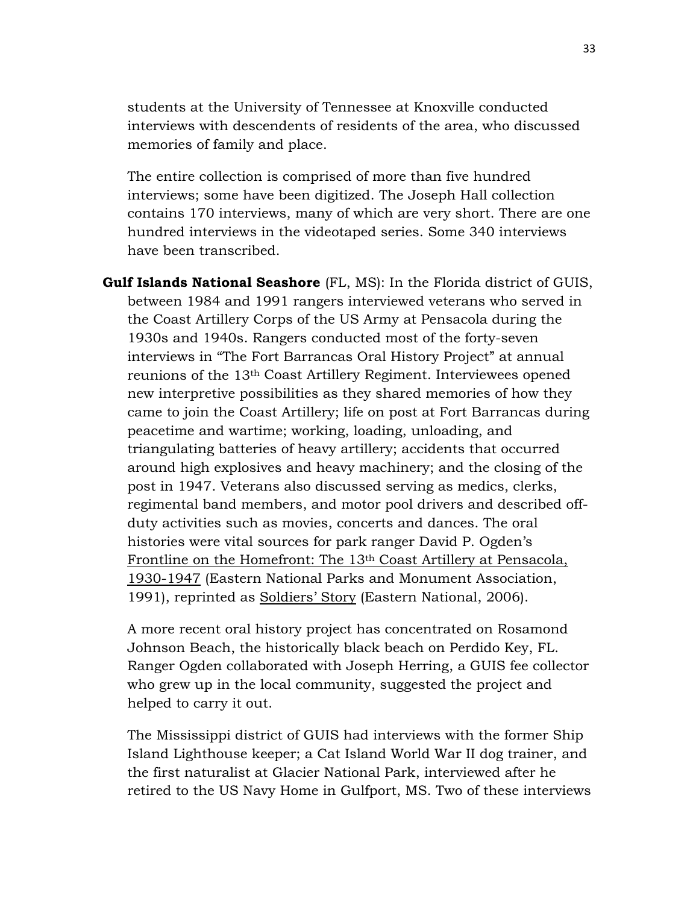students at the University of Tennessee at Knoxville conducted interviews with descendents of residents of the area, who discussed memories of family and place.

The entire collection is comprised of more than five hundred interviews; some have been digitized. The Joseph Hall collection contains 170 interviews, many of which are very short. There are one hundred interviews in the videotaped series. Some 340 interviews have been transcribed.

**Gulf Islands National Seashore** (FL, MS): In the Florida district of GUIS, between 1984 and 1991 rangers interviewed veterans who served in the Coast Artillery Corps of the US Army at Pensacola during the 1930s and 1940s. Rangers conducted most of the forty-seven interviews in "The Fort Barrancas Oral History Project" at annual reunions of the 13th Coast Artillery Regiment. Interviewees opened new interpretive possibilities as they shared memories of how they came to join the Coast Artillery; life on post at Fort Barrancas during peacetime and wartime; working, loading, unloading, and triangulating batteries of heavy artillery; accidents that occurred around high explosives and heavy machinery; and the closing of the post in 1947. Veterans also discussed serving as medics, clerks, regimental band members, and motor pool drivers and described off-duty activities such as movies, concerts and dances. The oral histories were vital sources for park ranger David P. Ogden's Frontline on the Homefront: The 13th Coast Artillery at Pensacola, 1930-1947 (Eastern National Parks and Monument Association, 1991), reprinted as Soldiers' Story (Eastern National, 2006).

A more recent oral history project has concentrated on Rosamond Johnson Beach, the historically black beach on Perdido Key, FL. Ranger Ogden collaborated with Joseph Herring, a GUIS fee collector who grew up in the local community, suggested the project and helped to carry it out.

The Mississippi district of GUIS had interviews with the former Ship Island Lighthouse keeper; a Cat Island World War II dog trainer, and the first naturalist at Glacier National Park, interviewed after he retired to the US Navy Home in Gulfport, MS. Two of these interviews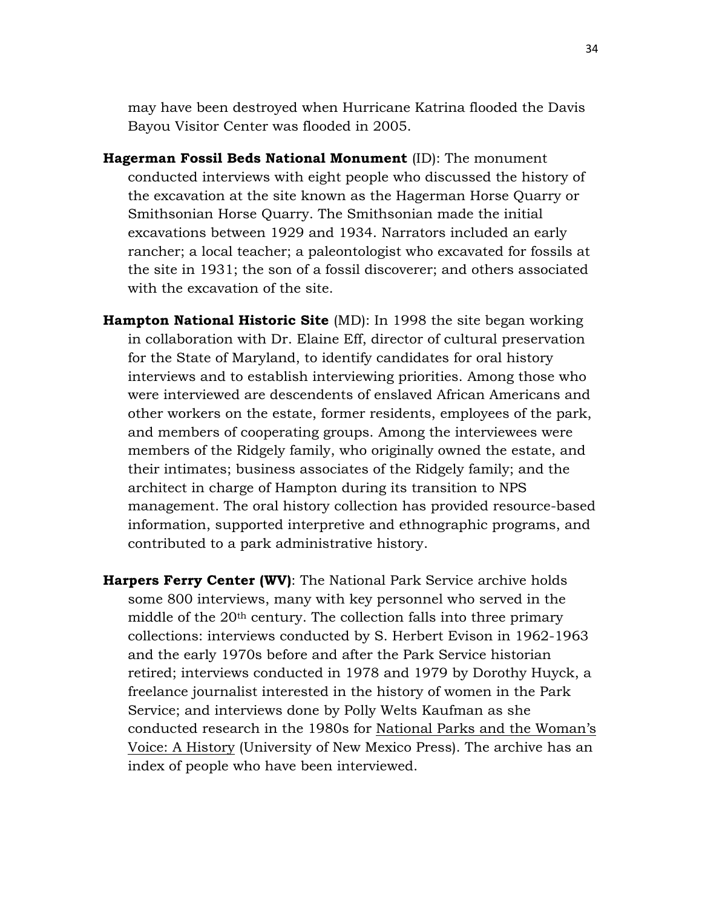may have been destroyed when Hurricane Katrina flooded the Davis Bayou Visitor Center was flooded in 2005.

**Hagerman Fossil Beds National Monument** (ID): The monument conducted interviews with eight people who discussed the history of the excavation at the site known as the Hagerman Horse Quarry or Smithsonian Horse Quarry. The Smithsonian made the initial excavations between 1929 and 1934. Narrators included an early rancher; a local teacher; a paleontologist who excavated for fossils at the site in 1931; the son of a fossil discoverer; and others associated with the excavation of the site.

**Hampton National Historic Site** (MD): In 1998 the site began working in collaboration with Dr. Elaine Eff, director of cultural preservation for the State of Maryland, to identify candidates for oral history interviews and to establish interviewing priorities. Among those who were interviewed are descendents of enslaved African Americans and other workers on the estate, former residents, employees of the park, and members of cooperating groups. Among the interviewees were members of the Ridgely family, who originally owned the estate, and their intimates; business associates of the Ridgely family; and the architect in charge of Hampton during its transition to NPS management. The oral history collection has provided resource-based information, supported interpretive and ethnographic programs, and contributed to a park administrative history.

**Harpers Ferry Center (WV)**: The National Park Service archive holds some 800 interviews, many with key personnel who served in the middle of the 20th century. The collection falls into three primary collections: interviews conducted by S. Herbert Evison in 1962-1963 and the early 1970s before and after the Park Service historian retired; interviews conducted in 1978 and 1979 by Dorothy Huyck, a freelance journalist interested in the history of women in the Park Service; and interviews done by Polly Welts Kaufman as she conducted research in the 1980s for National Parks and the Woman's Voice: A History (University of New Mexico Press). The archive has an index of people who have been interviewed.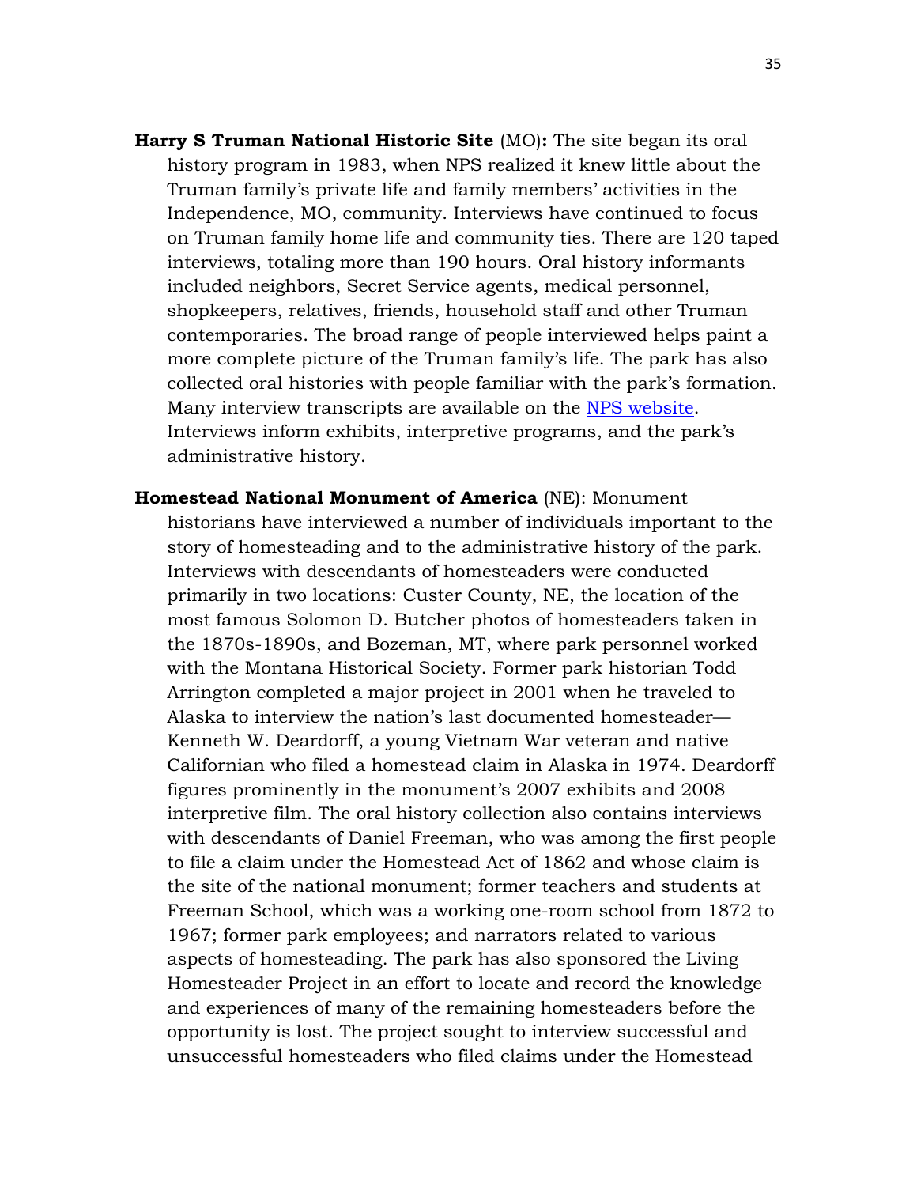**Harry S Truman National Historic Site** (MO)**:** The site began its oral history program in 1983, when NPS realized it knew little about the Truman family's private life and family members' activities in the Independence, MO, community. Interviews have continued to focus on Truman family home life and community ties. There are 120 taped interviews, totaling more than 190 hours. Oral history informants included neighbors, Secret Service agents, medical personnel, shopkeepers, relatives, friends, household staff and other Truman contemporaries. The broad range of people interviewed helps paint a more complete picture of the Truman family's life. The park has also collected oral histories with people familiar with the park's formation. Many interview transcripts are available on the NPS website. Interviews inform exhibits, interpretive programs, and the park's administrative history.

**Homestead National Monument of America** (NE): Monument historians have interviewed a number of individuals important to the story of homesteading and to the administrative history of the park. Interviews with descendants of homesteaders were conducted primarily in two locations: Custer County, NE, the location of the most famous Solomon D. Butcher photos of homesteaders taken in the 1870s-1890s, and Bozeman, MT, where park personnel worked with the Montana Historical Society. Former park historian Todd Arrington completed a major project in 2001 when he traveled to Alaska to interview the nation's last documented homesteader—Kenneth W. Deardorff, a young Vietnam War veteran and native Californian who filed a homestead claim in Alaska in 1974. Deardorff figures prominently in the monument's 2007 exhibits and 2008 interpretive film. The oral history collection also contains interviews with descendants of Daniel Freeman, who was among the first people to file a claim under the Homestead Act of 1862 and whose claim is the site of the national monument; former teachers and students at Freeman School, which was a working one-room school from 1872 to 1967; former park employees; and narrators related to various aspects of homesteading. The park has also sponsored the Living Homesteader Project in an effort to locate and record the knowledge and experiences of many of the remaining homesteaders before the opportunity is lost. The project sought to interview successful and unsuccessful homesteaders who filed claims under the Homestead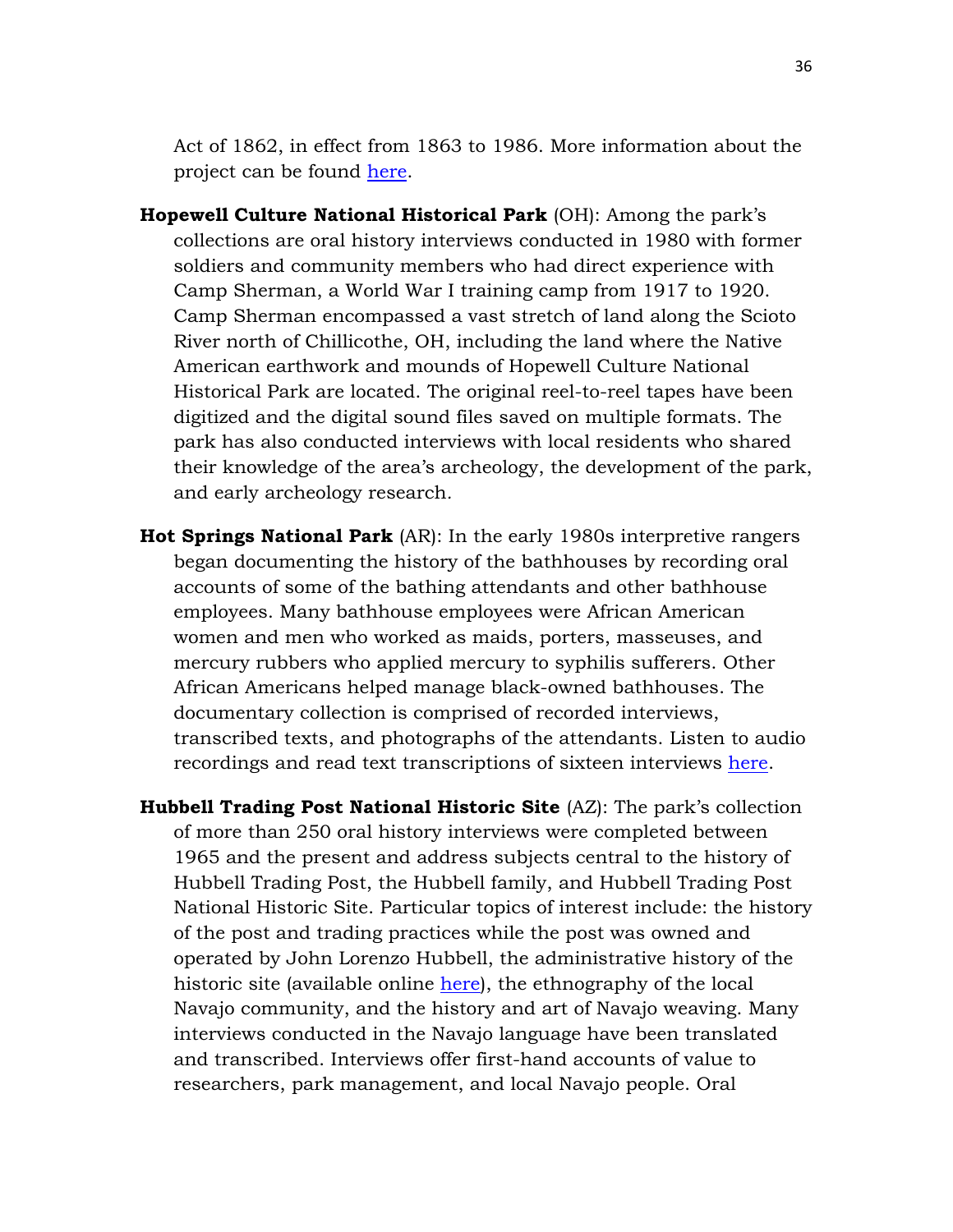Act of 1862, in effect from 1863 to 1986. More information about the project can be found here.

**Hopewell Culture National Historical Park** (OH): Among the park's collections are oral history interviews conducted in 1980 with former soldiers and community members who had direct experience with Camp Sherman, a World War I training camp from 1917 to 1920. Camp Sherman encompassed a vast stretch of land along the Scioto River north of Chillicothe, OH, including the land where the Native American earthwork and mounds of Hopewell Culture National Historical Park are located. The original reel-to-reel tapes have been digitized and the digital sound files saved on multiple formats. The park has also conducted interviews with local residents who shared their knowledge of the area's archeology, the development of the park, and early archeology research.

**Hot Springs National Park** (AR): In the early 1980s interpretive rangers began documenting the history of the bathhouses by recording oral accounts of some of the bathing attendants and other bathhouse employees. Many bathhouse employees were African American women and men who worked as maids, porters, masseuses, and mercury rubbers who applied mercury to syphilis sufferers. Other African Americans helped manage black-owned bathhouses. The documentary collection is comprised of recorded interviews, transcribed texts, and photographs of the attendants. Listen to audio recordings and read text transcriptions of sixteen interviews here.

**Hubbell Trading Post National Historic Site** (AZ): The park's collection of more than 250 oral history interviews were completed between 1965 and the present and address subjects central to the history of Hubbell Trading Post, the Hubbell family, and Hubbell Trading Post National Historic Site. Particular topics of interest include: the history of the post and trading practices while the post was owned and operated by John Lorenzo Hubbell, the administrative history of the historic site (available online here), the ethnography of the local Navajo community, and the history and art of Navajo weaving. Many interviews conducted in the Navajo language have been translated and transcribed. Interviews offer first-hand accounts of value to researchers, park management, and local Navajo people. Oral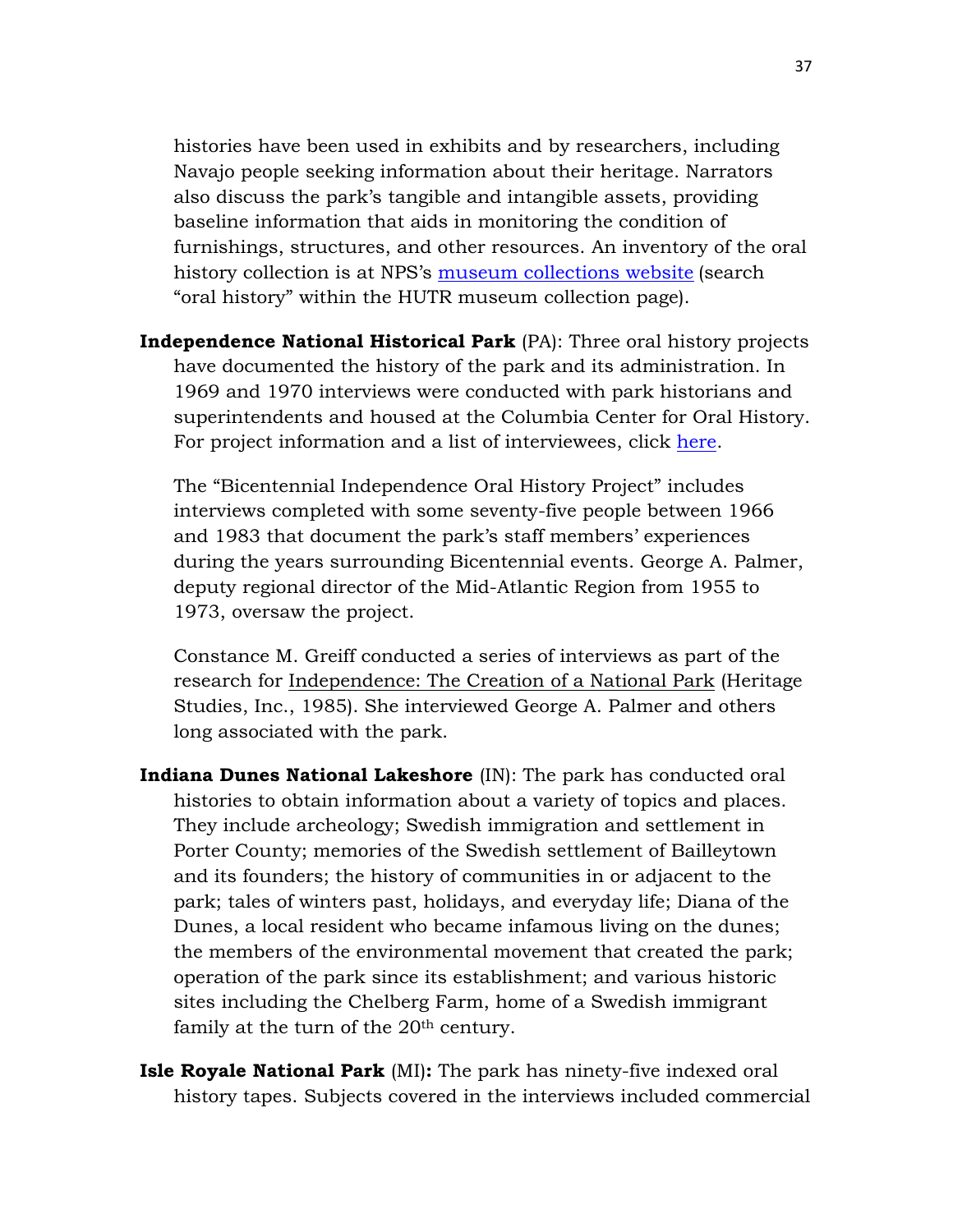histories have been used in exhibits and by researchers, including Navajo people seeking information about their heritage. Narrators also discuss the park's tangible and intangible assets, providing baseline information that aids in monitoring the condition of furnishings, structures, and other resources. An inventory of the oral history collection is at NPS's museum collections website (search "oral history" within the HUTR museum collection page).

**Independence National Historical Park** (PA): Three oral history projects have documented the history of the park and its administration. In 1969 and 1970 interviews were conducted with park historians and superintendents and housed at the Columbia Center for Oral History. For project information and a list of interviewees, click here.

The "Bicentennial Independence Oral History Project" includes interviews completed with some seventy-five people between 1966 and 1983 that document the park's staff members' experiences during the years surrounding Bicentennial events. George A. Palmer, deputy regional director of the Mid-Atlantic Region from 1955 to 1973, oversaw the project.

Constance M. Greiff conducted a series of interviews as part of the research for Independence: The Creation of a National Park (Heritage Studies, Inc., 1985). She interviewed George A. Palmer and others long associated with the park.

**Indiana Dunes National Lakeshore** (IN): The park has conducted oral histories to obtain information about a variety of topics and places. They include archeology; Swedish immigration and settlement in Porter County; memories of the Swedish settlement of Bailleytown and its founders; the history of communities in or adjacent to the park; tales of winters past, holidays, and everyday life; Diana of the Dunes, a local resident who became infamous living on the dunes; the members of the environmental movement that created the park; operation of the park since its establishment; and various historic sites including the Chelberg Farm, home of a Swedish immigrant family at the turn of the 20th century.

**Isle Royale National Park** (MI)**:** The park has ninety-five indexed oral history tapes. Subjects covered in the interviews included commercial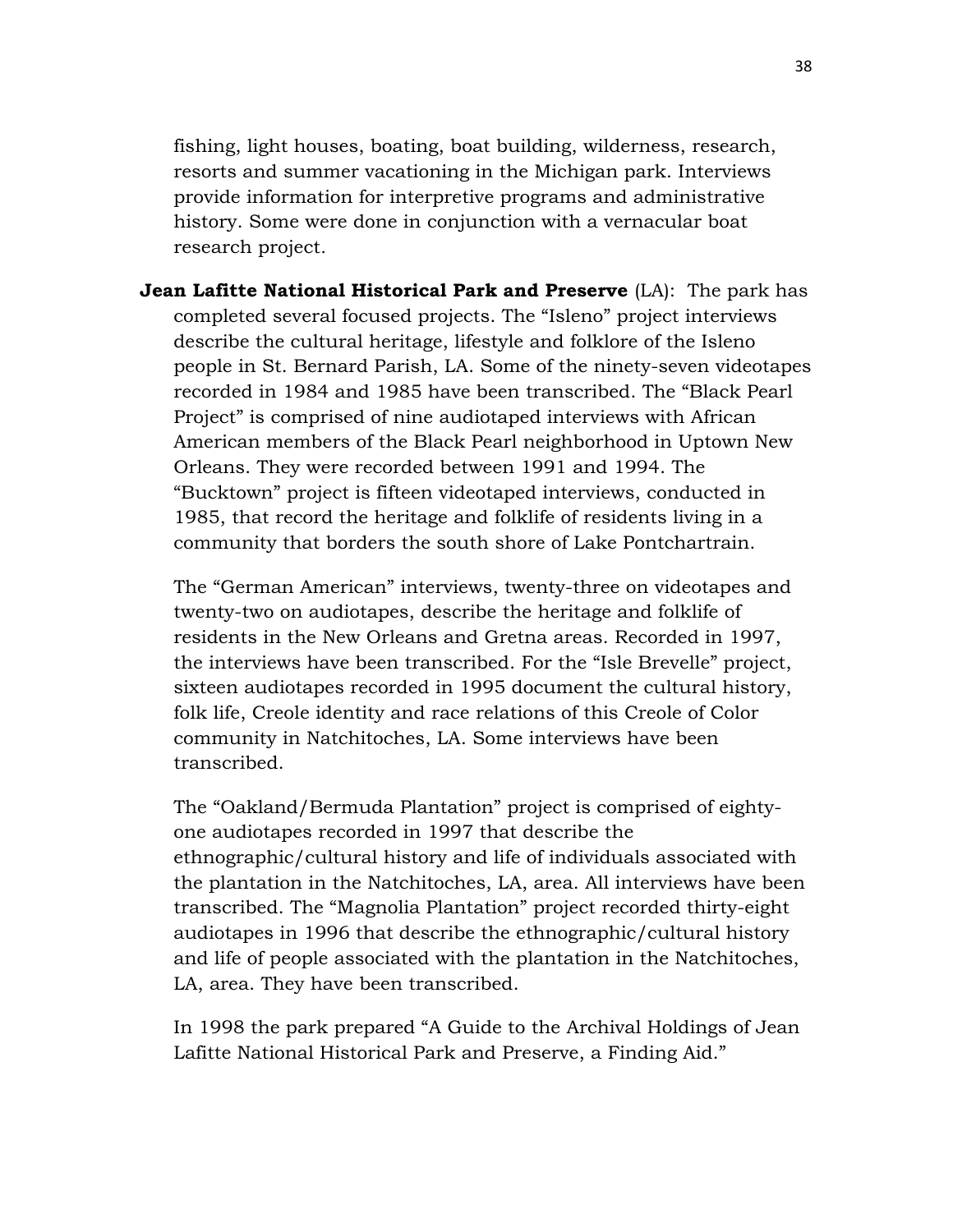fishing, light houses, boating, boat building, wilderness, research, resorts and summer vacationing in the Michigan park. Interviews provide information for interpretive programs and administrative history. Some were done in conjunction with a vernacular boat research project.

**Jean Lafitte National Historical Park and Preserve** (LA): The park has completed several focused projects. The “Isleno” project interviews describe the cultural heritage, lifestyle and folklore of the Isleno people in St. Bernard Parish, LA. Some of the ninety-seven videotapes recorded in 1984 and 1985 have been transcribed. The “Black Pearl Project” is comprised of nine audiotaped interviews with African American members of the Black Pearl neighborhood in Uptown New Orleans. They were recorded between 1991 and 1994. The “Bucktown” project is fifteen videotaped interviews, conducted in 1985, that record the heritage and folklife of residents living in a community that borders the south shore of Lake Pontchartrain.

The “German American” interviews, twenty-three on videotapes and twenty-two on audiotapes, describe the heritage and folklife of residents in the New Orleans and Gretna areas. Recorded in 1997, the interviews have been transcribed. For the “Isle Brevelle” project, sixteen audiotapes recorded in 1995 document the cultural history, folk life, Creole identity and race relations of this Creole of Color community in Natchitoches, LA. Some interviews have been transcribed.

The “Oakland/Bermuda Plantation” project is comprised of eighty-one audiotapes recorded in 1997 that describe the ethnographic/cultural history and life of individuals associated with the plantation in the Natchitoches, LA, area. All interviews have been transcribed. The “Magnolia Plantation” project recorded thirty-eight audiotapes in 1996 that describe the ethnographic/cultural history and life of people associated with the plantation in the Natchitoches, LA, area. They have been transcribed.

In 1998 the park prepared “A Guide to the Archival Holdings of Jean Lafitte National Historical Park and Preserve, a Finding Aid.”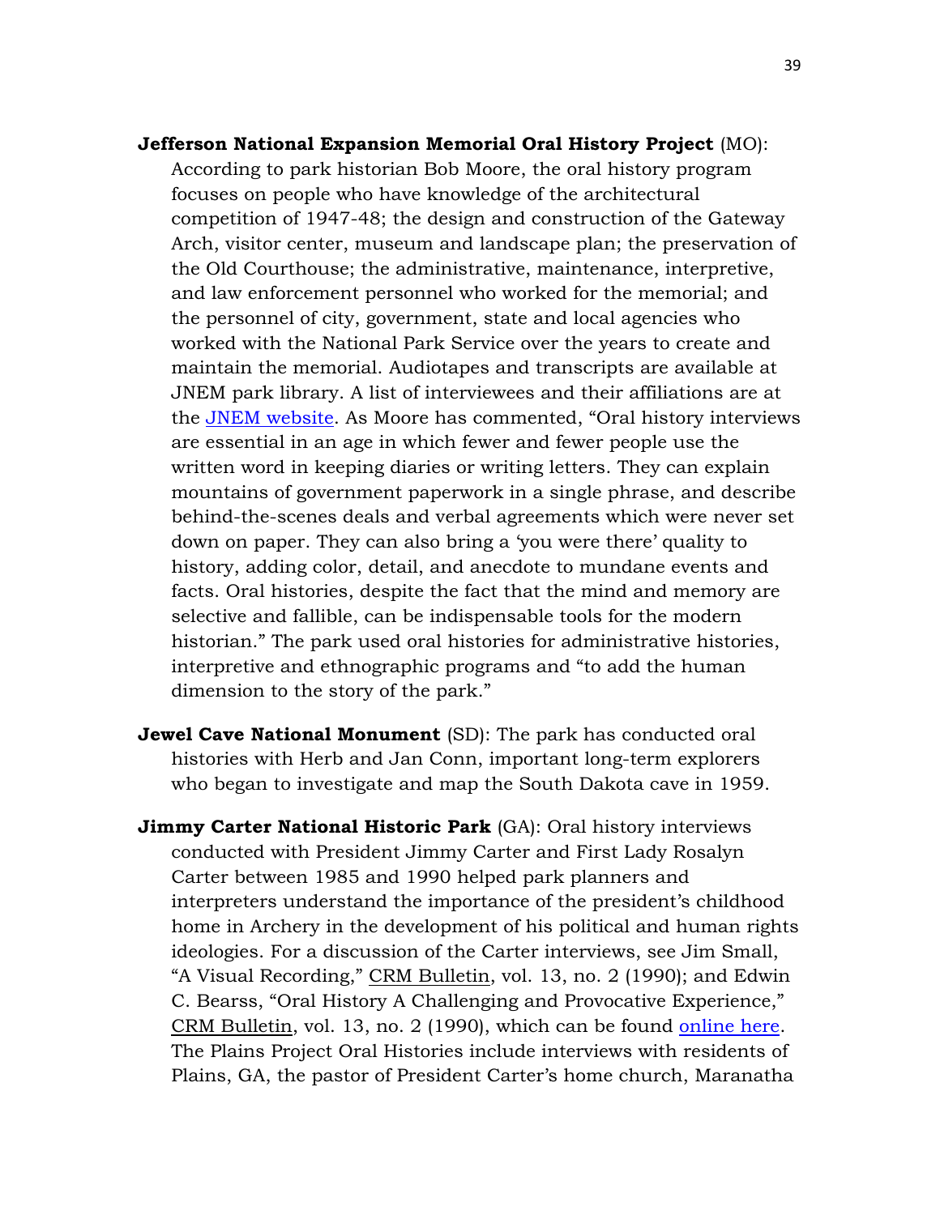**Jefferson National Expansion Memorial Oral History Project** (MO): According to park historian Bob Moore, the oral history program focuses on people who have knowledge of the architectural competition of 1947-48; the design and construction of the Gateway Arch, visitor center, museum and landscape plan; the preservation of the Old Courthouse; the administrative, maintenance, interpretive, and law enforcement personnel who worked for the memorial; and the personnel of city, government, state and local agencies who worked with the National Park Service over the years to create and maintain the memorial. Audiotapes and transcripts are available at JNEM park library. A list of interviewees and their affiliations are at the JNEM website. As Moore has commented, "Oral history interviews are essential in an age in which fewer and fewer people use the written word in keeping diaries or writing letters. They can explain mountains of government paperwork in a single phrase, and describe behind-the-scenes deals and verbal agreements which were never set down on paper. They can also bring a 'you were there' quality to history, adding color, detail, and anecdote to mundane events and facts. Oral histories, despite the fact that the mind and memory are selective and fallible, can be indispensable tools for the modern historian." The park used oral histories for administrative histories, interpretive and ethnographic programs and "to add the human dimension to the story of the park."

**Jewel Cave National Monument** (SD): The park has conducted oral histories with Herb and Jan Conn, important long-term explorers who began to investigate and map the South Dakota cave in 1959.

**Jimmy Carter National Historic Park** (GA): Oral history interviews conducted with President Jimmy Carter and First Lady Rosalyn Carter between 1985 and 1990 helped park planners and interpreters understand the importance of the president's childhood home in Archery in the development of his political and human rights ideologies. For a discussion of the Carter interviews, see Jim Small, "A Visual Recording," CRM Bulletin, vol. 13, no. 2 (1990); and Edwin C. Bearss, "Oral History A Challenging and Provocative Experience," CRM Bulletin, vol. 13, no. 2 (1990), which can be found online here. The Plains Project Oral Histories include interviews with residents of Plains, GA, the pastor of President Carter's home church, Maranatha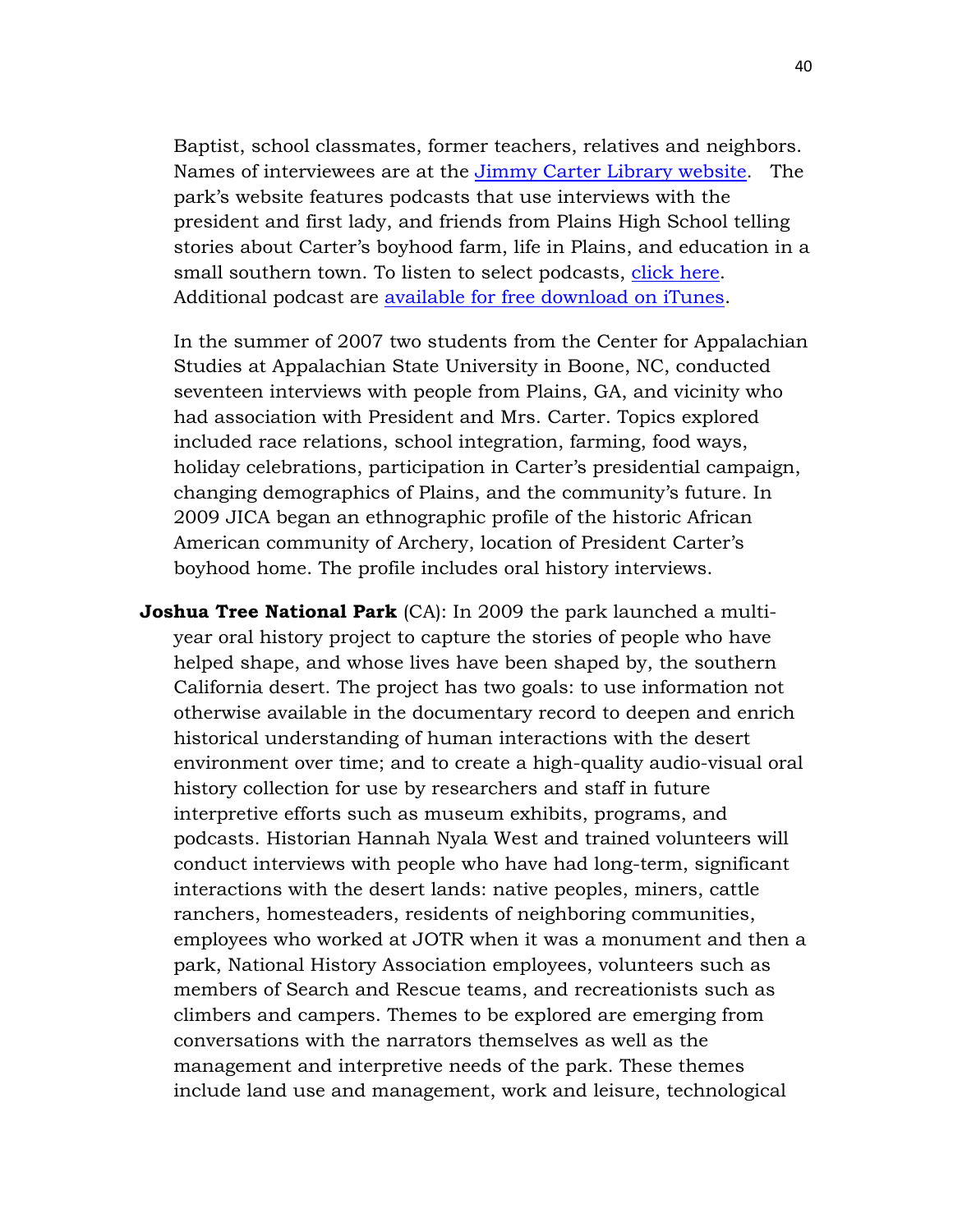Baptist, school classmates, former teachers, relatives and neighbors. Names of interviewees are at the Jimmy Carter Library website. The park's website features podcasts that use interviews with the president and first lady, and friends from Plains High School telling stories about Carter's boyhood farm, life in Plains, and education in a small southern town. To listen to select podcasts, click here. Additional podcast are available for free download on iTunes.

In the summer of 2007 two students from the Center for Appalachian Studies at Appalachian State University in Boone, NC, conducted seventeen interviews with people from Plains, GA, and vicinity who had association with President and Mrs. Carter. Topics explored included race relations, school integration, farming, food ways, holiday celebrations, participation in Carter's presidential campaign, changing demographics of Plains, and the community's future. In 2009 JICA began an ethnographic profile of the historic African American community of Archery, location of President Carter's boyhood home. The profile includes oral history interviews.

**Joshua Tree National Park** (CA): In 2009 the park launched a multi-year oral history project to capture the stories of people who have helped shape, and whose lives have been shaped by, the southern California desert. The project has two goals: to use information not otherwise available in the documentary record to deepen and enrich historical understanding of human interactions with the desert environment over time; and to create a high-quality audio-visual oral history collection for use by researchers and staff in future interpretive efforts such as museum exhibits, programs, and podcasts. Historian Hannah Nyala West and trained volunteers will conduct interviews with people who have had long-term, significant interactions with the desert lands: native peoples, miners, cattle ranchers, homesteaders, residents of neighboring communities, employees who worked at JOTR when it was a monument and then a park, National History Association employees, volunteers such as members of Search and Rescue teams, and recreationists such as climbers and campers. Themes to be explored are emerging from conversations with the narrators themselves as well as the management and interpretive needs of the park. These themes include land use and management, work and leisure, technological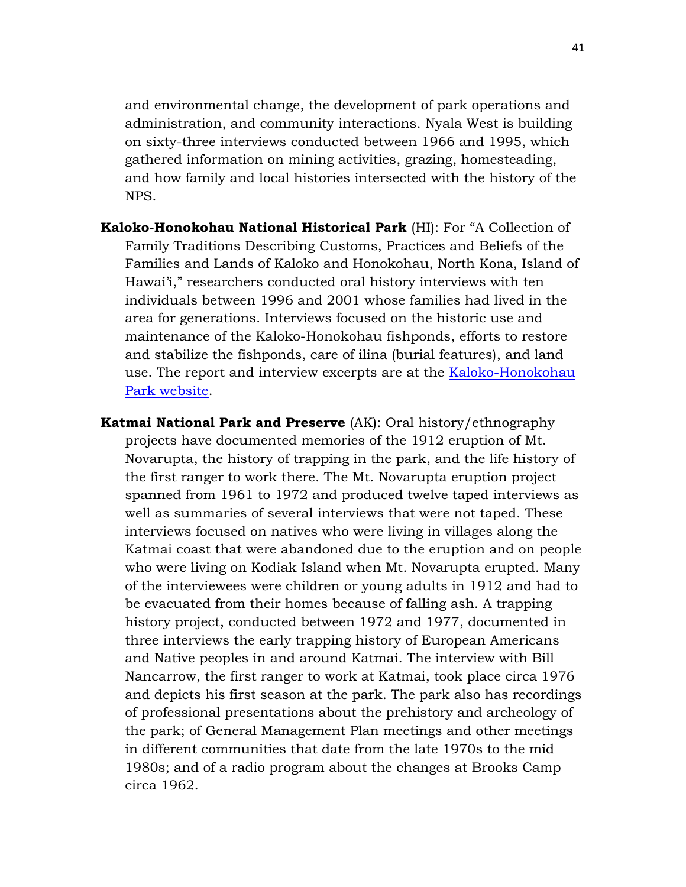and environmental change, the development of park operations and administration, and community interactions. Nyala West is building on sixty-three interviews conducted between 1966 and 1995, which gathered information on mining activities, grazing, homesteading, and how family and local histories intersected with the history of the NPS.

**Kaloko-Honokohau National Historical Park** (HI): For "A Collection of Family Traditions Describing Customs, Practices and Beliefs of the Families and Lands of Kaloko and Honokohau, North Kona, Island of Hawai'i," researchers conducted oral history interviews with ten individuals between 1996 and 2001 whose families had lived in the area for generations. Interviews focused on the historic use and maintenance of the Kaloko-Honokohau fishponds, efforts to restore and stabilize the fishponds, care of ilina (burial features), and land use. The report and interview excerpts are at the Kaloko-Honokohau Park website.

**Katmai National Park and Preserve** (AK): Oral history/ethnography projects have documented memories of the 1912 eruption of Mt. Novarupta, the history of trapping in the park, and the life history of the first ranger to work there. The Mt. Novarupta eruption project spanned from 1961 to 1972 and produced twelve taped interviews as well as summaries of several interviews that were not taped. These interviews focused on natives who were living in villages along the Katmai coast that were abandoned due to the eruption and on people who were living on Kodiak Island when Mt. Novarupta erupted. Many of the interviewees were children or young adults in 1912 and had to be evacuated from their homes because of falling ash. A trapping history project, conducted between 1972 and 1977, documented in three interviews the early trapping history of European Americans and Native peoples in and around Katmai. The interview with Bill Nancarrow, the first ranger to work at Katmai, took place circa 1976 and depicts his first season at the park. The park also has recordings of professional presentations about the prehistory and archeology of the park; of General Management Plan meetings and other meetings in different communities that date from the late 1970s to the mid 1980s; and of a radio program about the changes at Brooks Camp circa 1962.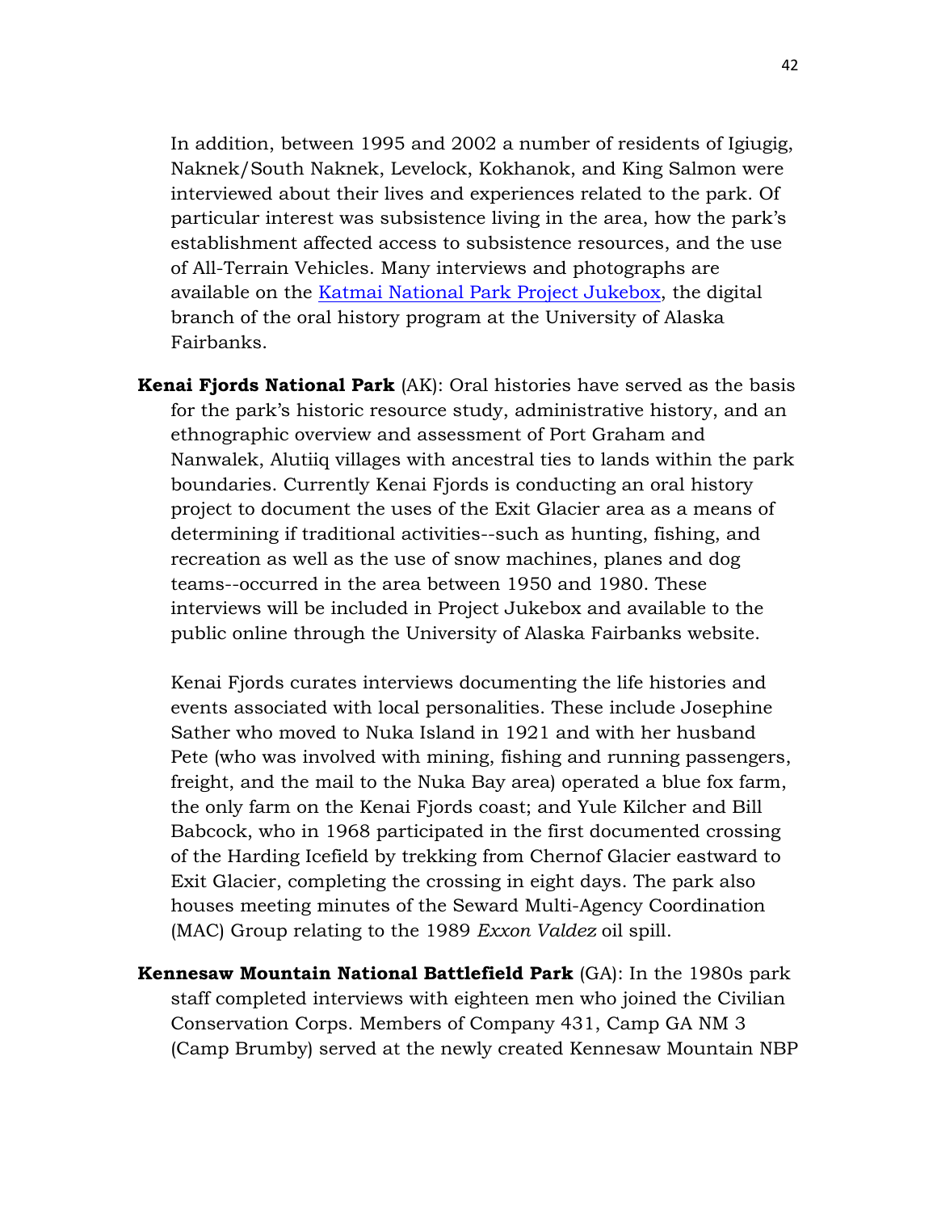In addition, between 1995 and 2002 a number of residents of Igiugig, Naknek/South Naknek, Levelock, Kokhanok, and King Salmon were interviewed about their lives and experiences related to the park. Of particular interest was subsistence living in the area, how the park's establishment affected access to subsistence resources, and the use of All-Terrain Vehicles. Many interviews and photographs are available on the Katmai National Park Project Jukebox, the digital branch of the oral history program at the University of Alaska Fairbanks.

**Kenai Fjords National Park** (AK): Oral histories have served as the basis for the park's historic resource study, administrative history, and an ethnographic overview and assessment of Port Graham and Nanwalek, Alutiiq villages with ancestral ties to lands within the park boundaries. Currently Kenai Fjords is conducting an oral history project to document the uses of the Exit Glacier area as a means of determining if traditional activities--such as hunting, fishing, and recreation as well as the use of snow machines, planes and dog teams--occurred in the area between 1950 and 1980. These interviews will be included in Project Jukebox and available to the public online through the University of Alaska Fairbanks website.

Kenai Fjords curates interviews documenting the life histories and events associated with local personalities. These include Josephine Sather who moved to Nuka Island in 1921 and with her husband Pete (who was involved with mining, fishing and running passengers, freight, and the mail to the Nuka Bay area) operated a blue fox farm, the only farm on the Kenai Fjords coast; and Yule Kilcher and Bill Babcock, who in 1968 participated in the first documented crossing of the Harding Icefield by trekking from Chernof Glacier eastward to Exit Glacier, completing the crossing in eight days. The park also houses meeting minutes of the Seward Multi-Agency Coordination (MAC) Group relating to the 1989 *Exxon Valdez* oil spill.

**Kennesaw Mountain National Battlefield Park** (GA): In the 1980s park staff completed interviews with eighteen men who joined the Civilian Conservation Corps. Members of Company 431, Camp GA NM 3 (Camp Brumby) served at the newly created Kennesaw Mountain NBP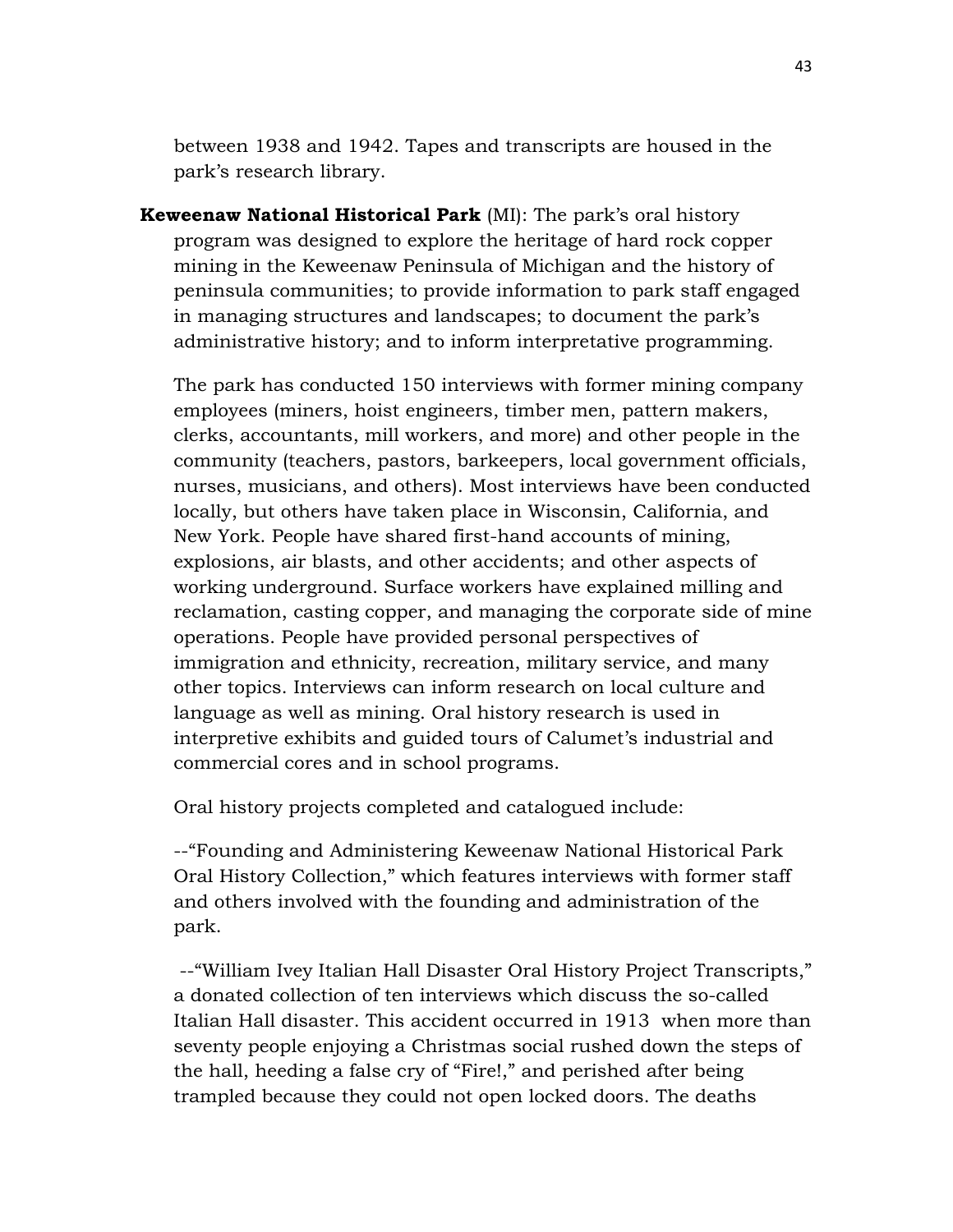between 1938 and 1942. Tapes and transcripts are housed in the park's research library.

**Keweenaw National Historical Park** (MI): The park's oral history program was designed to explore the heritage of hard rock copper mining in the Keweenaw Peninsula of Michigan and the history of peninsula communities; to provide information to park staff engaged in managing structures and landscapes; to document the park's administrative history; and to inform interpretative programming.

The park has conducted 150 interviews with former mining company employees (miners, hoist engineers, timber men, pattern makers, clerks, accountants, mill workers, and more) and other people in the community (teachers, pastors, barkeepers, local government officials, nurses, musicians, and others). Most interviews have been conducted locally, but others have taken place in Wisconsin, California, and New York. People have shared first-hand accounts of mining, explosions, air blasts, and other accidents; and other aspects of working underground. Surface workers have explained milling and reclamation, casting copper, and managing the corporate side of mine operations. People have provided personal perspectives of immigration and ethnicity, recreation, military service, and many other topics. Interviews can inform research on local culture and language as well as mining. Oral history research is used in interpretive exhibits and guided tours of Calumet's industrial and commercial cores and in school programs.

Oral history projects completed and catalogued include:

--"Founding and Administering Keweenaw National Historical Park Oral History Collection," which features interviews with former staff and others involved with the founding and administration of the park.

--"William Ivey Italian Hall Disaster Oral History Project Transcripts," a donated collection of ten interviews which discuss the so-called Italian Hall disaster. This accident occurred in 1913 when more than seventy people enjoying a Christmas social rushed down the steps of the hall, heeding a false cry of "Fire!," and perished after being trampled because they could not open locked doors. The deaths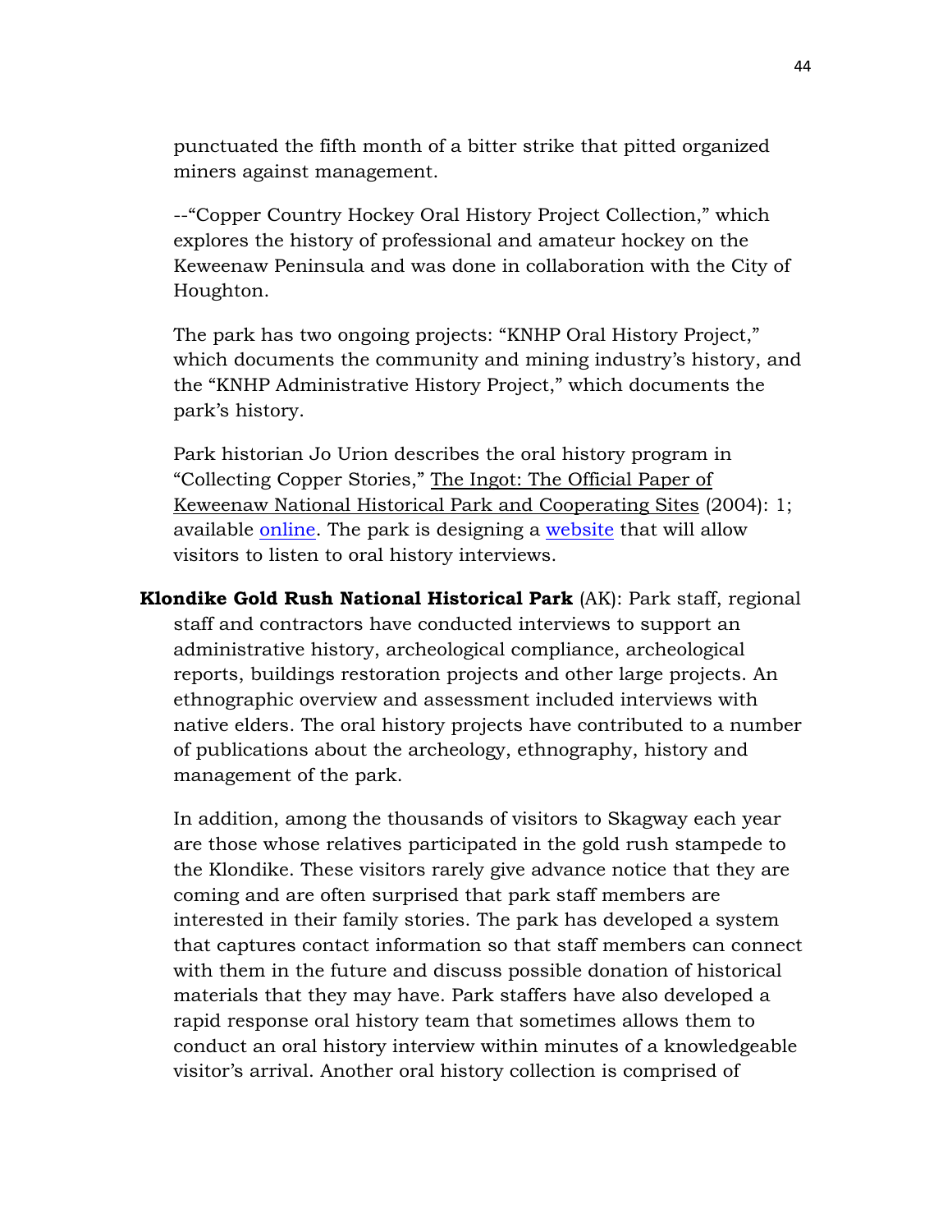punctuated the fifth month of a bitter strike that pitted organized miners against management.

--"Copper Country Hockey Oral History Project Collection," which explores the history of professional and amateur hockey on the Keweenaw Peninsula and was done in collaboration with the City of Houghton.

The park has two ongoing projects: "KNHP Oral History Project," which documents the community and mining industry's history, and the "KNHP Administrative History Project," which documents the park's history.

Park historian Jo Urion describes the oral history program in "Collecting Copper Stories," The Ingot: The Official Paper of Keweenaw National Historical Park and Cooperating Sites (2004): 1; available online. The park is designing a website that will allow visitors to listen to oral history interviews.

**Klondike Gold Rush National Historical Park** (AK): Park staff, regional staff and contractors have conducted interviews to support an administrative history, archeological compliance, archeological reports, buildings restoration projects and other large projects. An ethnographic overview and assessment included interviews with native elders. The oral history projects have contributed to a number of publications about the archeology, ethnography, history and management of the park.

In addition, among the thousands of visitors to Skagway each year are those whose relatives participated in the gold rush stampede to the Klondike. These visitors rarely give advance notice that they are coming and are often surprised that park staff members are interested in their family stories. The park has developed a system that captures contact information so that staff members can connect with them in the future and discuss possible donation of historical materials that they may have. Park staffers have also developed a rapid response oral history team that sometimes allows them to conduct an oral history interview within minutes of a knowledgeable visitor's arrival. Another oral history collection is comprised of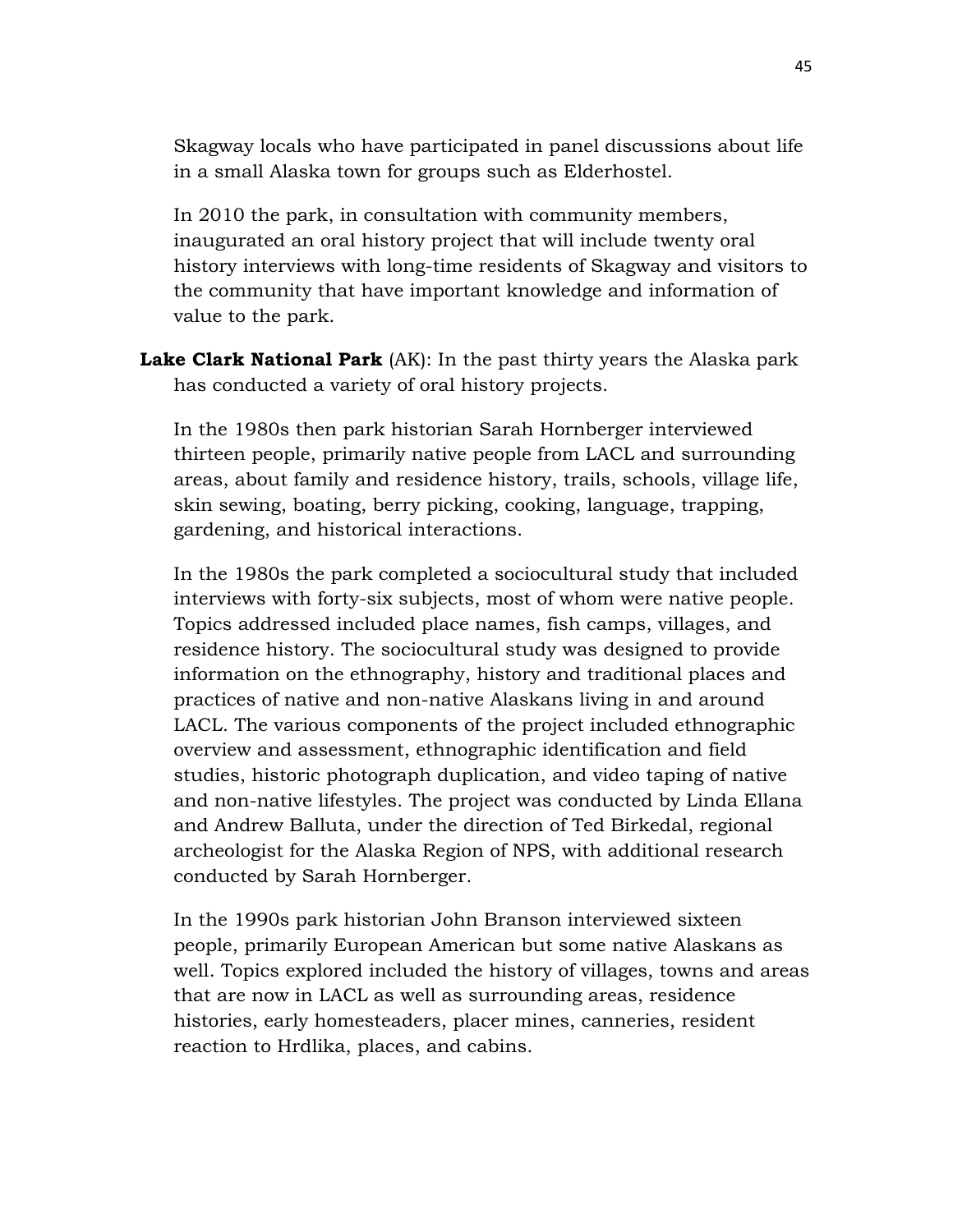Skagway locals who have participated in panel discussions about life in a small Alaska town for groups such as Elderhostel.

In 2010 the park, in consultation with community members, inaugurated an oral history project that will include twenty oral history interviews with long-time residents of Skagway and visitors to the community that have important knowledge and information of value to the park.

**Lake Clark National Park** (AK): In the past thirty years the Alaska park has conducted a variety of oral history projects.

In the 1980s then park historian Sarah Hornberger interviewed thirteen people, primarily native people from LACL and surrounding areas, about family and residence history, trails, schools, village life, skin sewing, boating, berry picking, cooking, language, trapping, gardening, and historical interactions.

In the 1980s the park completed a sociocultural study that included interviews with forty-six subjects, most of whom were native people. Topics addressed included place names, fish camps, villages, and residence history. The sociocultural study was designed to provide information on the ethnography, history and traditional places and practices of native and non-native Alaskans living in and around LACL. The various components of the project included ethnographic overview and assessment, ethnographic identification and field studies, historic photograph duplication, and video taping of native and non-native lifestyles. The project was conducted by Linda Ellana and Andrew Balluta, under the direction of Ted Birkedal, regional archeologist for the Alaska Region of NPS, with additional research conducted by Sarah Hornberger.

In the 1990s park historian John Branson interviewed sixteen people, primarily European American but some native Alaskans as well. Topics explored included the history of villages, towns and areas that are now in LACL as well as surrounding areas, residence histories, early homesteaders, placer mines, canneries, resident reaction to Hrdlika, places, and cabins.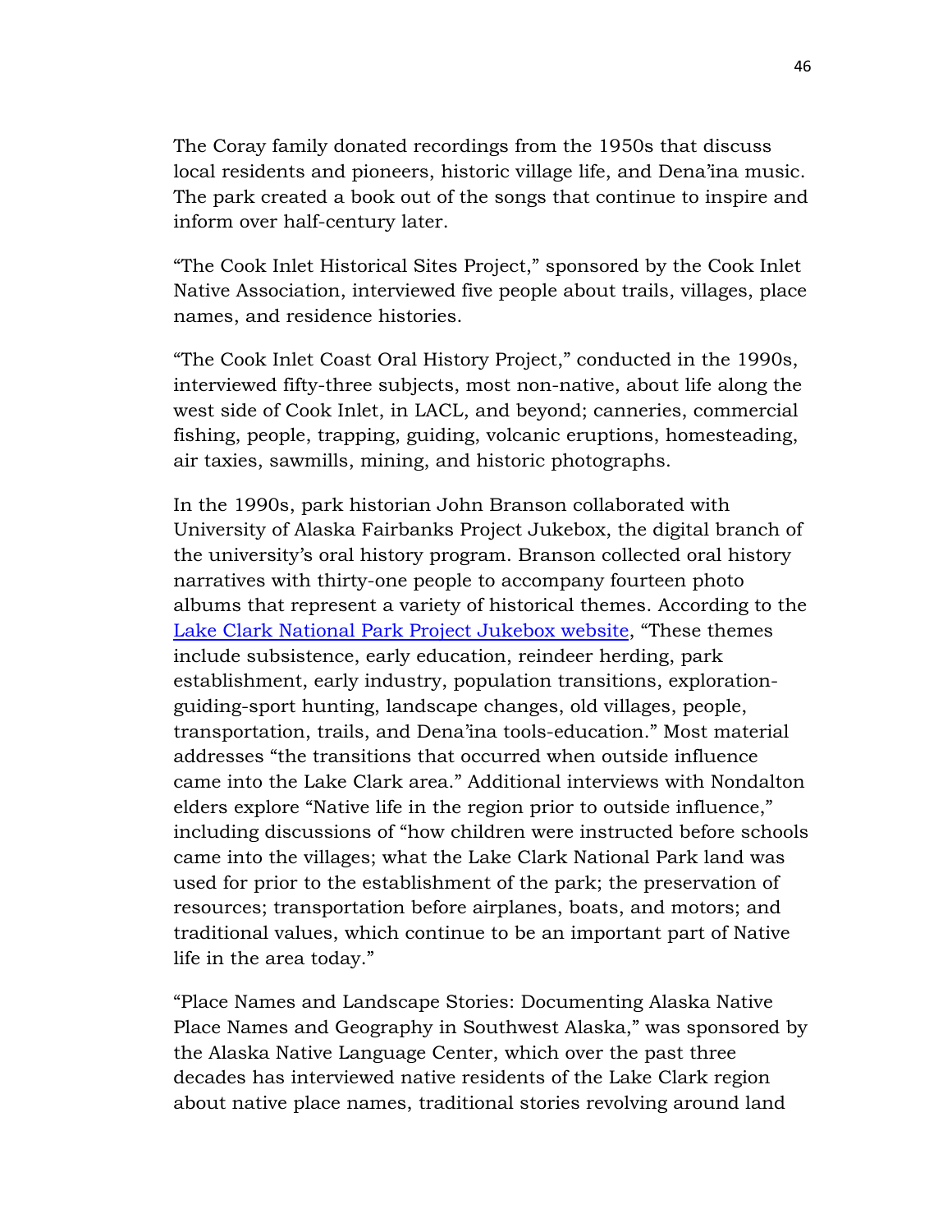The Coray family donated recordings from the 1950s that discuss local residents and pioneers, historic village life, and Dena'ina music. The park created a book out of the songs that continue to inspire and inform over half-century later.

"The Cook Inlet Historical Sites Project," sponsored by the Cook Inlet Native Association, interviewed five people about trails, villages, place names, and residence histories.

"The Cook Inlet Coast Oral History Project," conducted in the 1990s, interviewed fifty-three subjects, most non-native, about life along the west side of Cook Inlet, in LACL, and beyond; canneries, commercial fishing, people, trapping, guiding, volcanic eruptions, homesteading, air taxies, sawmills, mining, and historic photographs.

In the 1990s, park historian John Branson collaborated with University of Alaska Fairbanks Project Jukebox, the digital branch of the university's oral history program. Branson collected oral history narratives with thirty-one people to accompany fourteen photo albums that represent a variety of historical themes. According to the Lake Clark National Park Project Jukebox website, "These themes include subsistence, early education, reindeer herding, park establishment, early industry, population transitions, exploration-guiding-sport hunting, landscape changes, old villages, people, transportation, trails, and Dena'ina tools-education." Most material addresses "the transitions that occurred when outside influence came into the Lake Clark area." Additional interviews with Nondalton elders explore "Native life in the region prior to outside influence," including discussions of "how children were instructed before schools came into the villages; what the Lake Clark National Park land was used for prior to the establishment of the park; the preservation of resources; transportation before airplanes, boats, and motors; and traditional values, which continue to be an important part of Native life in the area today."

"Place Names and Landscape Stories: Documenting Alaska Native Place Names and Geography in Southwest Alaska," was sponsored by the Alaska Native Language Center, which over the past three decades has interviewed native residents of the Lake Clark region about native place names, traditional stories revolving around land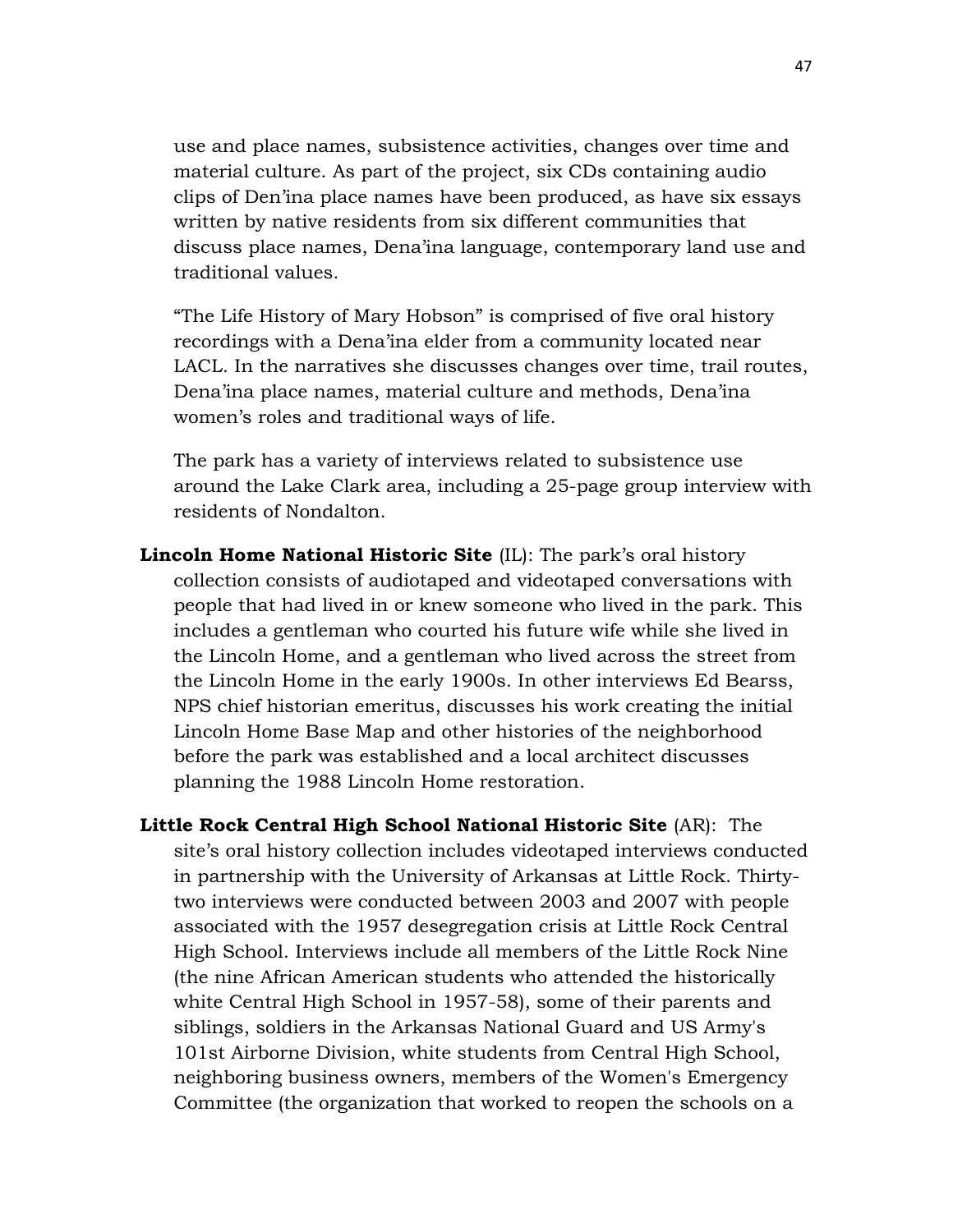use and place names, subsistence activities, changes over time and material culture. As part of the project, six CDs containing audio clips of Den'ina place names have been produced, as have six essays written by native residents from six different communities that discuss place names, Dena'ina language, contemporary land use and traditional values.

"The Life History of Mary Hobson" is comprised of five oral history recordings with a Dena'ina elder from a community located near LACL. In the narratives she discusses changes over time, trail routes, Dena'ina place names, material culture and methods, Dena'ina women's roles and traditional ways of life.

The park has a variety of interviews related to subsistence use around the Lake Clark area, including a 25-page group interview with residents of Nondalton.

**Lincoln Home National Historic Site** (IL): The park's oral history collection consists of audiotaped and videotaped conversations with people that had lived in or knew someone who lived in the park. This includes a gentleman who courted his future wife while she lived in the Lincoln Home, and a gentleman who lived across the street from the Lincoln Home in the early 1900s. In other interviews Ed Bearss, NPS chief historian emeritus, discusses his work creating the initial Lincoln Home Base Map and other histories of the neighborhood before the park was established and a local architect discusses planning the 1988 Lincoln Home restoration.

**Little Rock Central High School National Historic Site** (AR): The site's oral history collection includes videotaped interviews conducted in partnership with the University of Arkansas at Little Rock. Thirty-two interviews were conducted between 2003 and 2007 with people associated with the 1957 desegregation crisis at Little Rock Central High School. Interviews include all members of the Little Rock Nine (the nine African American students who attended the historically white Central High School in 1957-58), some of their parents and siblings, soldiers in the Arkansas National Guard and US Army's 101st Airborne Division, white students from Central High School, neighboring business owners, members of the Women's Emergency Committee (the organization that worked to reopen the schools on a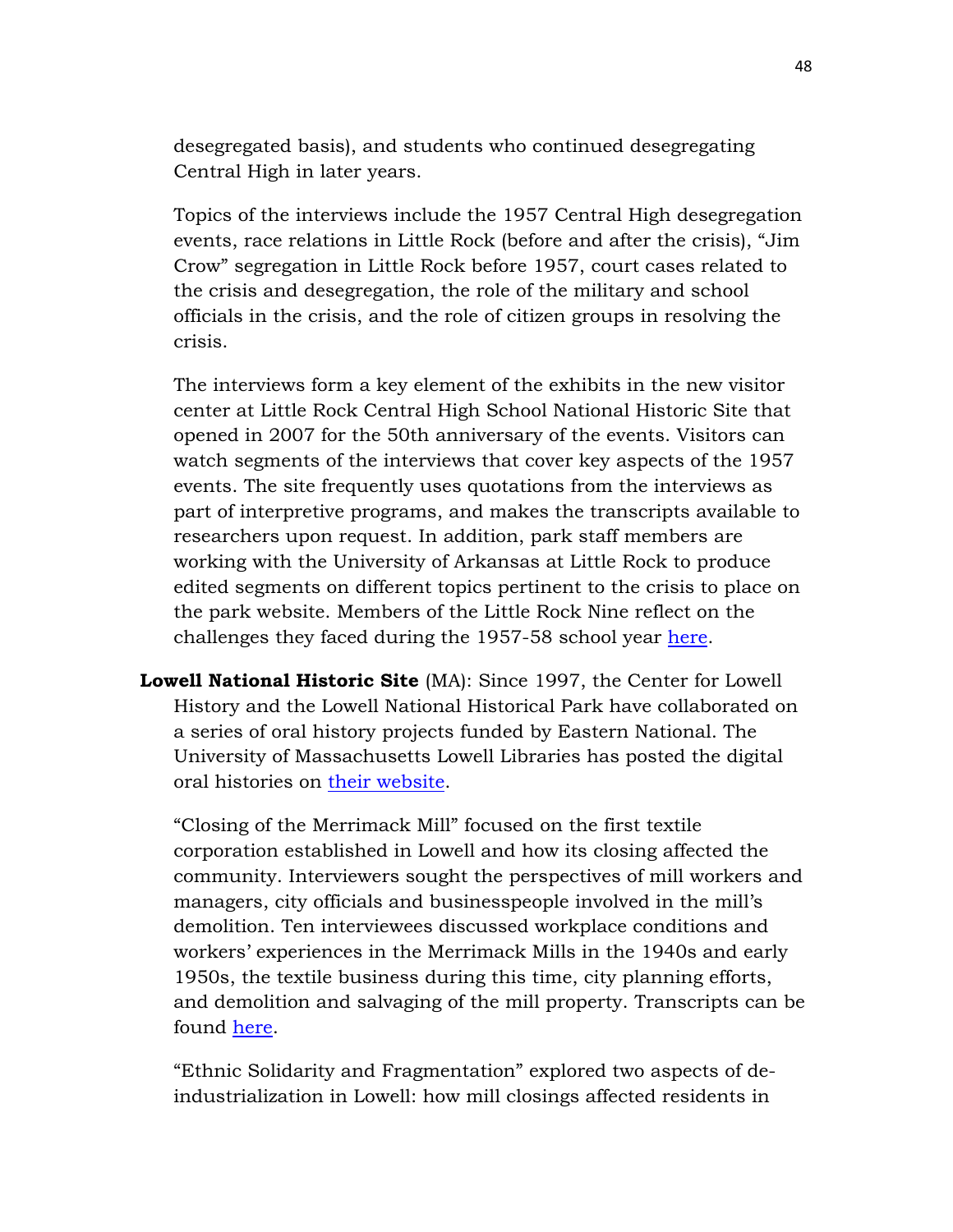desegregated basis), and students who continued desegregating Central High in later years.

Topics of the interviews include the 1957 Central High desegregation events, race relations in Little Rock (before and after the crisis), "Jim Crow" segregation in Little Rock before 1957, court cases related to the crisis and desegregation, the role of the military and school officials in the crisis, and the role of citizen groups in resolving the crisis.

The interviews form a key element of the exhibits in the new visitor center at Little Rock Central High School National Historic Site that opened in 2007 for the 50th anniversary of the events. Visitors can watch segments of the interviews that cover key aspects of the 1957 events. The site frequently uses quotations from the interviews as part of interpretive programs, and makes the transcripts available to researchers upon request. In addition, park staff members are working with the University of Arkansas at Little Rock to produce edited segments on different topics pertinent to the crisis to place on the park website. Members of the Little Rock Nine reflect on the challenges they faced during the 1957-58 school year here.

**Lowell National Historic Site** (MA): Since 1997, the Center for Lowell History and the Lowell National Historical Park have collaborated on a series of oral history projects funded by Eastern National. The University of Massachusetts Lowell Libraries has posted the digital oral histories on their website.

"Closing of the Merrimack Mill" focused on the first textile corporation established in Lowell and how its closing affected the community. Interviewers sought the perspectives of mill workers and managers, city officials and businesspeople involved in the mill's demolition. Ten interviewees discussed workplace conditions and workers' experiences in the Merrimack Mills in the 1940s and early 1950s, the textile business during this time, city planning efforts, and demolition and salvaging of the mill property. Transcripts can be found here.

"Ethnic Solidarity and Fragmentation" explored two aspects of de-industrialization in Lowell: how mill closings affected residents in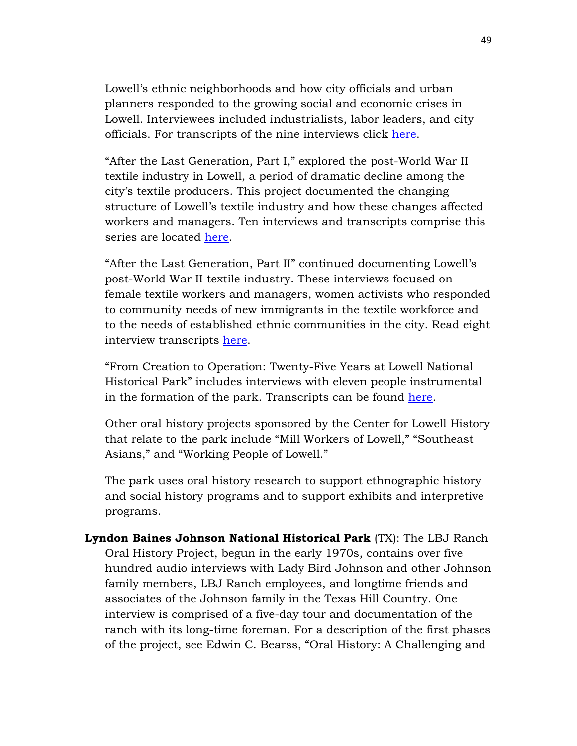Lowell's ethnic neighborhoods and how city officials and urban planners responded to the growing social and economic crises in Lowell. Interviewees included industrialists, labor leaders, and city officials. For transcripts of the nine interviews click here.

"After the Last Generation, Part I," explored the post-World War II textile industry in Lowell, a period of dramatic decline among the city's textile producers. This project documented the changing structure of Lowell's textile industry and how these changes affected workers and managers. Ten interviews and transcripts comprise this series are located here.

"After the Last Generation, Part II" continued documenting Lowell's post-World War II textile industry. These interviews focused on female textile workers and managers, women activists who responded to community needs of new immigrants in the textile workforce and to the needs of established ethnic communities in the city. Read eight interview transcripts here.

"From Creation to Operation: Twenty-Five Years at Lowell National Historical Park" includes interviews with eleven people instrumental in the formation of the park. Transcripts can be found here.

Other oral history projects sponsored by the Center for Lowell History that relate to the park include "Mill Workers of Lowell," "Southeast Asians," and "Working People of Lowell."

The park uses oral history research to support ethnographic history and social history programs and to support exhibits and interpretive programs.

**Lyndon Baines Johnson National Historical Park** (TX): The LBJ Ranch Oral History Project, begun in the early 1970s, contains over five hundred audio interviews with Lady Bird Johnson and other Johnson family members, LBJ Ranch employees, and longtime friends and associates of the Johnson family in the Texas Hill Country. One interview is comprised of a five-day tour and documentation of the ranch with its long-time foreman. For a description of the first phases of the project, see Edwin C. Bearss, "Oral History: A Challenging and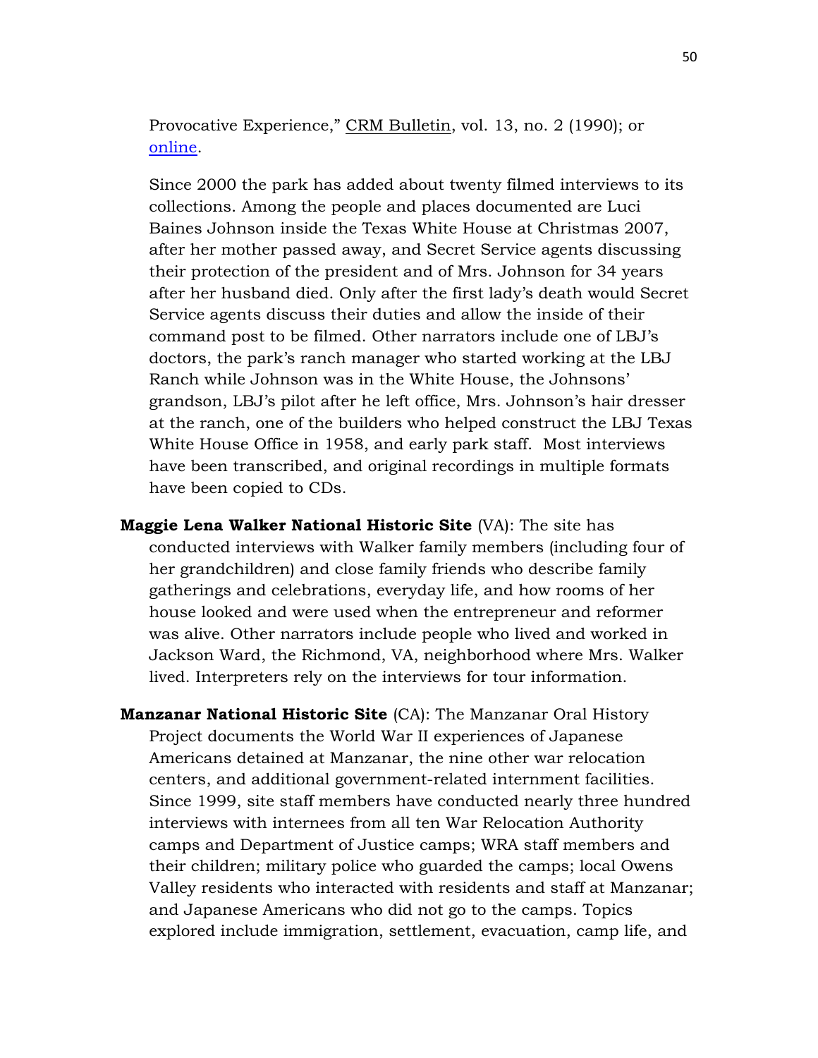Provocative Experience," CRM Bulletin, vol. 13, no. 2 (1990); or online.

Since 2000 the park has added about twenty filmed interviews to its collections. Among the people and places documented are Luci Baines Johnson inside the Texas White House at Christmas 2007, after her mother passed away, and Secret Service agents discussing their protection of the president and of Mrs. Johnson for 34 years after her husband died. Only after the first lady's death would Secret Service agents discuss their duties and allow the inside of their command post to be filmed. Other narrators include one of LBJ's doctors, the park's ranch manager who started working at the LBJ Ranch while Johnson was in the White House, the Johnsons' grandson, LBJ's pilot after he left office, Mrs. Johnson's hair dresser at the ranch, one of the builders who helped construct the LBJ Texas White House Office in 1958, and early park staff. Most interviews have been transcribed, and original recordings in multiple formats have been copied to CDs.

**Maggie Lena Walker National Historic Site** (VA): The site has conducted interviews with Walker family members (including four of her grandchildren) and close family friends who describe family gatherings and celebrations, everyday life, and how rooms of her house looked and were used when the entrepreneur and reformer was alive. Other narrators include people who lived and worked in Jackson Ward, the Richmond, VA, neighborhood where Mrs. Walker lived. Interpreters rely on the interviews for tour information.

**Manzanar National Historic Site** (CA): The Manzanar Oral History Project documents the World War II experiences of Japanese Americans detained at Manzanar, the nine other war relocation centers, and additional government-related internment facilities. Since 1999, site staff members have conducted nearly three hundred interviews with internees from all ten War Relocation Authority camps and Department of Justice camps; WRA staff members and their children; military police who guarded the camps; local Owens Valley residents who interacted with residents and staff at Manzanar; and Japanese Americans who did not go to the camps. Topics explored include immigration, settlement, evacuation, camp life, and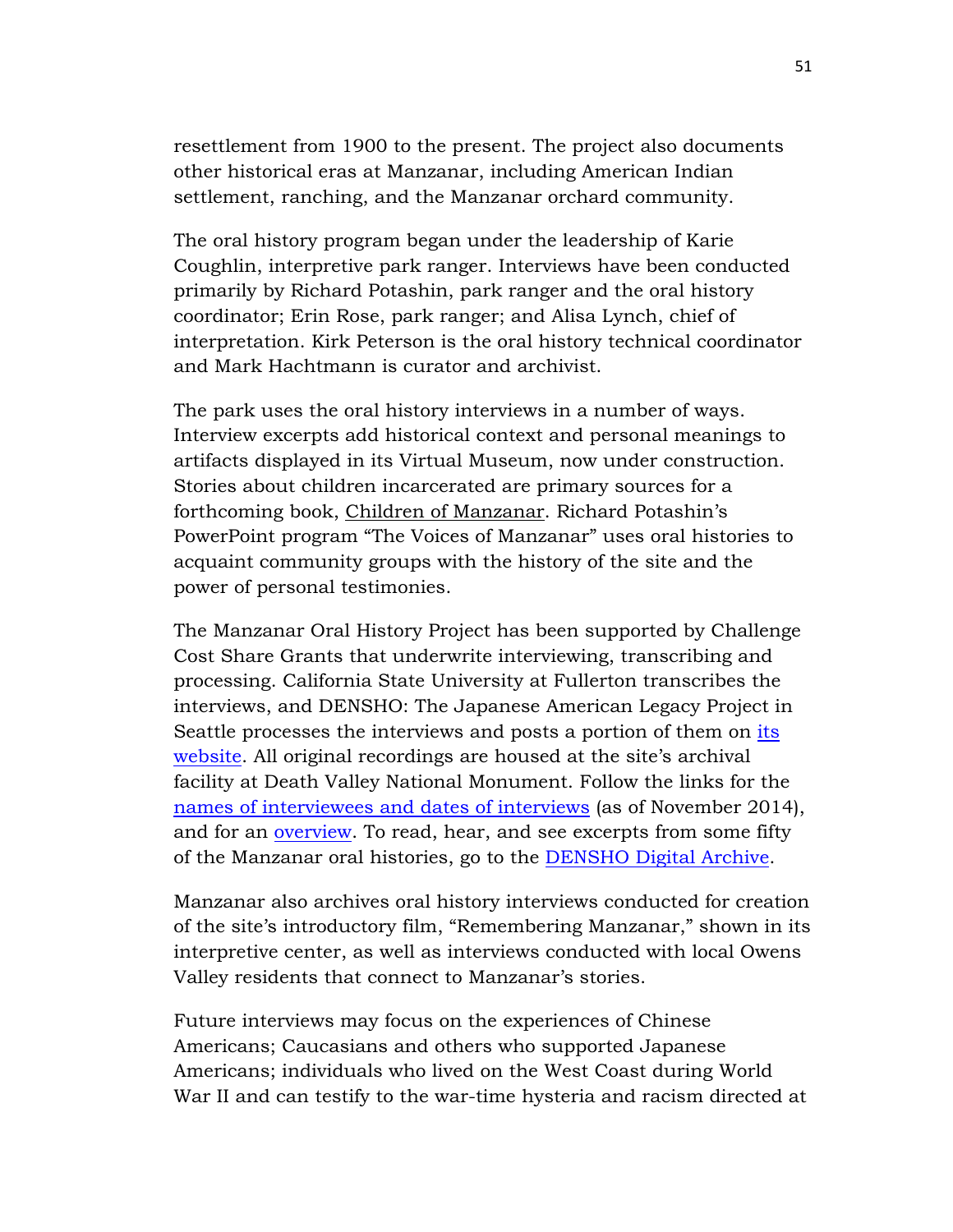resettlement from 1900 to the present. The project also documents other historical eras at Manzanar, including American Indian settlement, ranching, and the Manzanar orchard community.

The oral history program began under the leadership of Karie Coughlin, interpretive park ranger. Interviews have been conducted primarily by Richard Potashin, park ranger and the oral history coordinator; Erin Rose, park ranger; and Alisa Lynch, chief of interpretation. Kirk Peterson is the oral history technical coordinator and Mark Hachtmann is curator and archivist.

The park uses the oral history interviews in a number of ways. Interview excerpts add historical context and personal meanings to artifacts displayed in its Virtual Museum, now under construction. Stories about children incarcerated are primary sources for a forthcoming book, Children of Manzanar. Richard Potashin's PowerPoint program "The Voices of Manzanar" uses oral histories to acquaint community groups with the history of the site and the power of personal testimonies.

The Manzanar Oral History Project has been supported by Challenge Cost Share Grants that underwrite interviewing, transcribing and processing. California State University at Fullerton transcribes the interviews, and DENSHO: The Japanese American Legacy Project in Seattle processes the interviews and posts a portion of them on its website. All original recordings are housed at the site's archival facility at Death Valley National Monument. Follow the links for the names of interviewees and dates of interviews (as of November 2014), and for an overview. To read, hear, and see excerpts from some fifty of the Manzanar oral histories, go to the DENSHO Digital Archive.

Manzanar also archives oral history interviews conducted for creation of the site's introductory film, "Remembering Manzanar," shown in its interpretive center, as well as interviews conducted with local Owens Valley residents that connect to Manzanar's stories.

Future interviews may focus on the experiences of Chinese Americans; Caucasians and others who supported Japanese Americans; individuals who lived on the West Coast during World War II and can testify to the war-time hysteria and racism directed at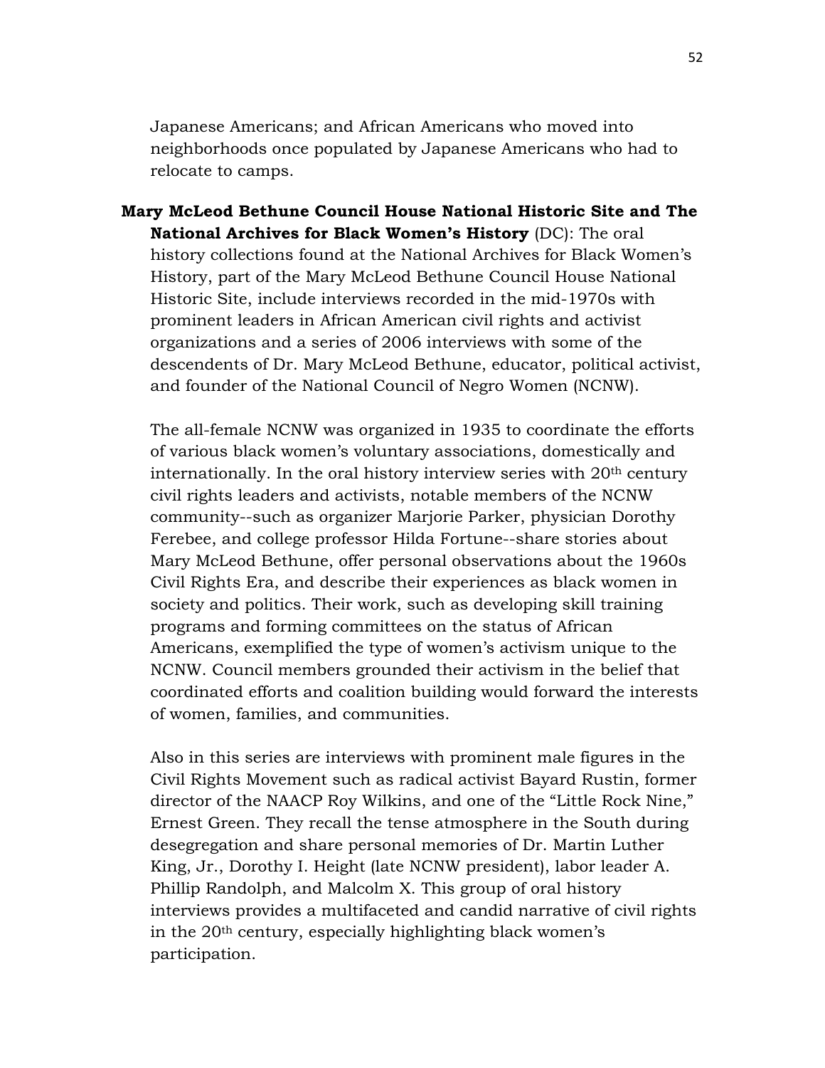Japanese Americans; and African Americans who moved into neighborhoods once populated by Japanese Americans who had to relocate to camps.

**Mary McLeod Bethune Council House National Historic Site and The National Archives for Black Women's History** (DC): The oral history collections found at the National Archives for Black Women's History, part of the Mary McLeod Bethune Council House National Historic Site, include interviews recorded in the mid-1970s with prominent leaders in African American civil rights and activist organizations and a series of 2006 interviews with some of the descendents of Dr. Mary McLeod Bethune, educator, political activist, and founder of the National Council of Negro Women (NCNW).

The all-female NCNW was organized in 1935 to coordinate the efforts of various black women's voluntary associations, domestically and internationally. In the oral history interview series with 20th century civil rights leaders and activists, notable members of the NCNW community--such as organizer Marjorie Parker, physician Dorothy Ferebee, and college professor Hilda Fortune--share stories about Mary McLeod Bethune, offer personal observations about the 1960s Civil Rights Era, and describe their experiences as black women in society and politics. Their work, such as developing skill training programs and forming committees on the status of African Americans, exemplified the type of women's activism unique to the NCNW. Council members grounded their activism in the belief that coordinated efforts and coalition building would forward the interests of women, families, and communities.

Also in this series are interviews with prominent male figures in the Civil Rights Movement such as radical activist Bayard Rustin, former director of the NAACP Roy Wilkins, and one of the "Little Rock Nine," Ernest Green. They recall the tense atmosphere in the South during desegregation and share personal memories of Dr. Martin Luther King, Jr., Dorothy I. Height (late NCNW president), labor leader A. Phillip Randolph, and Malcolm X. This group of oral history interviews provides a multifaceted and candid narrative of civil rights in the 20th century, especially highlighting black women's participation.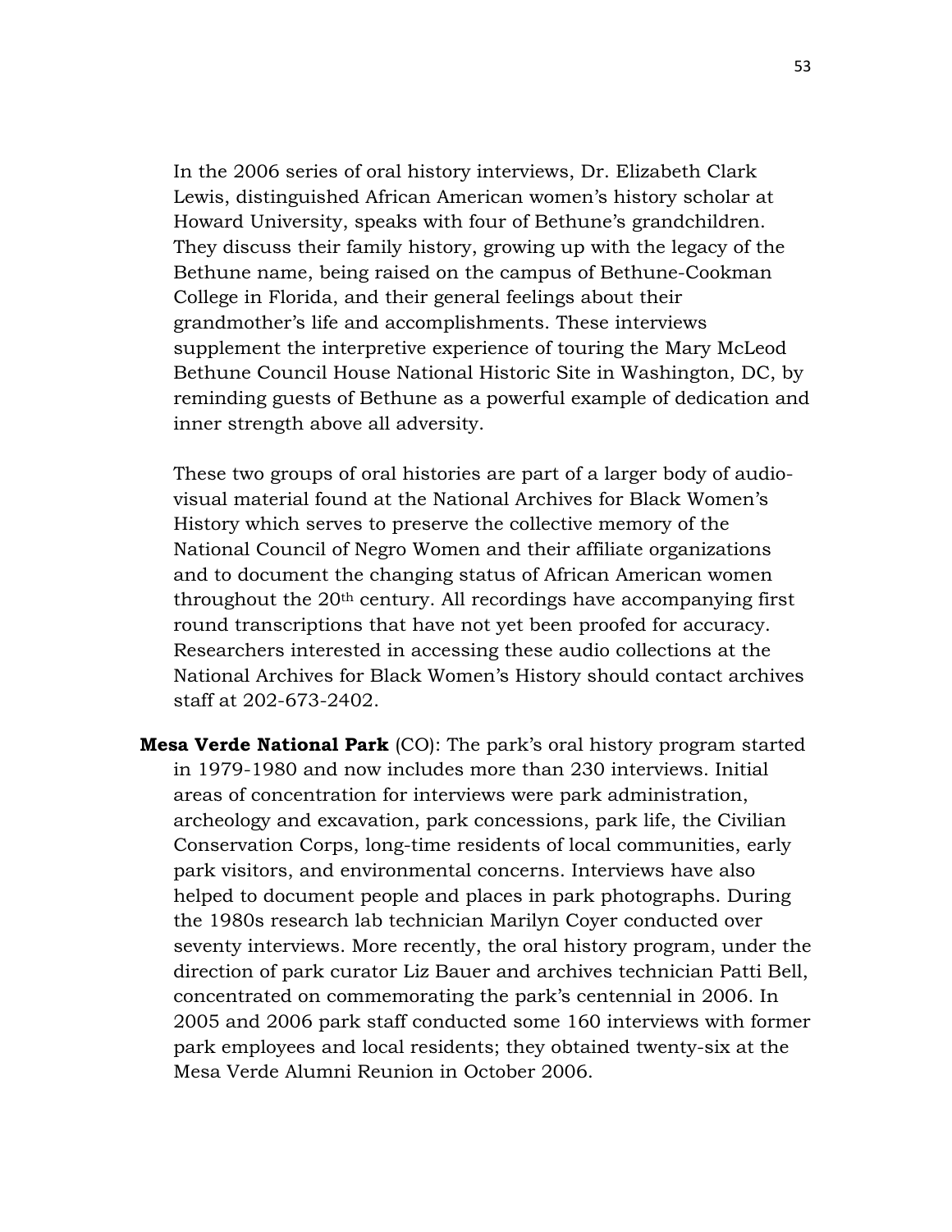In the 2006 series of oral history interviews, Dr. Elizabeth Clark Lewis, distinguished African American women's history scholar at Howard University, speaks with four of Bethune's grandchildren. They discuss their family history, growing up with the legacy of the Bethune name, being raised on the campus of Bethune-Cookman College in Florida, and their general feelings about their grandmother's life and accomplishments. These interviews supplement the interpretive experience of touring the Mary McLeod Bethune Council House National Historic Site in Washington, DC, by reminding guests of Bethune as a powerful example of dedication and inner strength above all adversity.

These two groups of oral histories are part of a larger body of audio-visual material found at the National Archives for Black Women's History which serves to preserve the collective memory of the National Council of Negro Women and their affiliate organizations and to document the changing status of African American women throughout the 20th century. All recordings have accompanying first round transcriptions that have not yet been proofed for accuracy. Researchers interested in accessing these audio collections at the National Archives for Black Women's History should contact archives staff at 202-673-2402.

**Mesa Verde National Park** (CO): The park's oral history program started in 1979-1980 and now includes more than 230 interviews. Initial areas of concentration for interviews were park administration, archeology and excavation, park concessions, park life, the Civilian Conservation Corps, long-time residents of local communities, early park visitors, and environmental concerns. Interviews have also helped to document people and places in park photographs. During the 1980s research lab technician Marilyn Coyer conducted over seventy interviews. More recently, the oral history program, under the direction of park curator Liz Bauer and archives technician Patti Bell, concentrated on commemorating the park's centennial in 2006. In 2005 and 2006 park staff conducted some 160 interviews with former park employees and local residents; they obtained twenty-six at the Mesa Verde Alumni Reunion in October 2006.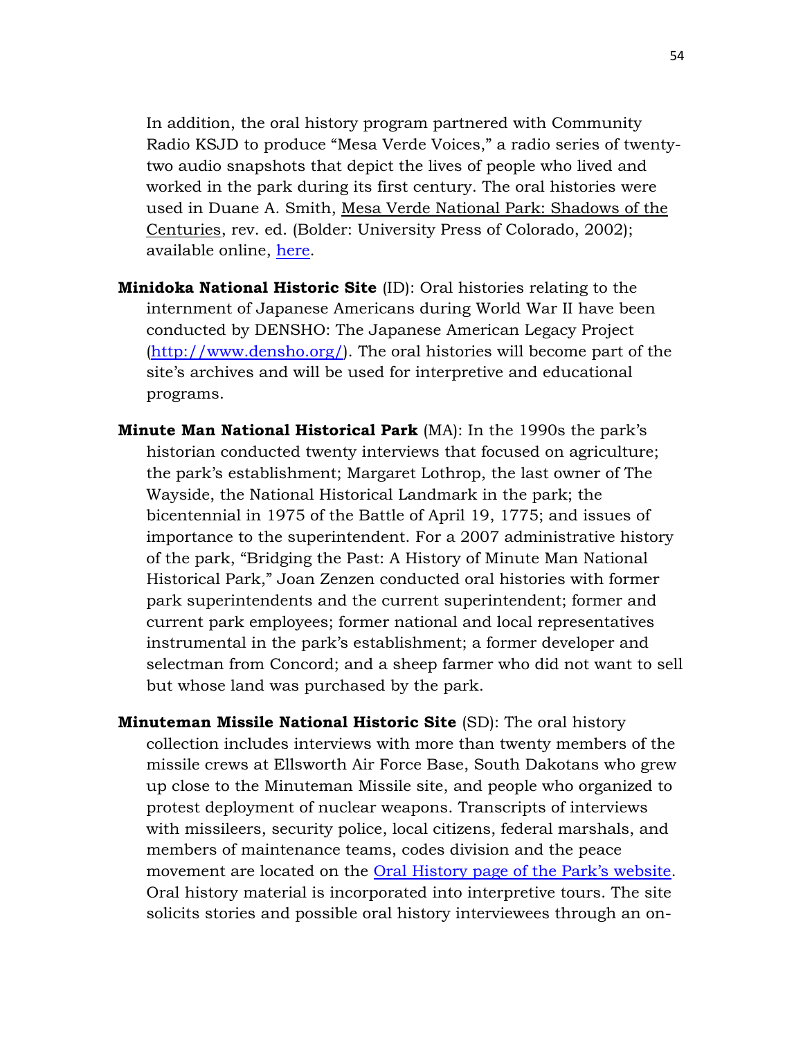In addition, the oral history program partnered with Community Radio KSJD to produce "Mesa Verde Voices," a radio series of twenty-two audio snapshots that depict the lives of people who lived and worked in the park during its first century. The oral histories were used in Duane A. Smith, Mesa Verde National Park: Shadows of the Centuries, rev. ed. (Bolder: University Press of Colorado, 2002); available online, here.

**Minidoka National Historic Site** (ID): Oral histories relating to the internment of Japanese Americans during World War II have been conducted by DENSHO: The Japanese American Legacy Project (http://www.densho.org/). The oral histories will become part of the site's archives and will be used for interpretive and educational programs.

**Minute Man National Historical Park** (MA): In the 1990s the park's historian conducted twenty interviews that focused on agriculture; the park's establishment; Margaret Lothrop, the last owner of The Wayside, the National Historical Landmark in the park; the bicentennial in 1975 of the Battle of April 19, 1775; and issues of importance to the superintendent. For a 2007 administrative history of the park, "Bridging the Past: A History of Minute Man National Historical Park," Joan Zenzen conducted oral histories with former park superintendents and the current superintendent; former and current park employees; former national and local representatives instrumental in the park's establishment; a former developer and selectman from Concord; and a sheep farmer who did not want to sell but whose land was purchased by the park.

**Minuteman Missile National Historic Site** (SD): The oral history collection includes interviews with more than twenty members of the missile crews at Ellsworth Air Force Base, South Dakotans who grew up close to the Minuteman Missile site, and people who organized to protest deployment of nuclear weapons. Transcripts of interviews with missileers, security police, local citizens, federal marshals, and members of maintenance teams, codes division and the peace movement are located on the Oral History page of the Park's website. Oral history material is incorporated into interpretive tours. The site solicits stories and possible oral history interviewees through an on-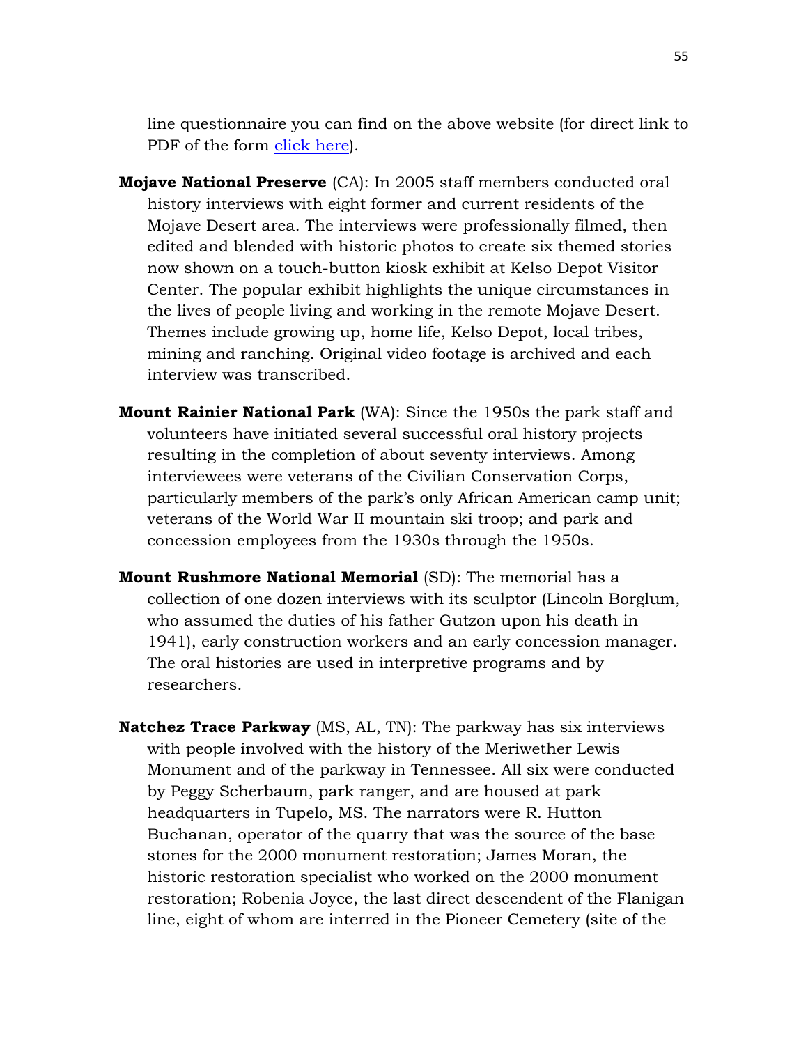line questionnaire you can find on the above website (for direct link to PDF of the form click here).

**Mojave National Preserve** (CA): In 2005 staff members conducted oral history interviews with eight former and current residents of the Mojave Desert area. The interviews were professionally filmed, then edited and blended with historic photos to create six themed stories now shown on a touch-button kiosk exhibit at Kelso Depot Visitor Center. The popular exhibit highlights the unique circumstances in the lives of people living and working in the remote Mojave Desert. Themes include growing up, home life, Kelso Depot, local tribes, mining and ranching. Original video footage is archived and each interview was transcribed.

**Mount Rainier National Park** (WA): Since the 1950s the park staff and volunteers have initiated several successful oral history projects resulting in the completion of about seventy interviews. Among interviewees were veterans of the Civilian Conservation Corps, particularly members of the park's only African American camp unit; veterans of the World War II mountain ski troop; and park and concession employees from the 1930s through the 1950s.

**Mount Rushmore National Memorial** (SD): The memorial has a collection of one dozen interviews with its sculptor (Lincoln Borglum, who assumed the duties of his father Gutzon upon his death in 1941), early construction workers and an early concession manager. The oral histories are used in interpretive programs and by researchers.

**Natchez Trace Parkway** (MS, AL, TN): The parkway has six interviews with people involved with the history of the Meriwether Lewis Monument and of the parkway in Tennessee. All six were conducted by Peggy Scherbaum, park ranger, and are housed at park headquarters in Tupelo, MS. The narrators were R. Hutton Buchanan, operator of the quarry that was the source of the base stones for the 2000 monument restoration; James Moran, the historic restoration specialist who worked on the 2000 monument restoration; Robenia Joyce, the last direct descendent of the Flanigan line, eight of whom are interred in the Pioneer Cemetery (site of the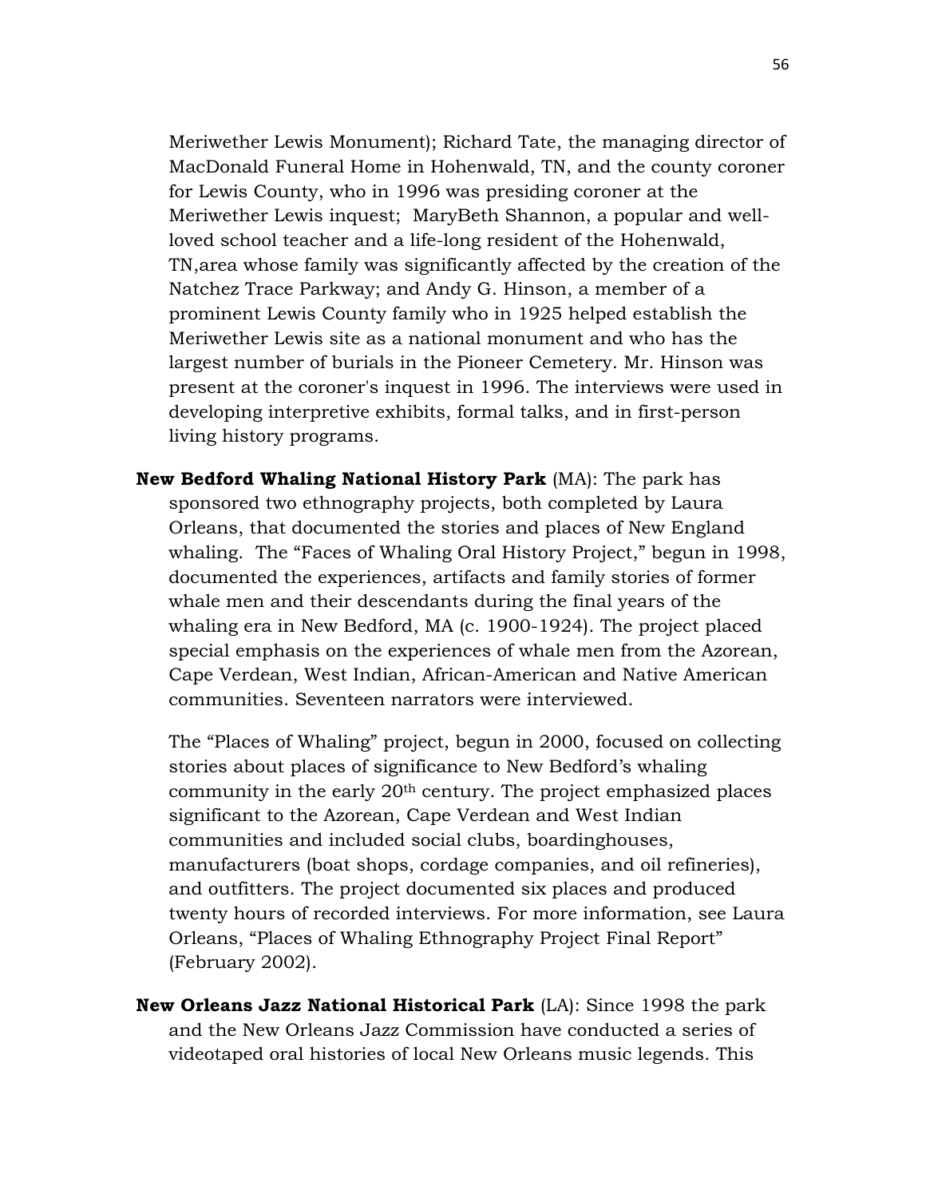Meriwether Lewis Monument); Richard Tate, the managing director of MacDonald Funeral Home in Hohenwald, TN, and the county coroner for Lewis County, who in 1996 was presiding coroner at the Meriwether Lewis inquest; MaryBeth Shannon, a popular and well-loved school teacher and a life-long resident of the Hohenwald, TN,area whose family was significantly affected by the creation of the Natchez Trace Parkway; and Andy G. Hinson, a member of a prominent Lewis County family who in 1925 helped establish the Meriwether Lewis site as a national monument and who has the largest number of burials in the Pioneer Cemetery. Mr. Hinson was present at the coroner's inquest in 1996. The interviews were used in developing interpretive exhibits, formal talks, and in first-person living history programs.

**New Bedford Whaling National History Park** (MA): The park has sponsored two ethnography projects, both completed by Laura Orleans, that documented the stories and places of New England whaling. The "Faces of Whaling Oral History Project," begun in 1998, documented the experiences, artifacts and family stories of former whale men and their descendants during the final years of the whaling era in New Bedford, MA (c. 1900-1924). The project placed special emphasis on the experiences of whale men from the Azorean, Cape Verdean, West Indian, African-American and Native American communities. Seventeen narrators were interviewed.

The "Places of Whaling" project, begun in 2000, focused on collecting stories about places of significance to New Bedford's whaling community in the early 20th century. The project emphasized places significant to the Azorean, Cape Verdean and West Indian communities and included social clubs, boardinghouses, manufacturers (boat shops, cordage companies, and oil refineries), and outfitters. The project documented six places and produced twenty hours of recorded interviews. For more information, see Laura Orleans, "Places of Whaling Ethnography Project Final Report" (February 2002).

**New Orleans Jazz National Historical Park** (LA): Since 1998 the park and the New Orleans Jazz Commission have conducted a series of videotaped oral histories of local New Orleans music legends. This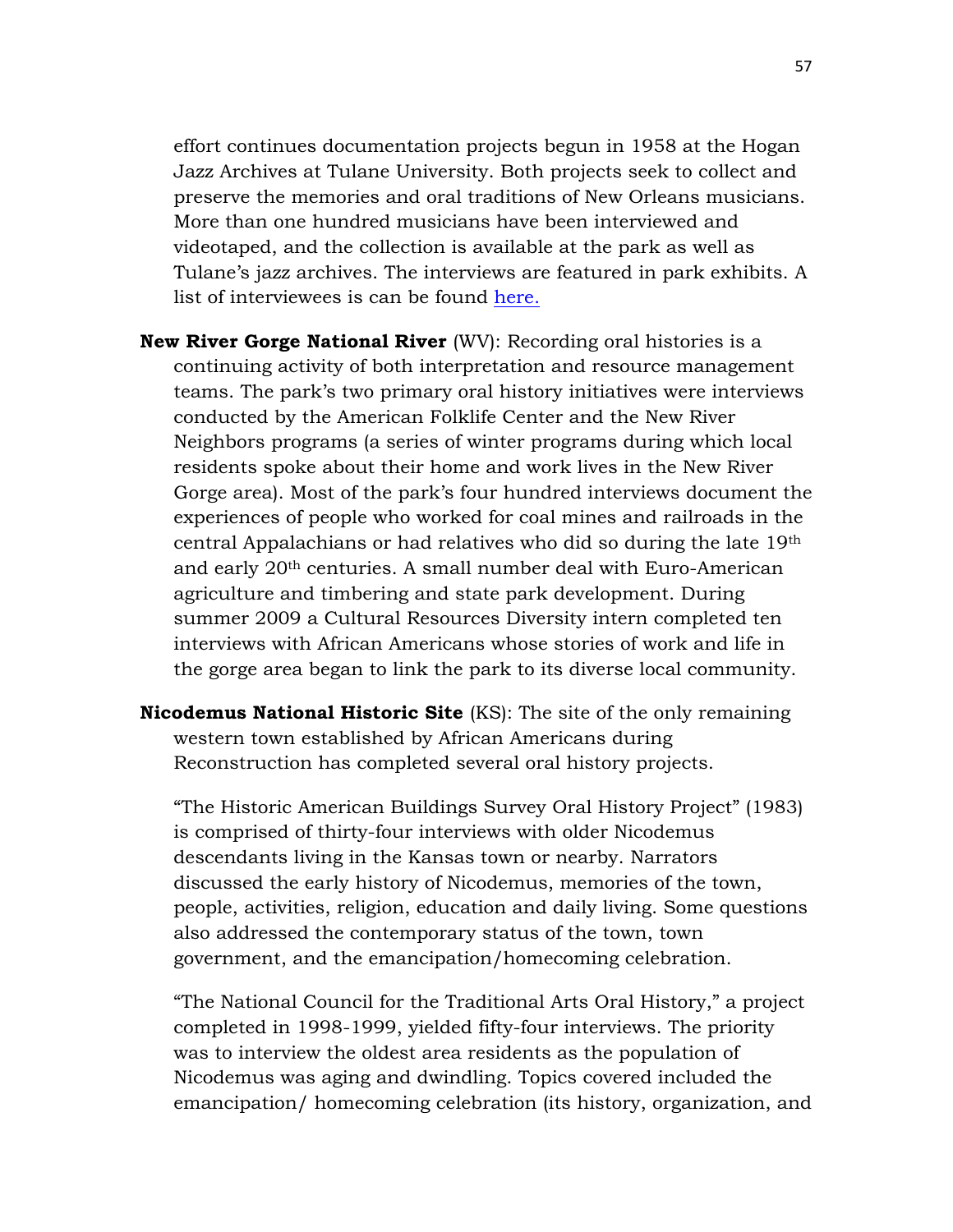effort continues documentation projects begun in 1958 at the Hogan Jazz Archives at Tulane University. Both projects seek to collect and preserve the memories and oral traditions of New Orleans musicians. More than one hundred musicians have been interviewed and videotaped, and the collection is available at the park as well as Tulane's jazz archives. The interviews are featured in park exhibits. A list of interviewees is can be found [here.]

**New River Gorge National River** (WV): Recording oral histories is a continuing activity of both interpretation and resource management teams. The park's two primary oral history initiatives were interviews conducted by the American Folklife Center and the New River Neighbors programs (a series of winter programs during which local residents spoke about their home and work lives in the New River Gorge area). Most of the park's four hundred interviews document the experiences of people who worked for coal mines and railroads in the central Appalachians or had relatives who did so during the late 19th and early 20th centuries. A small number deal with Euro-American agriculture and timbering and state park development. During summer 2009 a Cultural Resources Diversity intern completed ten interviews with African Americans whose stories of work and life in the gorge area began to link the park to its diverse local community.

**Nicodemus National Historic Site** (KS): The site of the only remaining western town established by African Americans during Reconstruction has completed several oral history projects.

"The Historic American Buildings Survey Oral History Project" (1983) is comprised of thirty-four interviews with older Nicodemus descendants living in the Kansas town or nearby. Narrators discussed the early history of Nicodemus, memories of the town, people, activities, religion, education and daily living. Some questions also addressed the contemporary status of the town, town government, and the emancipation/homecoming celebration.

"The National Council for the Traditional Arts Oral History," a project completed in 1998-1999, yielded fifty-four interviews. The priority was to interview the oldest area residents as the population of Nicodemus was aging and dwindling. Topics covered included the emancipation/ homecoming celebration (its history, organization, and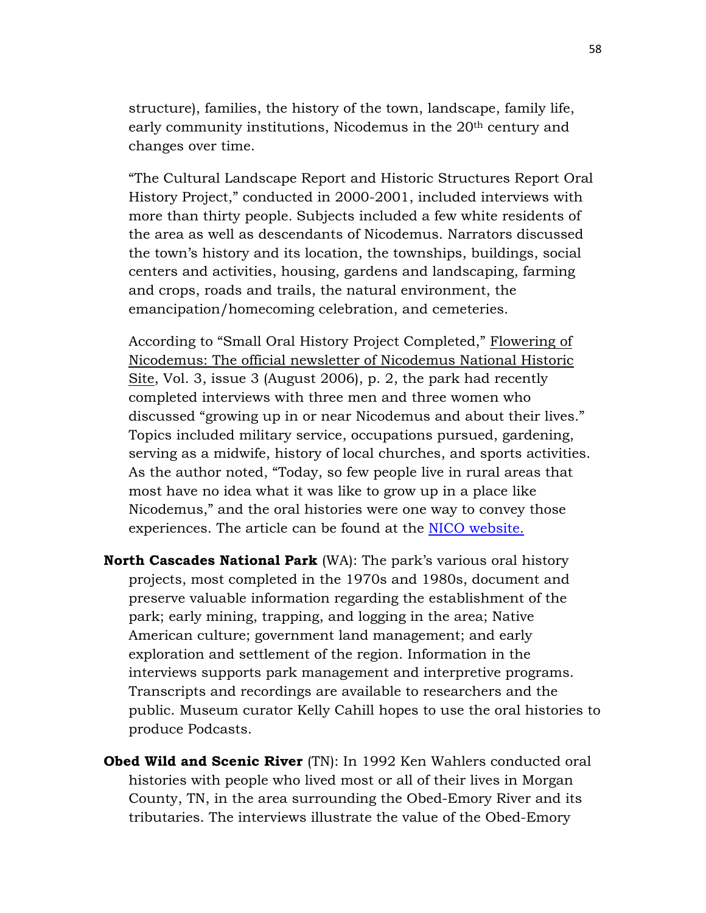structure), families, the history of the town, landscape, family life, early community institutions, Nicodemus in the 20th century and changes over time.

"The Cultural Landscape Report and Historic Structures Report Oral History Project," conducted in 2000-2001, included interviews with more than thirty people. Subjects included a few white residents of the area as well as descendants of Nicodemus. Narrators discussed the town's history and its location, the townships, buildings, social centers and activities, housing, gardens and landscaping, farming and crops, roads and trails, the natural environment, the emancipation/homecoming celebration, and cemeteries.

According to "Small Oral History Project Completed," Flowering of Nicodemus: The official newsletter of Nicodemus National Historic Site, Vol. 3, issue 3 (August 2006), p. 2, the park had recently completed interviews with three men and three women who discussed "growing up in or near Nicodemus and about their lives." Topics included military service, occupations pursued, gardening, serving as a midwife, history of local churches, and sports activities. As the author noted, "Today, so few people live in rural areas that most have no idea what it was like to grow up in a place like Nicodemus," and the oral histories were one way to convey those experiences. The article can be found at the NICO website.

**North Cascades National Park** (WA): The park's various oral history projects, most completed in the 1970s and 1980s, document and preserve valuable information regarding the establishment of the park; early mining, trapping, and logging in the area; Native American culture; government land management; and early exploration and settlement of the region. Information in the interviews supports park management and interpretive programs. Transcripts and recordings are available to researchers and the public. Museum curator Kelly Cahill hopes to use the oral histories to produce Podcasts.

**Obed Wild and Scenic River** (TN): In 1992 Ken Wahlers conducted oral histories with people who lived most or all of their lives in Morgan County, TN, in the area surrounding the Obed-Emory River and its tributaries. The interviews illustrate the value of the Obed-Emory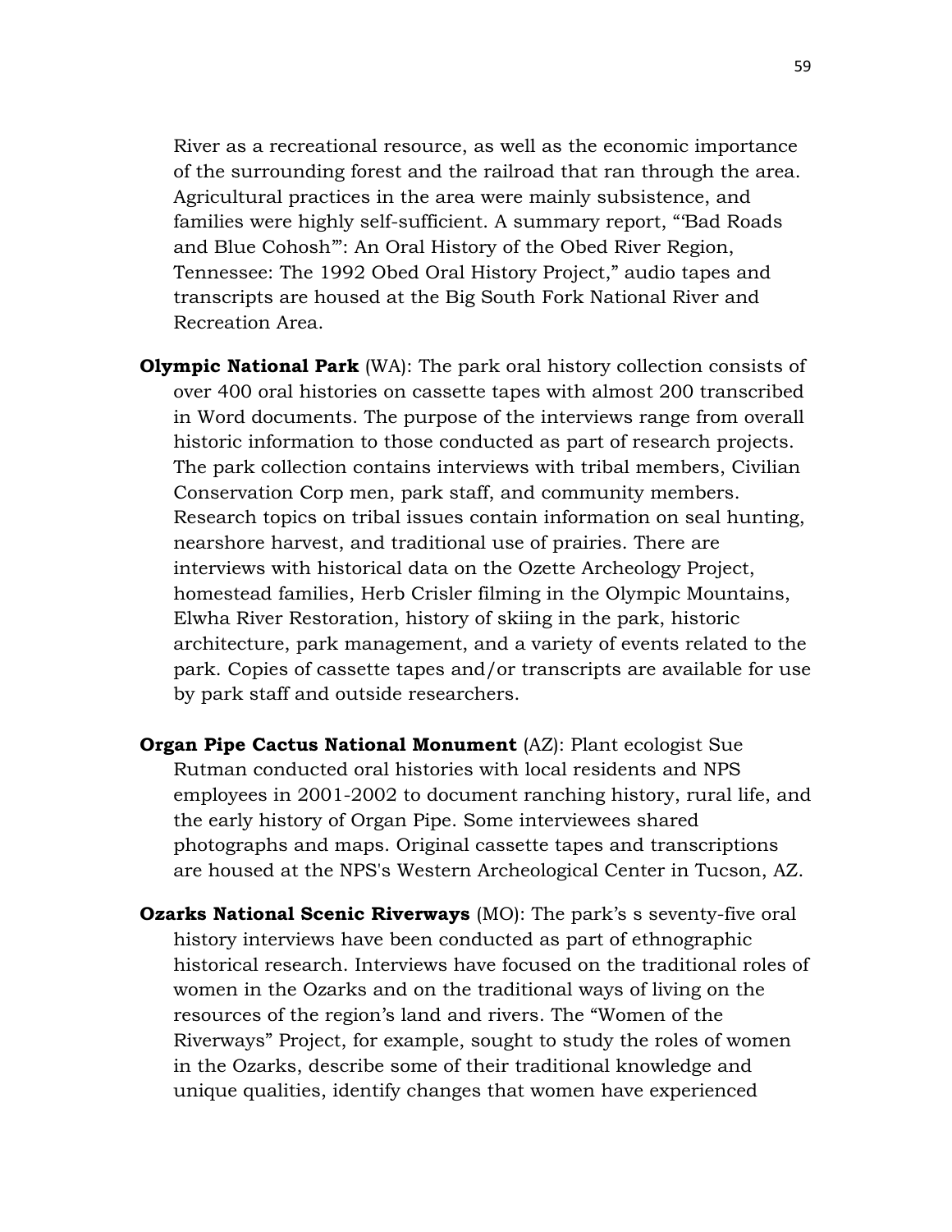River as a recreational resource, as well as the economic importance of the surrounding forest and the railroad that ran through the area. Agricultural practices in the area were mainly subsistence, and families were highly self-sufficient. A summary report, "'Bad Roads and Blue Cohosh'": An Oral History of the Obed River Region, Tennessee: The 1992 Obed Oral History Project," audio tapes and transcripts are housed at the Big South Fork National River and Recreation Area.

**Olympic National Park** (WA): The park oral history collection consists of over 400 oral histories on cassette tapes with almost 200 transcribed in Word documents. The purpose of the interviews range from overall historic information to those conducted as part of research projects. The park collection contains interviews with tribal members, Civilian Conservation Corp men, park staff, and community members. Research topics on tribal issues contain information on seal hunting, nearshore harvest, and traditional use of prairies. There are interviews with historical data on the Ozette Archeology Project, homestead families, Herb Crisler filming in the Olympic Mountains, Elwha River Restoration, history of skiing in the park, historic architecture, park management, and a variety of events related to the park. Copies of cassette tapes and/or transcripts are available for use by park staff and outside researchers.

**Organ Pipe Cactus National Monument** (AZ): Plant ecologist Sue Rutman conducted oral histories with local residents and NPS employees in 2001-2002 to document ranching history, rural life, and the early history of Organ Pipe. Some interviewees shared photographs and maps. Original cassette tapes and transcriptions are housed at the NPS's Western Archeological Center in Tucson, AZ.

**Ozarks National Scenic Riverways** (MO): The park's s seventy-five oral history interviews have been conducted as part of ethnographic historical research. Interviews have focused on the traditional roles of women in the Ozarks and on the traditional ways of living on the resources of the region's land and rivers. The "Women of the Riverways" Project, for example, sought to study the roles of women in the Ozarks, describe some of their traditional knowledge and unique qualities, identify changes that women have experienced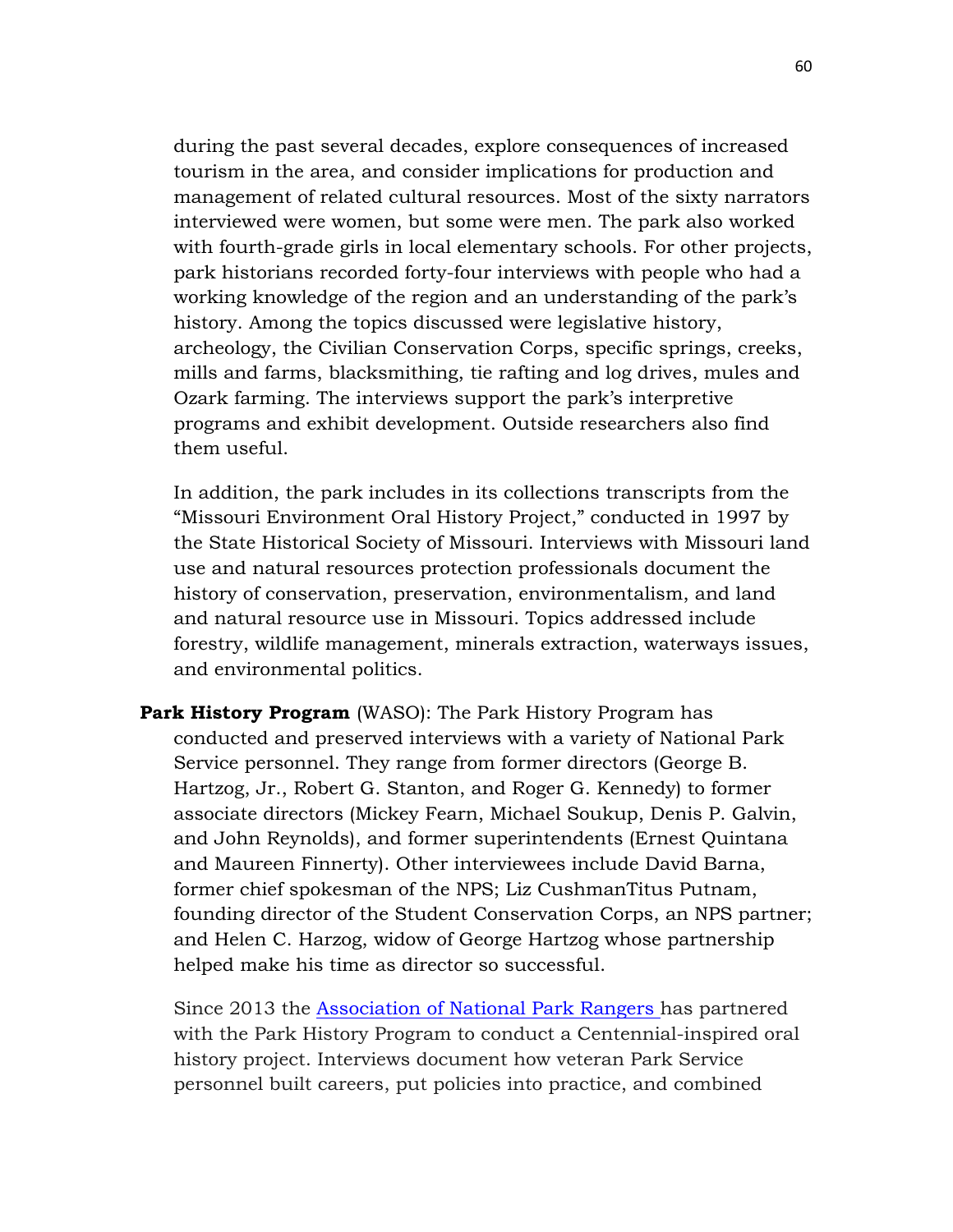during the past several decades, explore consequences of increased tourism in the area, and consider implications for production and management of related cultural resources. Most of the sixty narrators interviewed were women, but some were men. The park also worked with fourth-grade girls in local elementary schools. For other projects, park historians recorded forty-four interviews with people who had a working knowledge of the region and an understanding of the park's history. Among the topics discussed were legislative history, archeology, the Civilian Conservation Corps, specific springs, creeks, mills and farms, blacksmithing, tie rafting and log drives, mules and Ozark farming. The interviews support the park's interpretive programs and exhibit development. Outside researchers also find them useful.

In addition, the park includes in its collections transcripts from the "Missouri Environment Oral History Project," conducted in 1997 by the State Historical Society of Missouri. Interviews with Missouri land use and natural resources protection professionals document the history of conservation, preservation, environmentalism, and land and natural resource use in Missouri. Topics addressed include forestry, wildlife management, minerals extraction, waterways issues, and environmental politics.

**Park History Program** (WASO): The Park History Program has conducted and preserved interviews with a variety of National Park Service personnel. They range from former directors (George B. Hartzog, Jr., Robert G. Stanton, and Roger G. Kennedy) to former associate directors (Mickey Fearn, Michael Soukup, Denis P. Galvin, and John Reynolds), and former superintendents (Ernest Quintana and Maureen Finnerty). Other interviewees include David Barna, former chief spokesman of the NPS; Liz CushmanTitus Putnam, founding director of the Student Conservation Corps, an NPS partner; and Helen C. Harzog, widow of George Hartzog whose partnership helped make his time as director so successful.

Since 2013 the [Association of National Park Rangers](#) has partnered with the Park History Program to conduct a Centennial-inspired oral history project. Interviews document how veteran Park Service personnel built careers, put policies into practice, and combined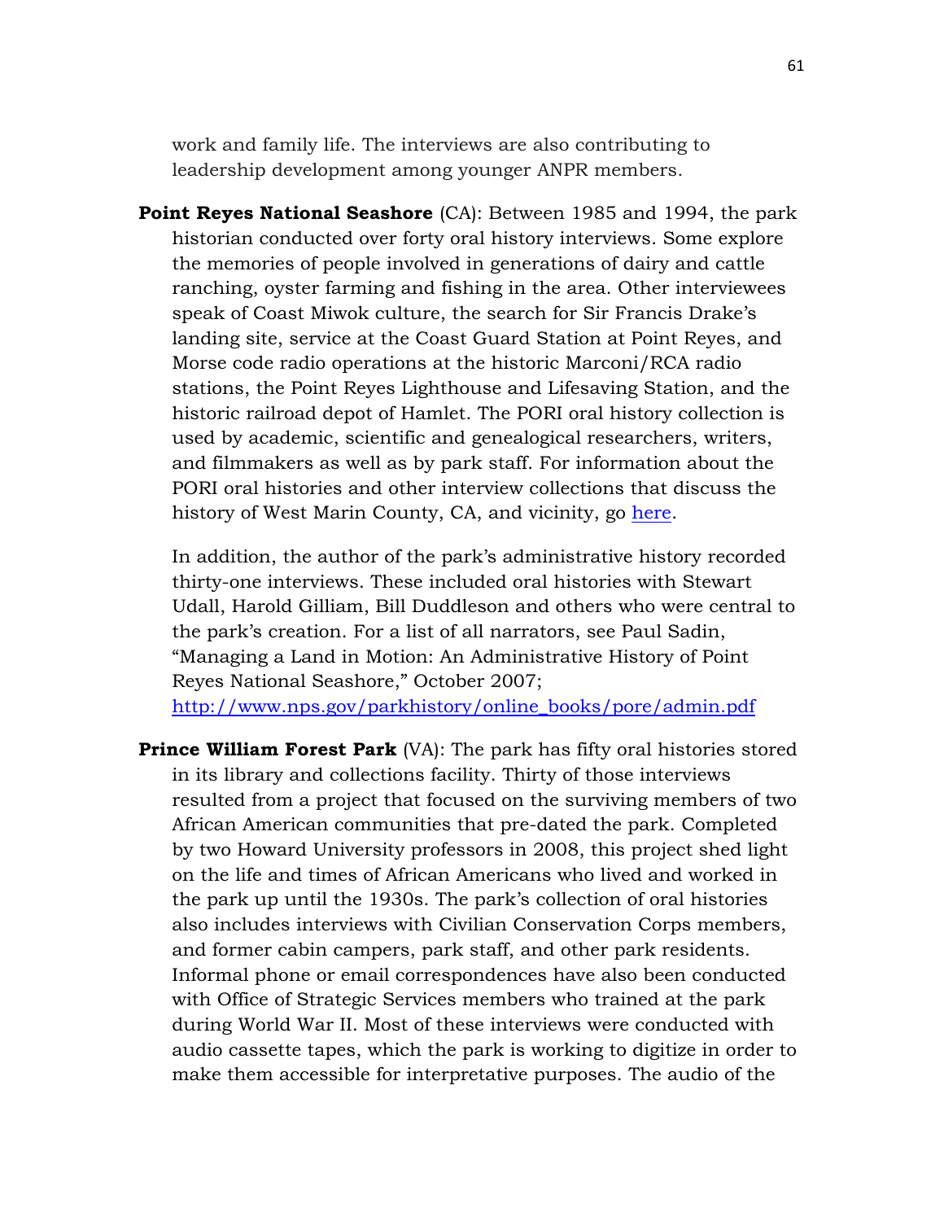work and family life. The interviews are also contributing to leadership development among younger ANPR members.

**Point Reyes National Seashore** (CA): Between 1985 and 1994, the park historian conducted over forty oral history interviews. Some explore the memories of people involved in generations of dairy and cattle ranching, oyster farming and fishing in the area. Other interviewees speak of Coast Miwok culture, the search for Sir Francis Drake's landing site, service at the Coast Guard Station at Point Reyes, and Morse code radio operations at the historic Marconi/RCA radio stations, the Point Reyes Lighthouse and Lifesaving Station, and the historic railroad depot of Hamlet. The PORI oral history collection is used by academic, scientific and genealogical researchers, writers, and filmmakers as well as by park staff. For information about the PORI oral histories and other interview collections that discuss the history of West Marin County, CA, and vicinity, go here.

In addition, the author of the park's administrative history recorded thirty-one interviews. These included oral histories with Stewart Udall, Harold Gilliam, Bill Duddleson and others who were central to the park's creation. For a list of all narrators, see Paul Sadin, "Managing a Land in Motion: An Administrative History of Point Reyes National Seashore," October 2007; http://www.nps.gov/parkhistory/online_books/pore/admin.pdf

**Prince William Forest Park** (VA): The park has fifty oral histories stored in its library and collections facility. Thirty of those interviews resulted from a project that focused on the surviving members of two African American communities that pre-dated the park. Completed by two Howard University professors in 2008, this project shed light on the life and times of African Americans who lived and worked in the park up until the 1930s. The park's collection of oral histories also includes interviews with Civilian Conservation Corps members, and former cabin campers, park staff, and other park residents. Informal phone or email correspondences have also been conducted with Office of Strategic Services members who trained at the park during World War II. Most of these interviews were conducted with audio cassette tapes, which the park is working to digitize in order to make them accessible for interpretative purposes. The audio of the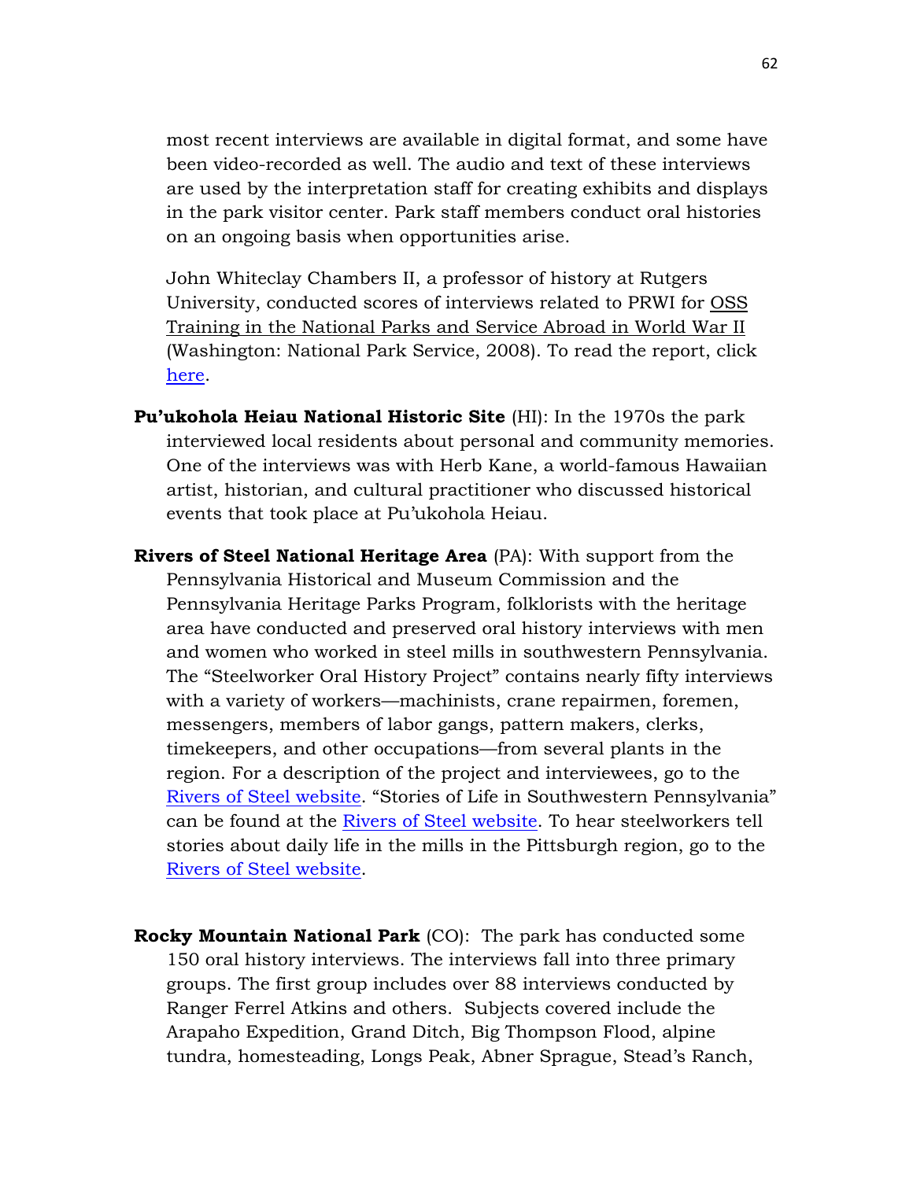most recent interviews are available in digital format, and some have been video-recorded as well. The audio and text of these interviews are used by the interpretation staff for creating exhibits and displays in the park visitor center. Park staff members conduct oral histories on an ongoing basis when opportunities arise.

John Whiteclay Chambers II, a professor of history at Rutgers University, conducted scores of interviews related to PRWI for OSS Training in the National Parks and Service Abroad in World War II (Washington: National Park Service, 2008). To read the report, click here.

**Pu'ukohola Heiau National Historic Site** (HI): In the 1970s the park interviewed local residents about personal and community memories. One of the interviews was with Herb Kane, a world-famous Hawaiian artist, historian, and cultural practitioner who discussed historical events that took place at Pu'ukohola Heiau.

**Rivers of Steel National Heritage Area** (PA): With support from the Pennsylvania Historical and Museum Commission and the Pennsylvania Heritage Parks Program, folklorists with the heritage area have conducted and preserved oral history interviews with men and women who worked in steel mills in southwestern Pennsylvania. The "Steelworker Oral History Project" contains nearly fifty interviews with a variety of workers—machinists, crane repairmen, foremen, messengers, members of labor gangs, pattern makers, clerks, timekeepers, and other occupations—from several plants in the region. For a description of the project and interviewees, go to the Rivers of Steel website. "Stories of Life in Southwestern Pennsylvania" can be found at the Rivers of Steel website. To hear steelworkers tell stories about daily life in the mills in the Pittsburgh region, go to the Rivers of Steel website.

**Rocky Mountain National Park** (CO): The park has conducted some 150 oral history interviews. The interviews fall into three primary groups. The first group includes over 88 interviews conducted by Ranger Ferrel Atkins and others. Subjects covered include the Arapaho Expedition, Grand Ditch, Big Thompson Flood, alpine tundra, homesteading, Longs Peak, Abner Sprague, Stead's Ranch,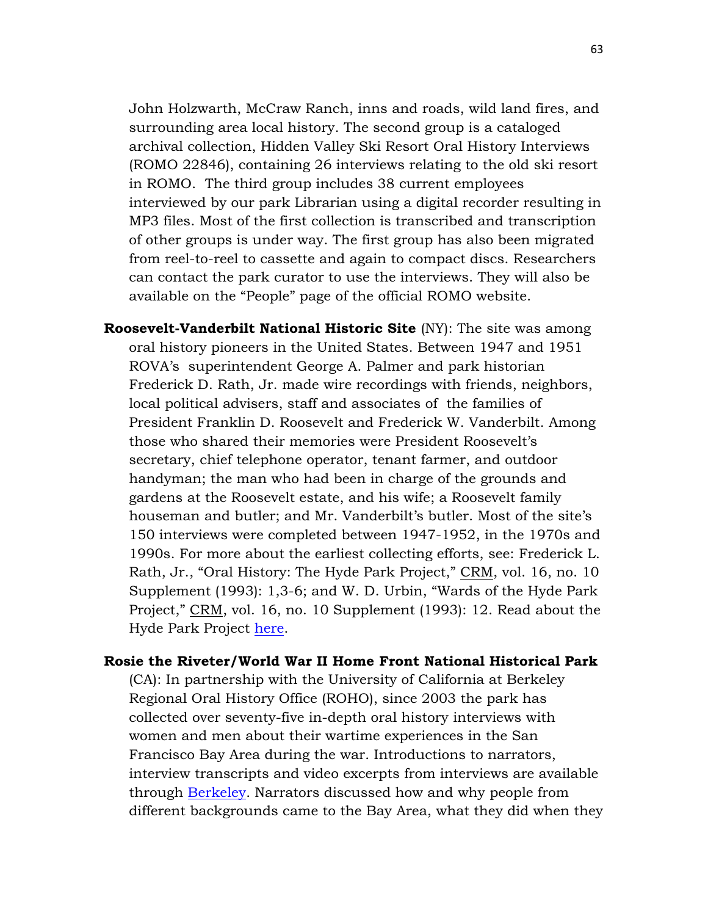John Holzwarth, McCraw Ranch, inns and roads, wild land fires, and surrounding area local history. The second group is a cataloged archival collection, Hidden Valley Ski Resort Oral History Interviews (ROMO 22846), containing 26 interviews relating to the old ski resort in ROMO. The third group includes 38 current employees interviewed by our park Librarian using a digital recorder resulting in MP3 files. Most of the first collection is transcribed and transcription of other groups is under way. The first group has also been migrated from reel-to-reel to cassette and again to compact discs. Researchers can contact the park curator to use the interviews. They will also be available on the "People" page of the official ROMO website.

**Roosevelt-Vanderbilt National Historic Site** (NY): The site was among oral history pioneers in the United States. Between 1947 and 1951 ROVA's superintendent George A. Palmer and park historian Frederick D. Rath, Jr. made wire recordings with friends, neighbors, local political advisers, staff and associates of the families of President Franklin D. Roosevelt and Frederick W. Vanderbilt. Among those who shared their memories were President Roosevelt's secretary, chief telephone operator, tenant farmer, and outdoor handyman; the man who had been in charge of the grounds and gardens at the Roosevelt estate, and his wife; a Roosevelt family houseman and butler; and Mr. Vanderbilt's butler. Most of the site's 150 interviews were completed between 1947-1952, in the 1970s and 1990s. For more about the earliest collecting efforts, see: Frederick L. Rath, Jr., "Oral History: The Hyde Park Project," CRM, vol. 16, no. 10 Supplement (1993): 1,3-6; and W. D. Urbin, "Wards of the Hyde Park Project," CRM, vol. 16, no. 10 Supplement (1993): 12. Read about the Hyde Park Project here.

**Rosie the Riveter/World War II Home Front National Historical Park** (CA): In partnership with the University of California at Berkeley Regional Oral History Office (ROHO), since 2003 the park has collected over seventy-five in-depth oral history interviews with women and men about their wartime experiences in the San Francisco Bay Area during the war. Introductions to narrators, interview transcripts and video excerpts from interviews are available through Berkeley. Narrators discussed how and why people from different backgrounds came to the Bay Area, what they did when they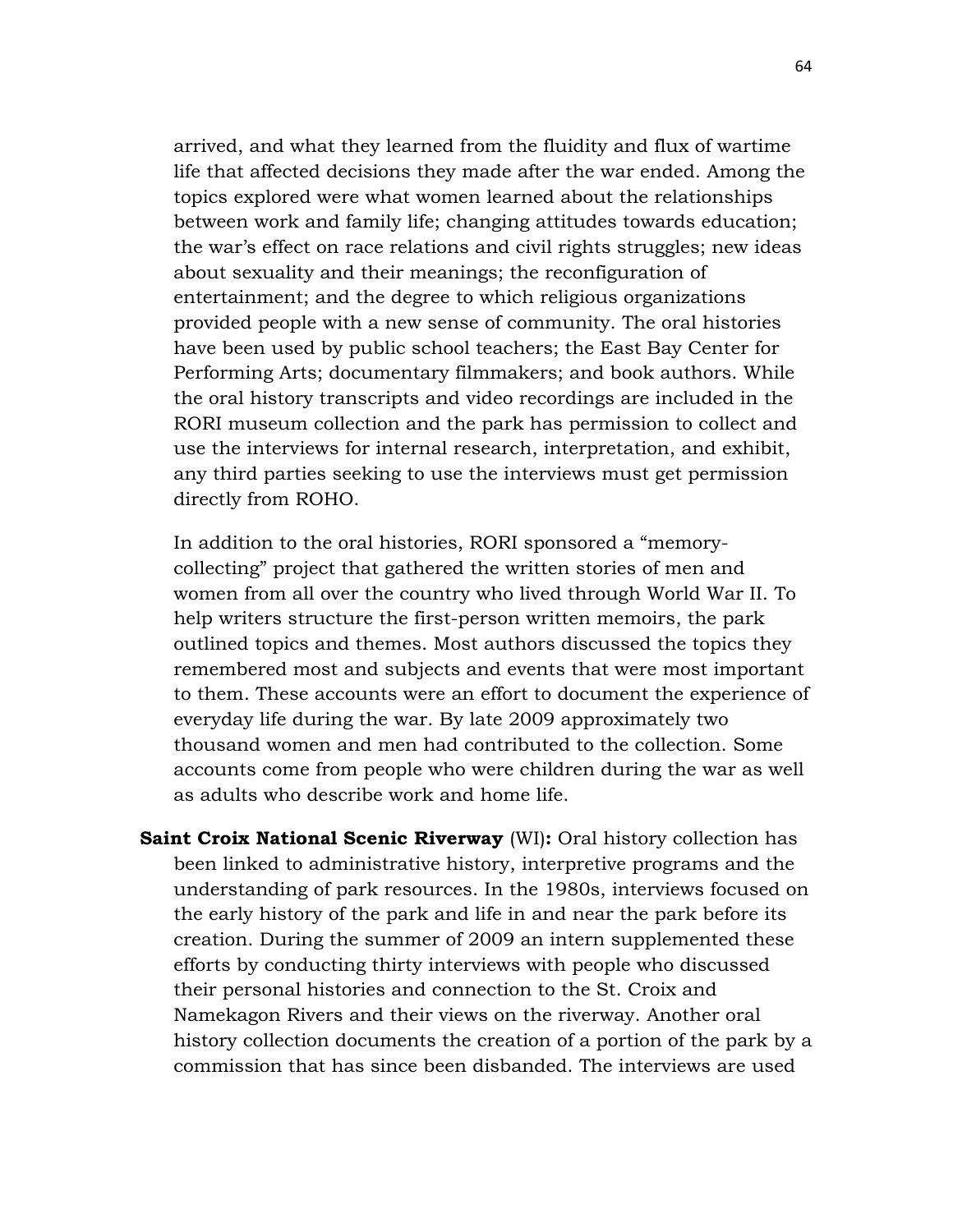arrived, and what they learned from the fluidity and flux of wartime life that affected decisions they made after the war ended. Among the topics explored were what women learned about the relationships between work and family life; changing attitudes towards education; the war's effect on race relations and civil rights struggles; new ideas about sexuality and their meanings; the reconfiguration of entertainment; and the degree to which religious organizations provided people with a new sense of community. The oral histories have been used by public school teachers; the East Bay Center for Performing Arts; documentary filmmakers; and book authors. While the oral history transcripts and video recordings are included in the RORI museum collection and the park has permission to collect and use the interviews for internal research, interpretation, and exhibit, any third parties seeking to use the interviews must get permission directly from ROHO.

In addition to the oral histories, RORI sponsored a "memory-collecting" project that gathered the written stories of men and women from all over the country who lived through World War II. To help writers structure the first-person written memoirs, the park outlined topics and themes. Most authors discussed the topics they remembered most and subjects and events that were most important to them. These accounts were an effort to document the experience of everyday life during the war. By late 2009 approximately two thousand women and men had contributed to the collection. Some accounts come from people who were children during the war as well as adults who describe work and home life.

**Saint Croix National Scenic Riverway** (WI)**:** Oral history collection has been linked to administrative history, interpretive programs and the understanding of park resources. In the 1980s, interviews focused on the early history of the park and life in and near the park before its creation. During the summer of 2009 an intern supplemented these efforts by conducting thirty interviews with people who discussed their personal histories and connection to the St. Croix and Namekagon Rivers and their views on the riverway. Another oral history collection documents the creation of a portion of the park by a commission that has since been disbanded. The interviews are used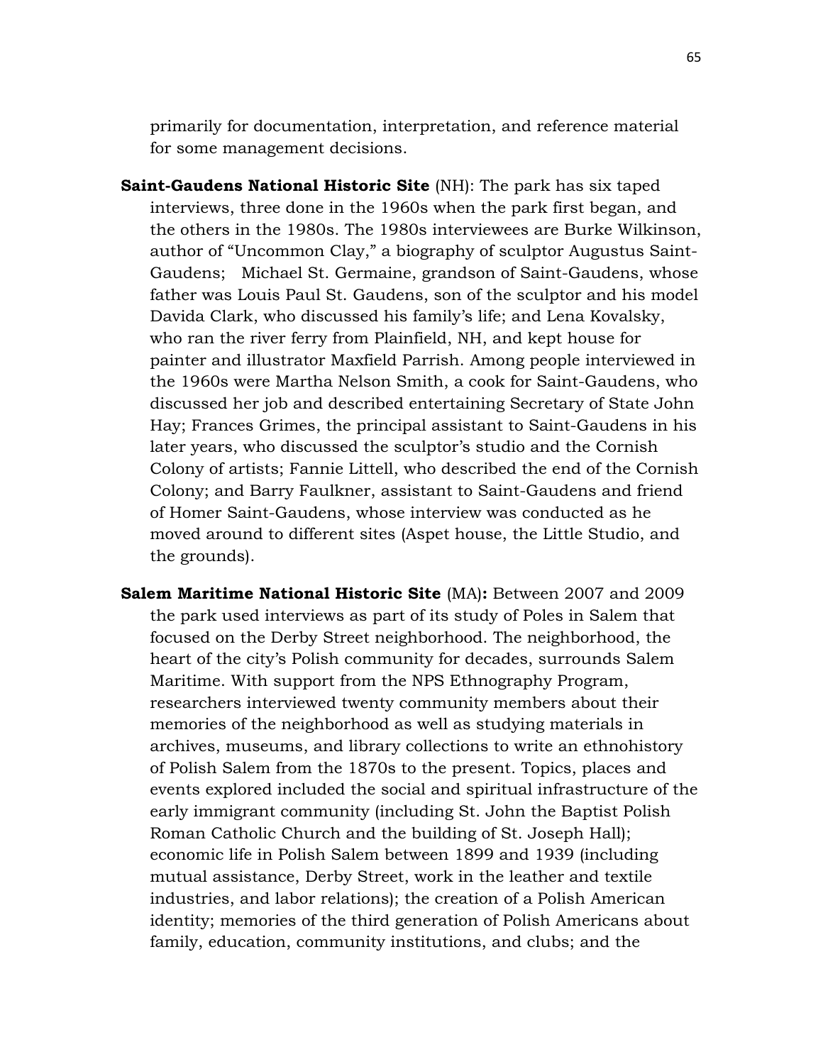primarily for documentation, interpretation, and reference material for some management decisions.

**Saint-Gaudens National Historic Site** (NH): The park has six taped interviews, three done in the 1960s when the park first began, and the others in the 1980s. The 1980s interviewees are Burke Wilkinson, author of "Uncommon Clay," a biography of sculptor Augustus Saint-Gaudens; Michael St. Germaine, grandson of Saint-Gaudens, whose father was Louis Paul St. Gaudens, son of the sculptor and his model Davida Clark, who discussed his family's life; and Lena Kovalsky, who ran the river ferry from Plainfield, NH, and kept house for painter and illustrator Maxfield Parrish. Among people interviewed in the 1960s were Martha Nelson Smith, a cook for Saint-Gaudens, who discussed her job and described entertaining Secretary of State John Hay; Frances Grimes, the principal assistant to Saint-Gaudens in his later years, who discussed the sculptor's studio and the Cornish Colony of artists; Fannie Littell, who described the end of the Cornish Colony; and Barry Faulkner, assistant to Saint-Gaudens and friend of Homer Saint-Gaudens, whose interview was conducted as he moved around to different sites (Aspet house, the Little Studio, and the grounds).

**Salem Maritime National Historic Site** (MA)**:** Between 2007 and 2009 the park used interviews as part of its study of Poles in Salem that focused on the Derby Street neighborhood. The neighborhood, the heart of the city's Polish community for decades, surrounds Salem Maritime. With support from the NPS Ethnography Program, researchers interviewed twenty community members about their memories of the neighborhood as well as studying materials in archives, museums, and library collections to write an ethnohistory of Polish Salem from the 1870s to the present. Topics, places and events explored included the social and spiritual infrastructure of the early immigrant community (including St. John the Baptist Polish Roman Catholic Church and the building of St. Joseph Hall); economic life in Polish Salem between 1899 and 1939 (including mutual assistance, Derby Street, work in the leather and textile industries, and labor relations); the creation of a Polish American identity; memories of the third generation of Polish Americans about family, education, community institutions, and clubs; and the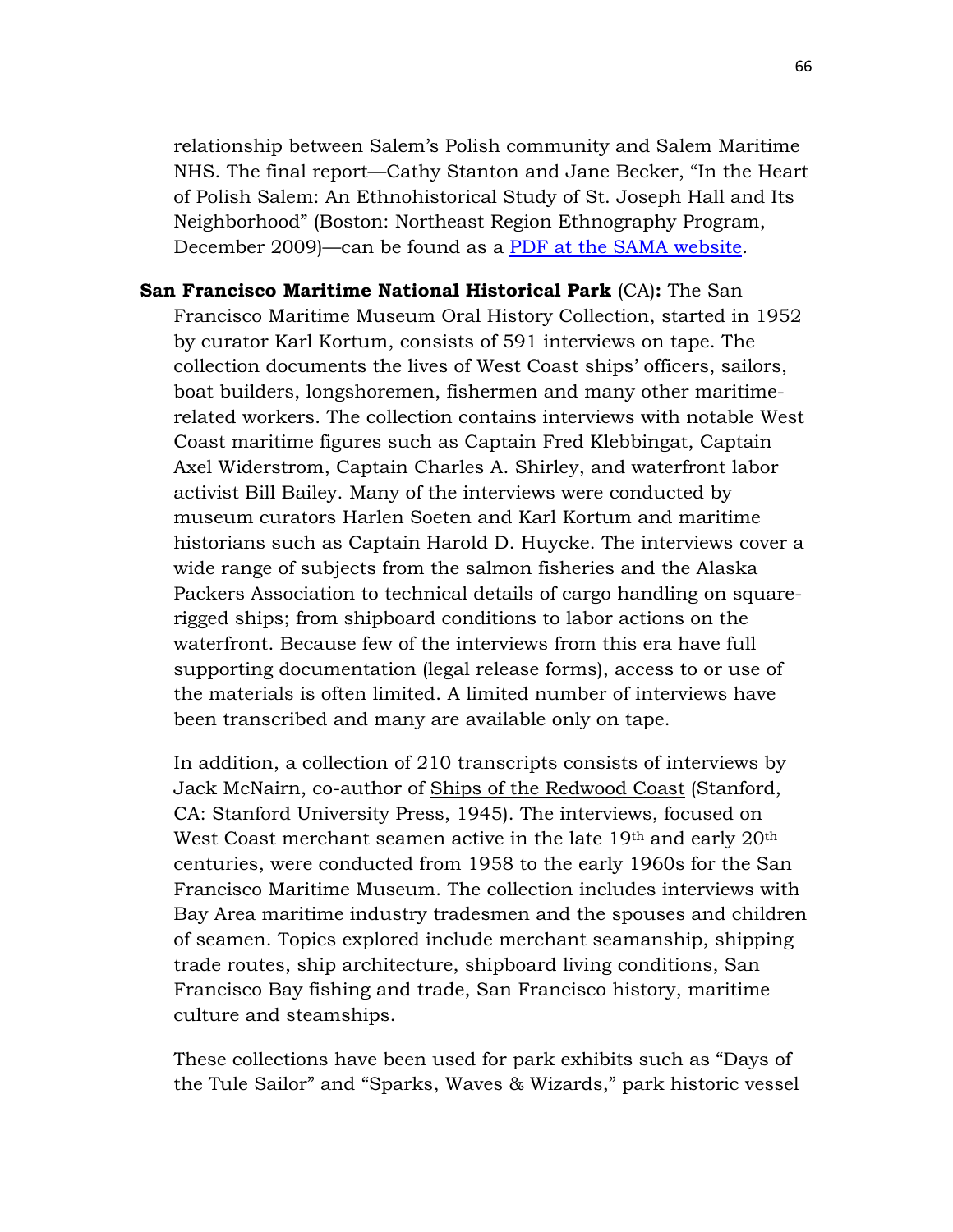relationship between Salem's Polish community and Salem Maritime NHS. The final report—Cathy Stanton and Jane Becker, "In the Heart of Polish Salem: An Ethnohistorical Study of St. Joseph Hall and Its Neighborhood" (Boston: Northeast Region Ethnography Program, December 2009)—can be found as a PDF at the SAMA website.

**San Francisco Maritime National Historical Park** (CA)**:** The San Francisco Maritime Museum Oral History Collection, started in 1952 by curator Karl Kortum, consists of 591 interviews on tape. The collection documents the lives of West Coast ships' officers, sailors, boat builders, longshoremen, fishermen and many other maritime-related workers. The collection contains interviews with notable West Coast maritime figures such as Captain Fred Klebbingat, Captain Axel Widerstrom, Captain Charles A. Shirley, and waterfront labor activist Bill Bailey. Many of the interviews were conducted by museum curators Harlen Soeten and Karl Kortum and maritime historians such as Captain Harold D. Huycke. The interviews cover a wide range of subjects from the salmon fisheries and the Alaska Packers Association to technical details of cargo handling on square-rigged ships; from shipboard conditions to labor actions on the waterfront. Because few of the interviews from this era have full supporting documentation (legal release forms), access to or use of the materials is often limited. A limited number of interviews have been transcribed and many are available only on tape.

In addition, a collection of 210 transcripts consists of interviews by Jack McNairn, co-author of Ships of the Redwood Coast (Stanford, CA: Stanford University Press, 1945). The interviews, focused on West Coast merchant seamen active in the late 19th and early 20th centuries, were conducted from 1958 to the early 1960s for the San Francisco Maritime Museum. The collection includes interviews with Bay Area maritime industry tradesmen and the spouses and children of seamen. Topics explored include merchant seamanship, shipping trade routes, ship architecture, shipboard living conditions, San Francisco Bay fishing and trade, San Francisco history, maritime culture and steamships.

These collections have been used for park exhibits such as "Days of the Tule Sailor" and "Sparks, Waves & Wizards," park historic vessel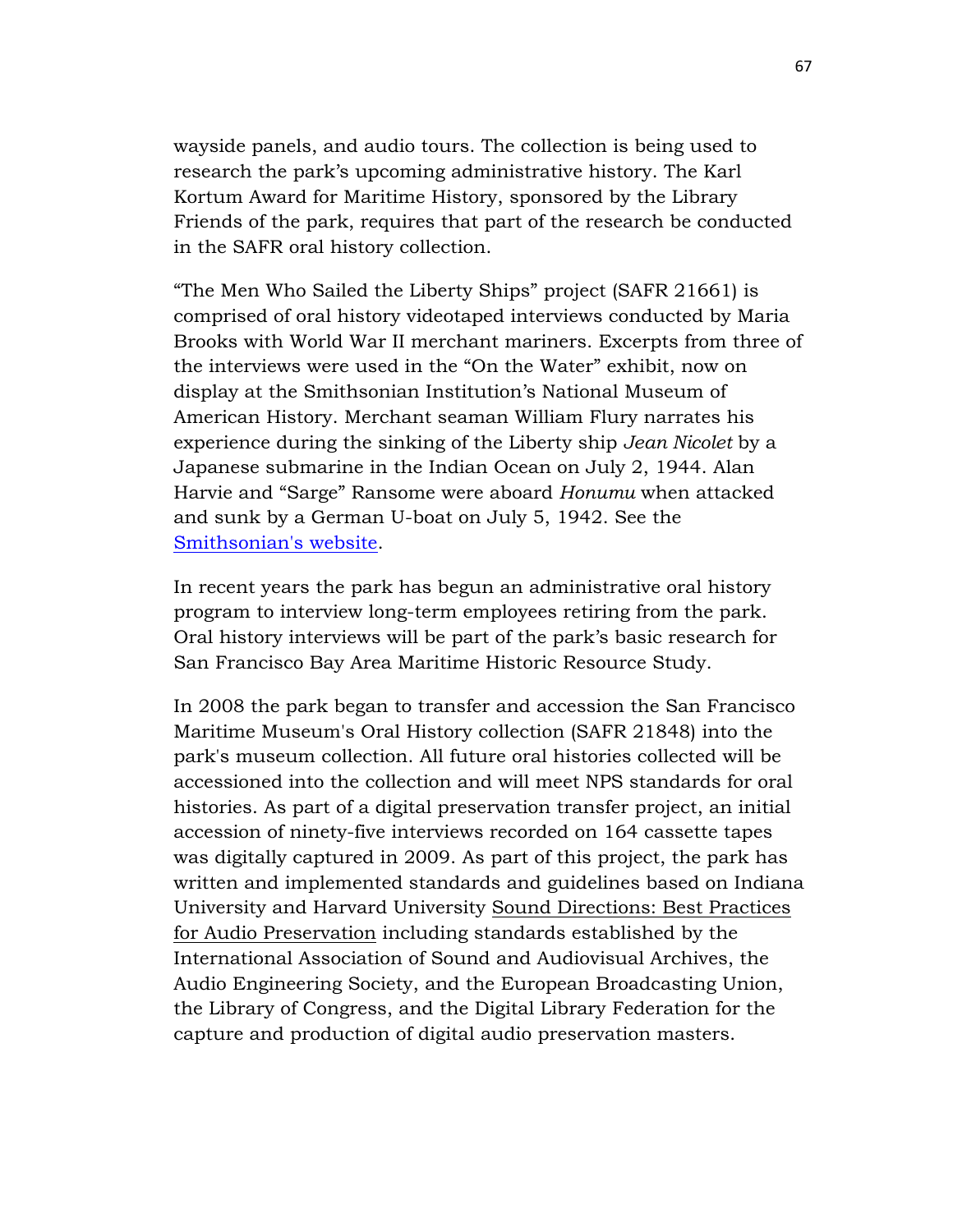wayside panels, and audio tours. The collection is being used to research the park's upcoming administrative history. The Karl Kortum Award for Maritime History, sponsored by the Library Friends of the park, requires that part of the research be conducted in the SAFR oral history collection.

"The Men Who Sailed the Liberty Ships" project (SAFR 21661) is comprised of oral history videotaped interviews conducted by Maria Brooks with World War II merchant mariners. Excerpts from three of the interviews were used in the "On the Water" exhibit, now on display at the Smithsonian Institution's National Museum of American History. Merchant seaman William Flury narrates his experience during the sinking of the Liberty ship *Jean Nicolet* by a Japanese submarine in the Indian Ocean on July 2, 1944. Alan Harvie and "Sarge" Ransome were aboard *Honumu* when attacked and sunk by a German U-boat on July 5, 1942. See the [Smithsonian's website](#).

In recent years the park has begun an administrative oral history program to interview long-term employees retiring from the park. Oral history interviews will be part of the park's basic research for San Francisco Bay Area Maritime Historic Resource Study.

In 2008 the park began to transfer and accession the San Francisco Maritime Museum's Oral History collection (SAFR 21848) into the park's museum collection. All future oral histories collected will be accessioned into the collection and will meet NPS standards for oral histories. As part of a digital preservation transfer project, an initial accession of ninety-five interviews recorded on 164 cassette tapes was digitally captured in 2009. As part of this project, the park has written and implemented standards and guidelines based on Indiana University and Harvard University <u>Sound Directions: Best Practices for Audio Preservation</u> including standards established by the International Association of Sound and Audiovisual Archives, the Audio Engineering Society, and the European Broadcasting Union, the Library of Congress, and the Digital Library Federation for the capture and production of digital audio preservation masters.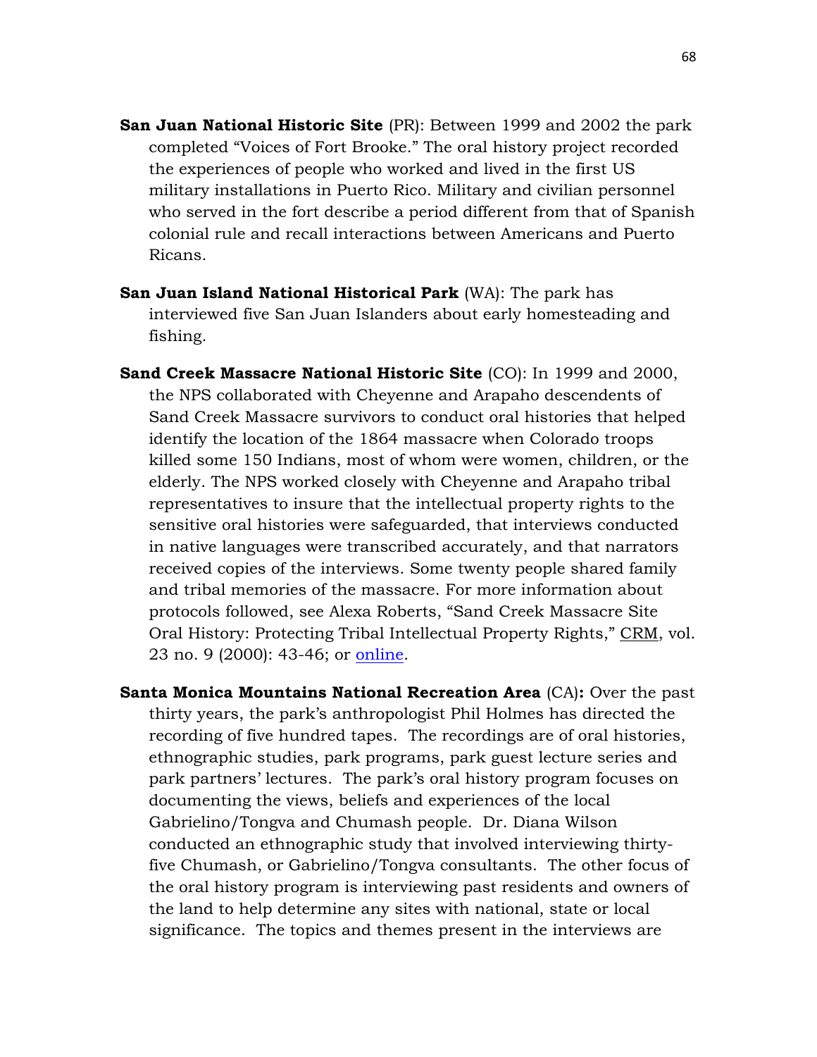**San Juan National Historic Site** (PR): Between 1999 and 2002 the park completed "Voices of Fort Brooke." The oral history project recorded the experiences of people who worked and lived in the first US military installations in Puerto Rico. Military and civilian personnel who served in the fort describe a period different from that of Spanish colonial rule and recall interactions between Americans and Puerto Ricans.

**San Juan Island National Historical Park** (WA): The park has interviewed five San Juan Islanders about early homesteading and fishing.

**Sand Creek Massacre National Historic Site** (CO): In 1999 and 2000, the NPS collaborated with Cheyenne and Arapaho descendents of Sand Creek Massacre survivors to conduct oral histories that helped identify the location of the 1864 massacre when Colorado troops killed some 150 Indians, most of whom were women, children, or the elderly. The NPS worked closely with Cheyenne and Arapaho tribal representatives to insure that the intellectual property rights to the sensitive oral histories were safeguarded, that interviews conducted in native languages were transcribed accurately, and that narrators received copies of the interviews. Some twenty people shared family and tribal memories of the massacre. For more information about protocols followed, see Alexa Roberts, "Sand Creek Massacre Site Oral History: Protecting Tribal Intellectual Property Rights," CRM, vol. 23 no. 9 (2000): 43-46; or online.

**Santa Monica Mountains National Recreation Area** (CA)**:** Over the past thirty years, the park's anthropologist Phil Holmes has directed the recording of five hundred tapes. The recordings are of oral histories, ethnographic studies, park programs, park guest lecture series and park partners' lectures. The park's oral history program focuses on documenting the views, beliefs and experiences of the local Gabrielino/Tongva and Chumash people. Dr. Diana Wilson conducted an ethnographic study that involved interviewing thirty-five Chumash, or Gabrielino/Tongva consultants. The other focus of the oral history program is interviewing past residents and owners of the land to help determine any sites with national, state or local significance. The topics and themes present in the interviews are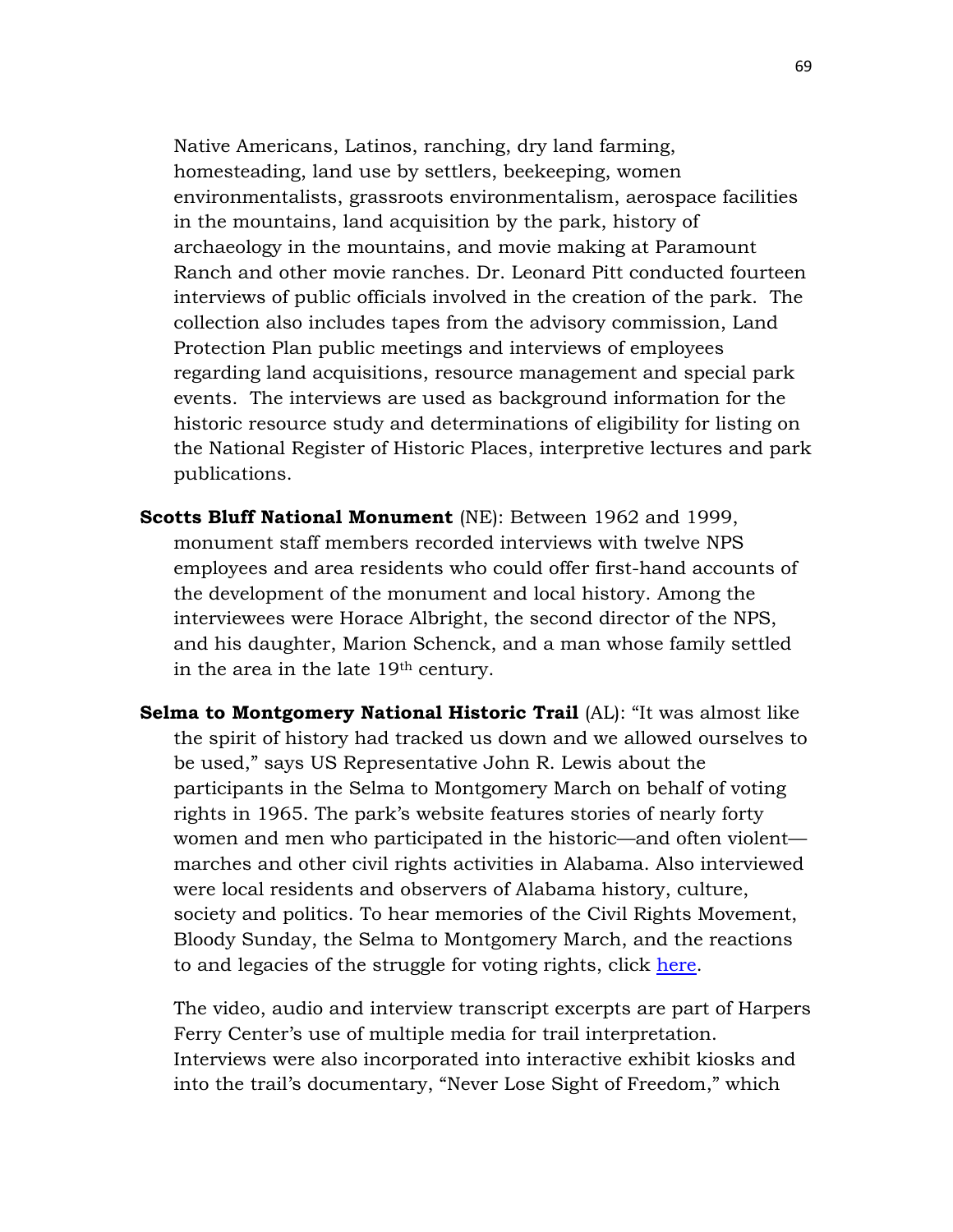Native Americans, Latinos, ranching, dry land farming, homesteading, land use by settlers, beekeeping, women environmentalists, grassroots environmentalism, aerospace facilities in the mountains, land acquisition by the park, history of archaeology in the mountains, and movie making at Paramount Ranch and other movie ranches. Dr. Leonard Pitt conducted fourteen interviews of public officials involved in the creation of the park. The collection also includes tapes from the advisory commission, Land Protection Plan public meetings and interviews of employees regarding land acquisitions, resource management and special park events. The interviews are used as background information for the historic resource study and determinations of eligibility for listing on the National Register of Historic Places, interpretive lectures and park publications.

**Scotts Bluff National Monument** (NE): Between 1962 and 1999, monument staff members recorded interviews with twelve NPS employees and area residents who could offer first-hand accounts of the development of the monument and local history. Among the interviewees were Horace Albright, the second director of the NPS, and his daughter, Marion Schenck, and a man whose family settled in the area in the late 19th century.

**Selma to Montgomery National Historic Trail** (AL): "It was almost like the spirit of history had tracked us down and we allowed ourselves to be used," says US Representative John R. Lewis about the participants in the Selma to Montgomery March on behalf of voting rights in 1965. The park's website features stories of nearly forty women and men who participated in the historic—and often violent—marches and other civil rights activities in Alabama. Also interviewed were local residents and observers of Alabama history, culture, society and politics. To hear memories of the Civil Rights Movement, Bloody Sunday, the Selma to Montgomery March, and the reactions to and legacies of the struggle for voting rights, click here.

The video, audio and interview transcript excerpts are part of Harpers Ferry Center's use of multiple media for trail interpretation. Interviews were also incorporated into interactive exhibit kiosks and into the trail's documentary, "Never Lose Sight of Freedom," which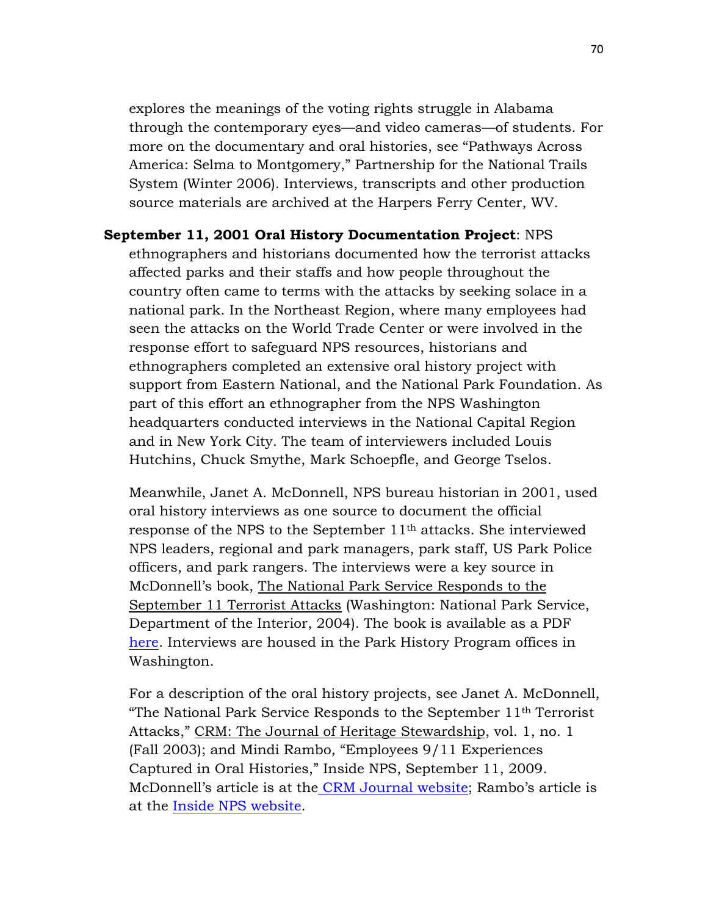explores the meanings of the voting rights struggle in Alabama through the contemporary eyes—and video cameras—of students. For more on the documentary and oral histories, see "Pathways Across America: Selma to Montgomery," Partnership for the National Trails System (Winter 2006). Interviews, transcripts and other production source materials are archived at the Harpers Ferry Center, WV.

**September 11, 2001 Oral History Documentation Project**: NPS ethnographers and historians documented how the terrorist attacks affected parks and their staffs and how people throughout the country often came to terms with the attacks by seeking solace in a national park. In the Northeast Region, where many employees had seen the attacks on the World Trade Center or were involved in the response effort to safeguard NPS resources, historians and ethnographers completed an extensive oral history project with support from Eastern National, and the National Park Foundation. As part of this effort an ethnographer from the NPS Washington headquarters conducted interviews in the National Capital Region and in New York City. The team of interviewers included Louis Hutchins, Chuck Smythe, Mark Schoepfle, and George Tselos.

Meanwhile, Janet A. McDonnell, NPS bureau historian in 2001, used oral history interviews as one source to document the official response of the NPS to the September 11th attacks. She interviewed NPS leaders, regional and park managers, park staff, US Park Police officers, and park rangers. The interviews were a key source in McDonnell's book, The National Park Service Responds to the September 11 Terrorist Attacks (Washington: National Park Service, Department of the Interior, 2004). The book is available as a PDF here. Interviews are housed in the Park History Program offices in Washington.

For a description of the oral history projects, see Janet A. McDonnell, "The National Park Service Responds to the September 11th Terrorist Attacks," CRM: The Journal of Heritage Stewardship, vol. 1, no. 1 (Fall 2003); and Mindi Rambo, "Employees 9/11 Experiences Captured in Oral Histories," Inside NPS, September 11, 2009. McDonnell's article is at the CRM Journal website; Rambo's article is at the Inside NPS website.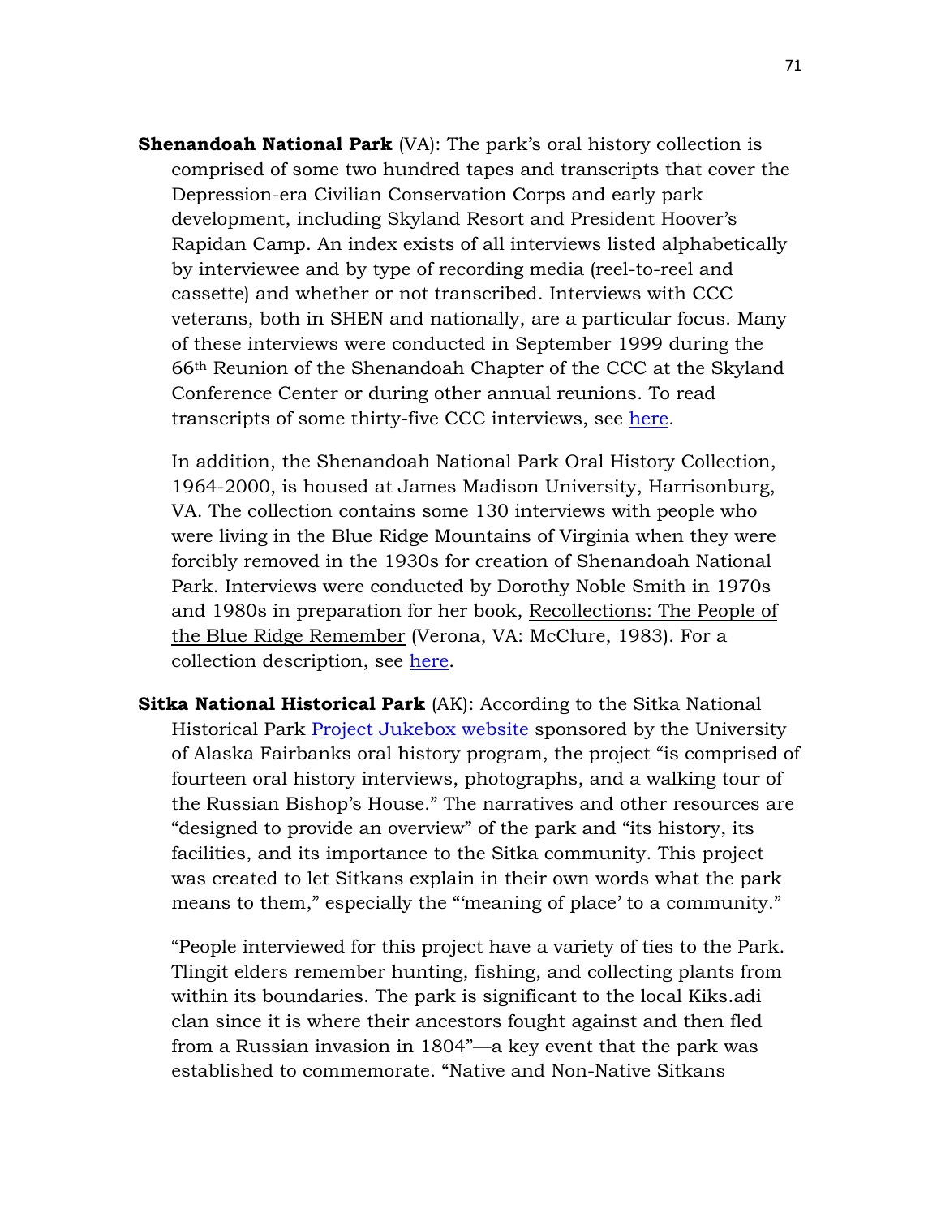**Shenandoah National Park** (VA): The park's oral history collection is comprised of some two hundred tapes and transcripts that cover the Depression-era Civilian Conservation Corps and early park development, including Skyland Resort and President Hoover's Rapidan Camp. An index exists of all interviews listed alphabetically by interviewee and by type of recording media (reel-to-reel and cassette) and whether or not transcribed. Interviews with CCC veterans, both in SHEN and nationally, are a particular focus. Many of these interviews were conducted in September 1999 during the 66th Reunion of the Shenandoah Chapter of the CCC at the Skyland Conference Center or during other annual reunions. To read transcripts of some thirty-five CCC interviews, see here.

In addition, the Shenandoah National Park Oral History Collection, 1964-2000, is housed at James Madison University, Harrisonburg, VA. The collection contains some 130 interviews with people who were living in the Blue Ridge Mountains of Virginia when they were forcibly removed in the 1930s for creation of Shenandoah National Park. Interviews were conducted by Dorothy Noble Smith in 1970s and 1980s in preparation for her book, Recollections: The People of the Blue Ridge Remember (Verona, VA: McClure, 1983). For a collection description, see here.

**Sitka National Historical Park** (AK): According to the Sitka National Historical Park Project Jukebox website sponsored by the University of Alaska Fairbanks oral history program, the project "is comprised of fourteen oral history interviews, photographs, and a walking tour of the Russian Bishop's House." The narratives and other resources are "designed to provide an overview" of the park and "its history, its facilities, and its importance to the Sitka community. This project was created to let Sitkans explain in their own words what the park means to them," especially the "'meaning of place' to a community."

"People interviewed for this project have a variety of ties to the Park. Tlingit elders remember hunting, fishing, and collecting plants from within its boundaries. The park is significant to the local Kiks.adi clan since it is where their ancestors fought against and then fled from a Russian invasion in 1804"—a key event that the park was established to commemorate. "Native and Non-Native Sitkans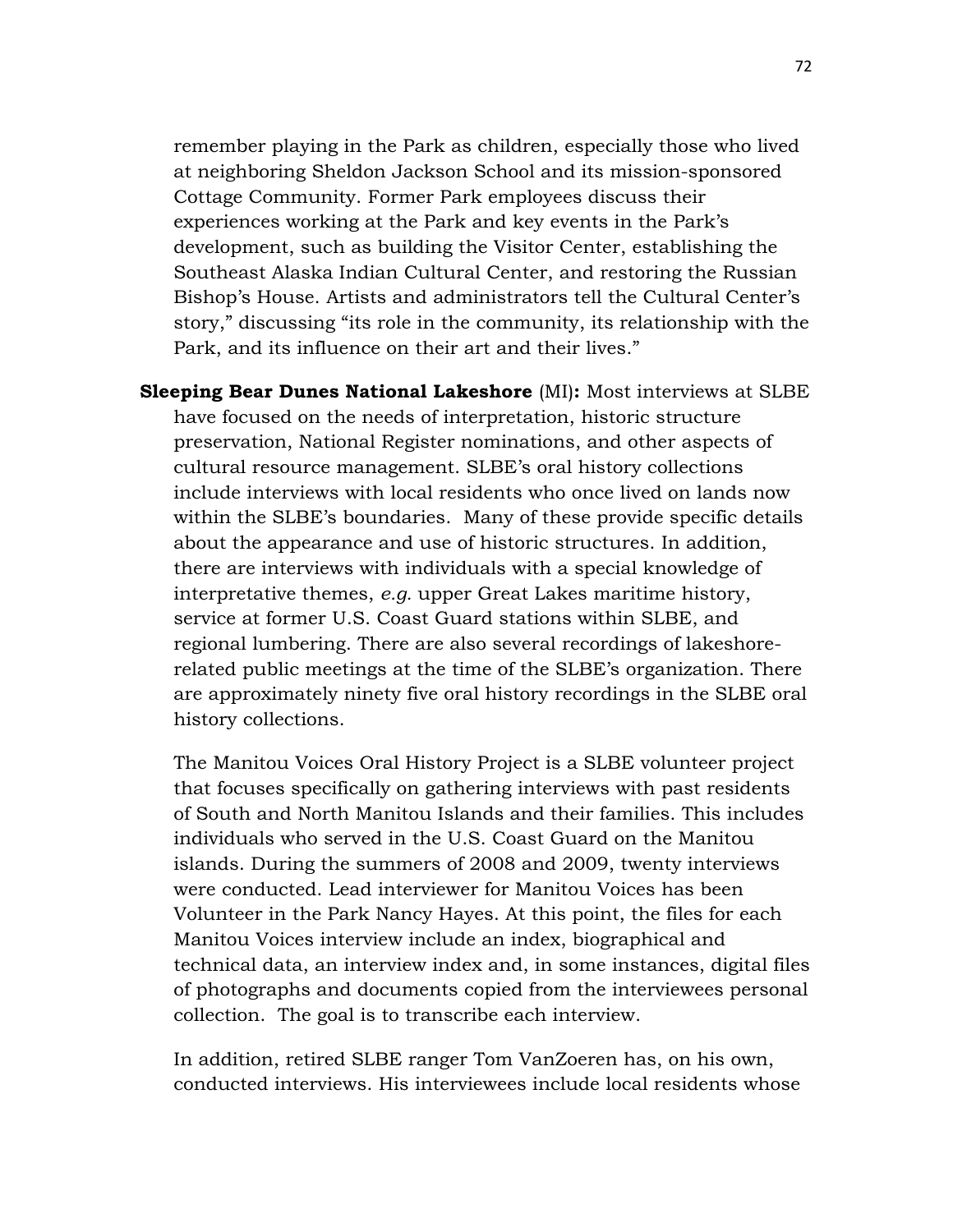remember playing in the Park as children, especially those who lived at neighboring Sheldon Jackson School and its mission-sponsored Cottage Community. Former Park employees discuss their experiences working at the Park and key events in the Park's development, such as building the Visitor Center, establishing the Southeast Alaska Indian Cultural Center, and restoring the Russian Bishop's House. Artists and administrators tell the Cultural Center's story," discussing "its role in the community, its relationship with the Park, and its influence on their art and their lives."

**Sleeping Bear Dunes National Lakeshore** (MI)**:** Most interviews at SLBE have focused on the needs of interpretation, historic structure preservation, National Register nominations, and other aspects of cultural resource management. SLBE's oral history collections include interviews with local residents who once lived on lands now within the SLBE's boundaries. Many of these provide specific details about the appearance and use of historic structures. In addition, there are interviews with individuals with a special knowledge of interpretative themes, *e.g.* upper Great Lakes maritime history, service at former U.S. Coast Guard stations within SLBE, and regional lumbering. There are also several recordings of lakeshore-related public meetings at the time of the SLBE's organization. There are approximately ninety five oral history recordings in the SLBE oral history collections.

The Manitou Voices Oral History Project is a SLBE volunteer project that focuses specifically on gathering interviews with past residents of South and North Manitou Islands and their families. This includes individuals who served in the U.S. Coast Guard on the Manitou islands. During the summers of 2008 and 2009, twenty interviews were conducted. Lead interviewer for Manitou Voices has been Volunteer in the Park Nancy Hayes. At this point, the files for each Manitou Voices interview include an index, biographical and technical data, an interview index and, in some instances, digital files of photographs and documents copied from the interviewees personal collection. The goal is to transcribe each interview.

In addition, retired SLBE ranger Tom VanZoeren has, on his own, conducted interviews. His interviewees include local residents whose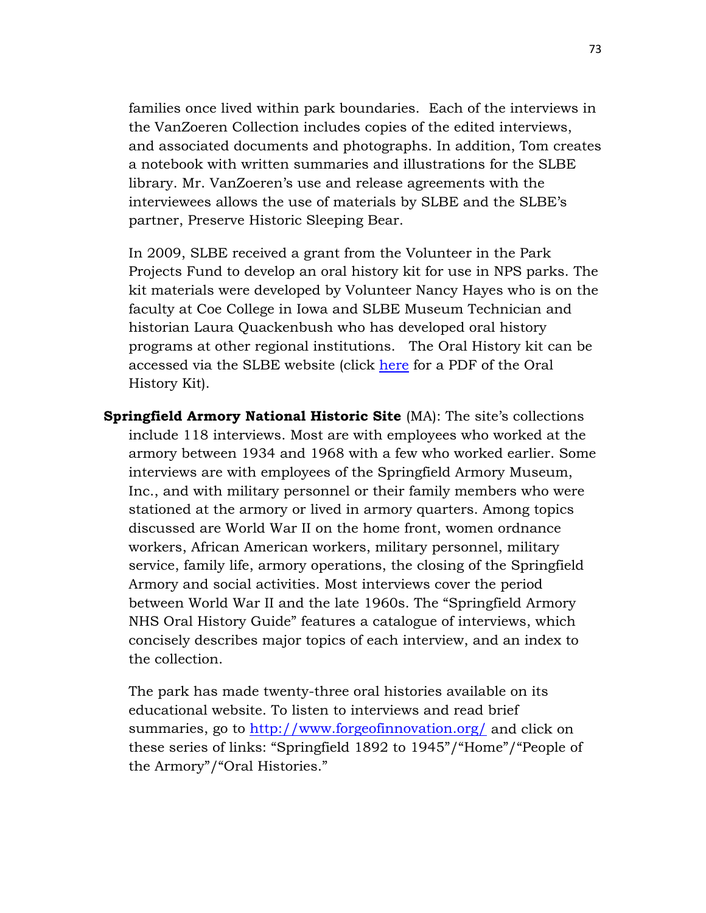families once lived within park boundaries. Each of the interviews in the VanZoeren Collection includes copies of the edited interviews, and associated documents and photographs. In addition, Tom creates a notebook with written summaries and illustrations for the SLBE library. Mr. VanZoeren's use and release agreements with the interviewees allows the use of materials by SLBE and the SLBE's partner, Preserve Historic Sleeping Bear.

In 2009, SLBE received a grant from the Volunteer in the Park Projects Fund to develop an oral history kit for use in NPS parks. The kit materials were developed by Volunteer Nancy Hayes who is on the faculty at Coe College in Iowa and SLBE Museum Technician and historian Laura Quackenbush who has developed oral history programs at other regional institutions. The Oral History kit can be accessed via the SLBE website (click here for a PDF of the Oral History Kit).

**Springfield Armory National Historic Site** (MA): The site's collections include 118 interviews. Most are with employees who worked at the armory between 1934 and 1968 with a few who worked earlier. Some interviews are with employees of the Springfield Armory Museum, Inc., and with military personnel or their family members who were stationed at the armory or lived in armory quarters. Among topics discussed are World War II on the home front, women ordnance workers, African American workers, military personnel, military service, family life, armory operations, the closing of the Springfield Armory and social activities. Most interviews cover the period between World War II and the late 1960s. The "Springfield Armory NHS Oral History Guide" features a catalogue of interviews, which concisely describes major topics of each interview, and an index to the collection.

The park has made twenty-three oral histories available on its educational website. To listen to interviews and read brief summaries, go to http://www.forgeofinnovation.org/ and click on these series of links: "Springfield 1892 to 1945"/"Home"/"People of the Armory"/"Oral Histories."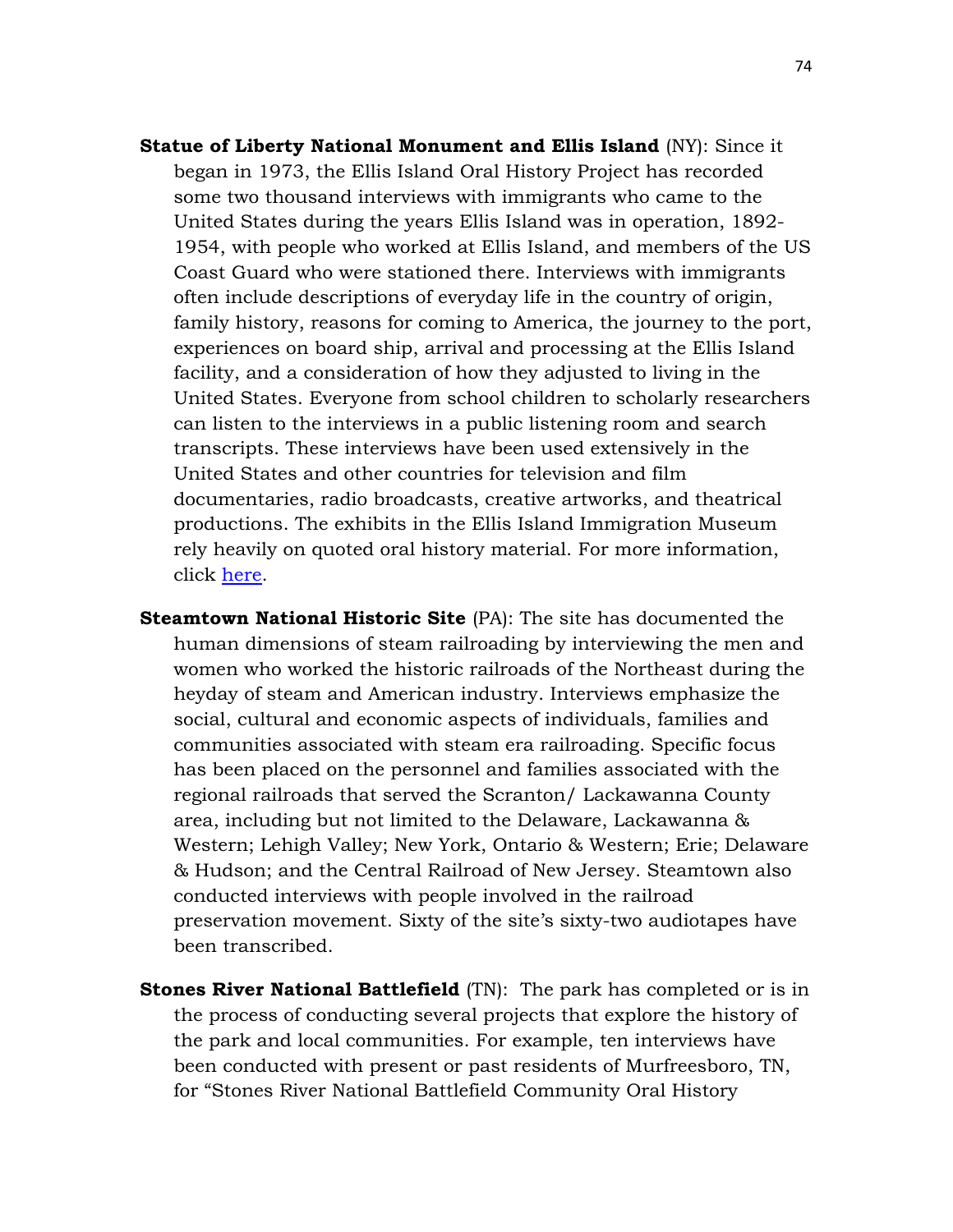**Statue of Liberty National Monument and Ellis Island** (NY): Since it began in 1973, the Ellis Island Oral History Project has recorded some two thousand interviews with immigrants who came to the United States during the years Ellis Island was in operation, 1892-1954, with people who worked at Ellis Island, and members of the US Coast Guard who were stationed there. Interviews with immigrants often include descriptions of everyday life in the country of origin, family history, reasons for coming to America, the journey to the port, experiences on board ship, arrival and processing at the Ellis Island facility, and a consideration of how they adjusted to living in the United States. Everyone from school children to scholarly researchers can listen to the interviews in a public listening room and search transcripts. These interviews have been used extensively in the United States and other countries for television and film documentaries, radio broadcasts, creative artworks, and theatrical productions. The exhibits in the Ellis Island Immigration Museum rely heavily on quoted oral history material. For more information, click here.

**Steamtown National Historic Site** (PA): The site has documented the human dimensions of steam railroading by interviewing the men and women who worked the historic railroads of the Northeast during the heyday of steam and American industry. Interviews emphasize the social, cultural and economic aspects of individuals, families and communities associated with steam era railroading. Specific focus has been placed on the personnel and families associated with the regional railroads that served the Scranton/ Lackawanna County area, including but not limited to the Delaware, Lackawanna & Western; Lehigh Valley; New York, Ontario & Western; Erie; Delaware & Hudson; and the Central Railroad of New Jersey. Steamtown also conducted interviews with people involved in the railroad preservation movement. Sixty of the site's sixty-two audiotapes have been transcribed.

**Stones River National Battlefield** (TN): The park has completed or is in the process of conducting several projects that explore the history of the park and local communities. For example, ten interviews have been conducted with present or past residents of Murfreesboro, TN, for "Stones River National Battlefield Community Oral History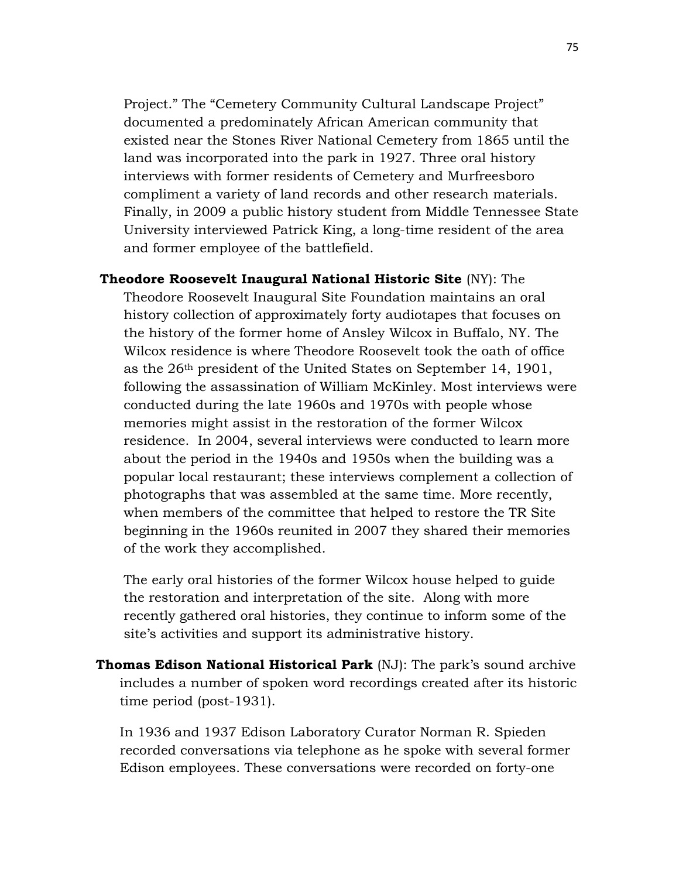Project." The "Cemetery Community Cultural Landscape Project" documented a predominately African American community that existed near the Stones River National Cemetery from 1865 until the land was incorporated into the park in 1927. Three oral history interviews with former residents of Cemetery and Murfreesboro compliment a variety of land records and other research materials. Finally, in 2009 a public history student from Middle Tennessee State University interviewed Patrick King, a long-time resident of the area and former employee of the battlefield.

**Theodore Roosevelt Inaugural National Historic Site** (NY): The Theodore Roosevelt Inaugural Site Foundation maintains an oral history collection of approximately forty audiotapes that focuses on the history of the former home of Ansley Wilcox in Buffalo, NY. The Wilcox residence is where Theodore Roosevelt took the oath of office as the 26th president of the United States on September 14, 1901, following the assassination of William McKinley. Most interviews were conducted during the late 1960s and 1970s with people whose memories might assist in the restoration of the former Wilcox residence. In 2004, several interviews were conducted to learn more about the period in the 1940s and 1950s when the building was a popular local restaurant; these interviews complement a collection of photographs that was assembled at the same time. More recently, when members of the committee that helped to restore the TR Site beginning in the 1960s reunited in 2007 they shared their memories of the work they accomplished.

The early oral histories of the former Wilcox house helped to guide the restoration and interpretation of the site. Along with more recently gathered oral histories, they continue to inform some of the site's activities and support its administrative history.

**Thomas Edison National Historical Park** (NJ): The park's sound archive includes a number of spoken word recordings created after its historic time period (post-1931).

In 1936 and 1937 Edison Laboratory Curator Norman R. Spieden recorded conversations via telephone as he spoke with several former Edison employees. These conversations were recorded on forty-one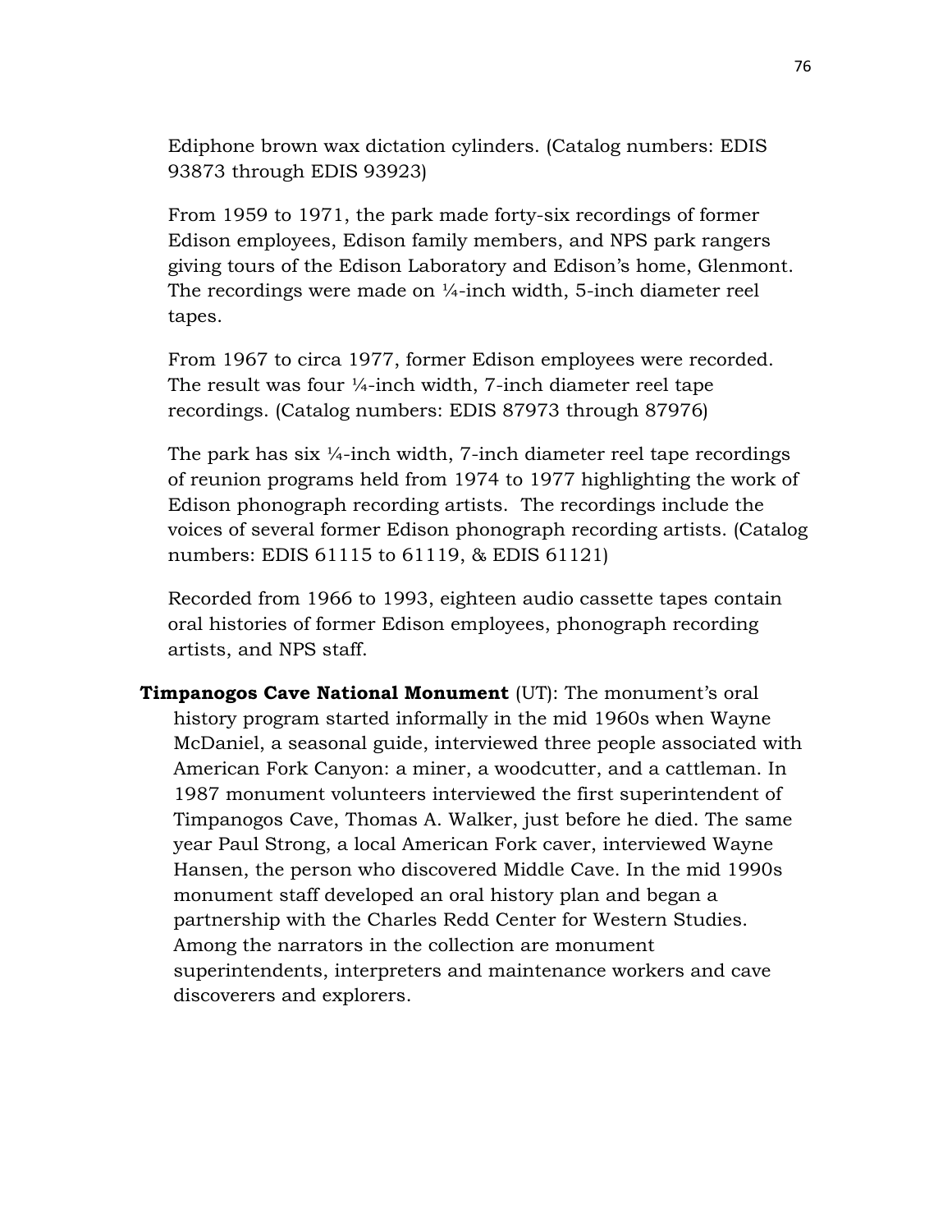Ediphone brown wax dictation cylinders. (Catalog numbers: EDIS 93873 through EDIS 93923)

From 1959 to 1971, the park made forty-six recordings of former Edison employees, Edison family members, and NPS park rangers giving tours of the Edison Laboratory and Edison's home, Glenmont. The recordings were made on ¼-inch width, 5-inch diameter reel tapes.

From 1967 to circa 1977, former Edison employees were recorded. The result was four ¼-inch width, 7-inch diameter reel tape recordings. (Catalog numbers: EDIS 87973 through 87976)

The park has six ¼-inch width, 7-inch diameter reel tape recordings of reunion programs held from 1974 to 1977 highlighting the work of Edison phonograph recording artists. The recordings include the voices of several former Edison phonograph recording artists. (Catalog numbers: EDIS 61115 to 61119, & EDIS 61121)

Recorded from 1966 to 1993, eighteen audio cassette tapes contain oral histories of former Edison employees, phonograph recording artists, and NPS staff.

**Timpanogos Cave National Monument** (UT): The monument's oral history program started informally in the mid 1960s when Wayne McDaniel, a seasonal guide, interviewed three people associated with American Fork Canyon: a miner, a woodcutter, and a cattleman. In 1987 monument volunteers interviewed the first superintendent of Timpanogos Cave, Thomas A. Walker, just before he died. The same year Paul Strong, a local American Fork caver, interviewed Wayne Hansen, the person who discovered Middle Cave. In the mid 1990s monument staff developed an oral history plan and began a partnership with the Charles Redd Center for Western Studies. Among the narrators in the collection are monument superintendents, interpreters and maintenance workers and cave discoverers and explorers.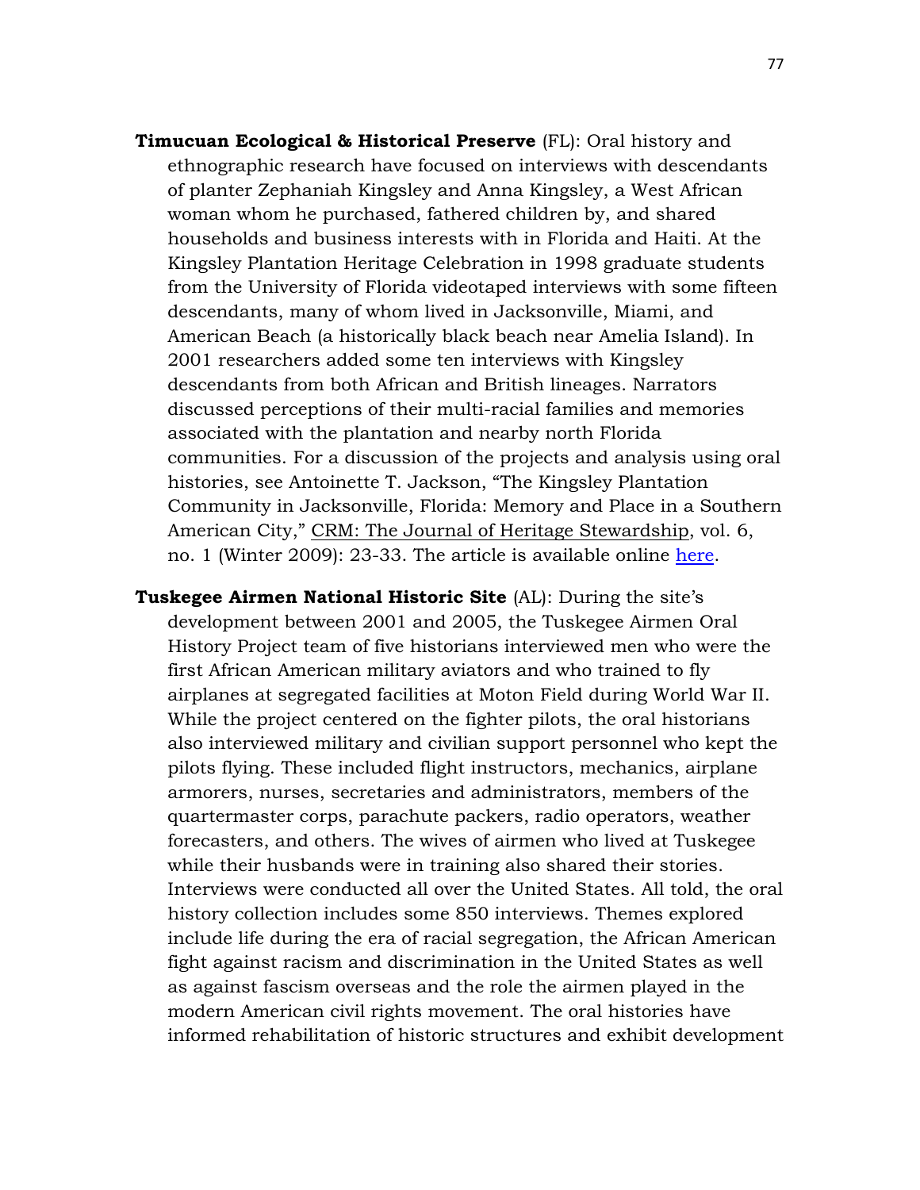**Timucuan Ecological & Historical Preserve** (FL): Oral history and ethnographic research have focused on interviews with descendants of planter Zephaniah Kingsley and Anna Kingsley, a West African woman whom he purchased, fathered children by, and shared households and business interests with in Florida and Haiti. At the Kingsley Plantation Heritage Celebration in 1998 graduate students from the University of Florida videotaped interviews with some fifteen descendants, many of whom lived in Jacksonville, Miami, and American Beach (a historically black beach near Amelia Island). In 2001 researchers added some ten interviews with Kingsley descendants from both African and British lineages. Narrators discussed perceptions of their multi-racial families and memories associated with the plantation and nearby north Florida communities. For a discussion of the projects and analysis using oral histories, see Antoinette T. Jackson, "The Kingsley Plantation Community in Jacksonville, Florida: Memory and Place in a Southern American City," CRM: The Journal of Heritage Stewardship, vol. 6, no. 1 (Winter 2009): 23-33. The article is available online here.

**Tuskegee Airmen National Historic Site** (AL): During the site's development between 2001 and 2005, the Tuskegee Airmen Oral History Project team of five historians interviewed men who were the first African American military aviators and who trained to fly airplanes at segregated facilities at Moton Field during World War II. While the project centered on the fighter pilots, the oral historians also interviewed military and civilian support personnel who kept the pilots flying. These included flight instructors, mechanics, airplane armorers, nurses, secretaries and administrators, members of the quartermaster corps, parachute packers, radio operators, weather forecasters, and others. The wives of airmen who lived at Tuskegee while their husbands were in training also shared their stories. Interviews were conducted all over the United States. All told, the oral history collection includes some 850 interviews. Themes explored include life during the era of racial segregation, the African American fight against racism and discrimination in the United States as well as against fascism overseas and the role the airmen played in the modern American civil rights movement. The oral histories have informed rehabilitation of historic structures and exhibit development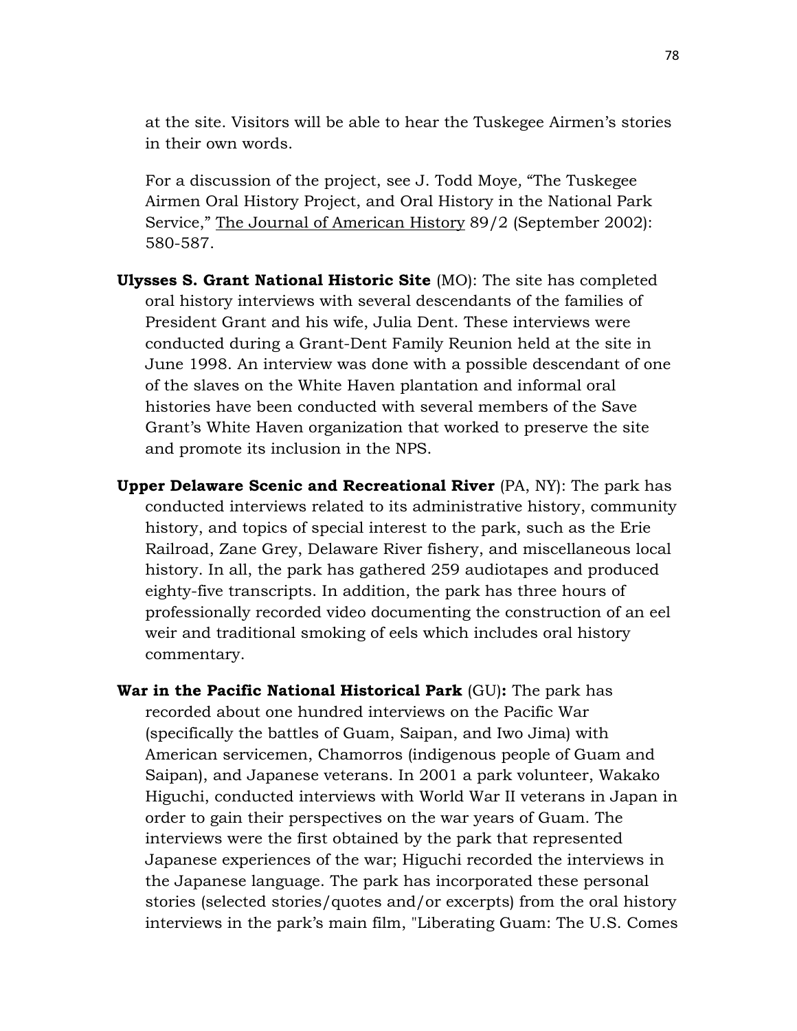at the site. Visitors will be able to hear the Tuskegee Airmen's stories in their own words.

For a discussion of the project, see J. Todd Moye, "The Tuskegee Airmen Oral History Project, and Oral History in the National Park Service," The Journal of American History 89/2 (September 2002): 580-587.

**Ulysses S. Grant National Historic Site** (MO): The site has completed oral history interviews with several descendants of the families of President Grant and his wife, Julia Dent. These interviews were conducted during a Grant-Dent Family Reunion held at the site in June 1998. An interview was done with a possible descendant of one of the slaves on the White Haven plantation and informal oral histories have been conducted with several members of the Save Grant's White Haven organization that worked to preserve the site and promote its inclusion in the NPS.

**Upper Delaware Scenic and Recreational River** (PA, NY): The park has conducted interviews related to its administrative history, community history, and topics of special interest to the park, such as the Erie Railroad, Zane Grey, Delaware River fishery, and miscellaneous local history. In all, the park has gathered 259 audiotapes and produced eighty-five transcripts. In addition, the park has three hours of professionally recorded video documenting the construction of an eel weir and traditional smoking of eels which includes oral history commentary.

**War in the Pacific National Historical Park** (GU)**:** The park has recorded about one hundred interviews on the Pacific War (specifically the battles of Guam, Saipan, and Iwo Jima) with American servicemen, Chamorros (indigenous people of Guam and Saipan), and Japanese veterans. In 2001 a park volunteer, Wakako Higuchi, conducted interviews with World War II veterans in Japan in order to gain their perspectives on the war years of Guam. The interviews were the first obtained by the park that represented Japanese experiences of the war; Higuchi recorded the interviews in the Japanese language. The park has incorporated these personal stories (selected stories/quotes and/or excerpts) from the oral history interviews in the park's main film, "Liberating Guam: The U.S. Comes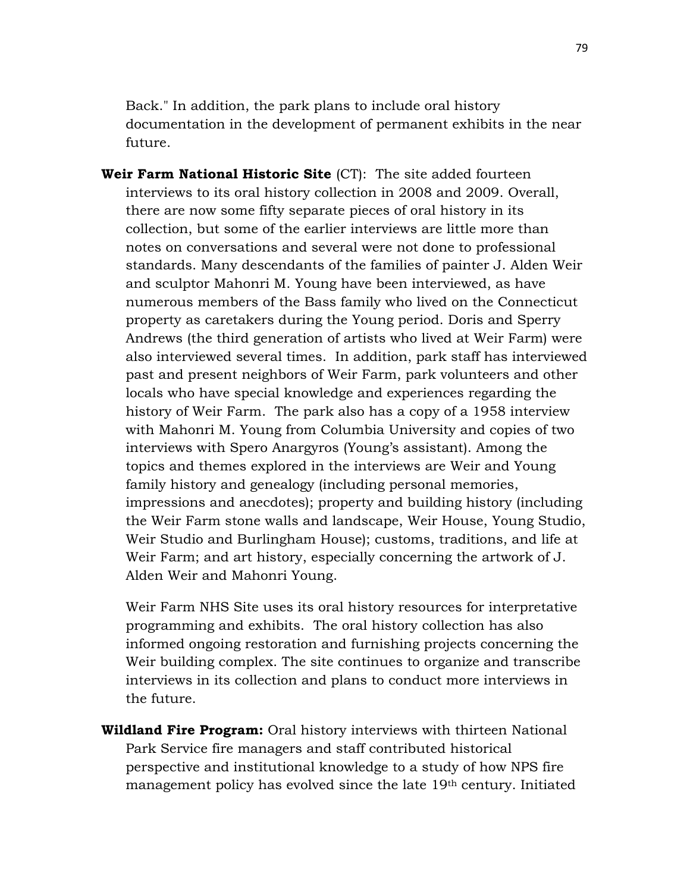Back." In addition, the park plans to include oral history documentation in the development of permanent exhibits in the near future.

**Weir Farm National Historic Site** (CT): The site added fourteen interviews to its oral history collection in 2008 and 2009. Overall, there are now some fifty separate pieces of oral history in its collection, but some of the earlier interviews are little more than notes on conversations and several were not done to professional standards. Many descendants of the families of painter J. Alden Weir and sculptor Mahonri M. Young have been interviewed, as have numerous members of the Bass family who lived on the Connecticut property as caretakers during the Young period. Doris and Sperry Andrews (the third generation of artists who lived at Weir Farm) were also interviewed several times. In addition, park staff has interviewed past and present neighbors of Weir Farm, park volunteers and other locals who have special knowledge and experiences regarding the history of Weir Farm. The park also has a copy of a 1958 interview with Mahonri M. Young from Columbia University and copies of two interviews with Spero Anargyros (Young's assistant). Among the topics and themes explored in the interviews are Weir and Young family history and genealogy (including personal memories, impressions and anecdotes); property and building history (including the Weir Farm stone walls and landscape, Weir House, Young Studio, Weir Studio and Burlingham House); customs, traditions, and life at Weir Farm; and art history, especially concerning the artwork of J. Alden Weir and Mahonri Young.

Weir Farm NHS Site uses its oral history resources for interpretative programming and exhibits. The oral history collection has also informed ongoing restoration and furnishing projects concerning the Weir building complex. The site continues to organize and transcribe interviews in its collection and plans to conduct more interviews in the future.

**Wildland Fire Program:** Oral history interviews with thirteen National Park Service fire managers and staff contributed historical perspective and institutional knowledge to a study of how NPS fire management policy has evolved since the late 19th century. Initiated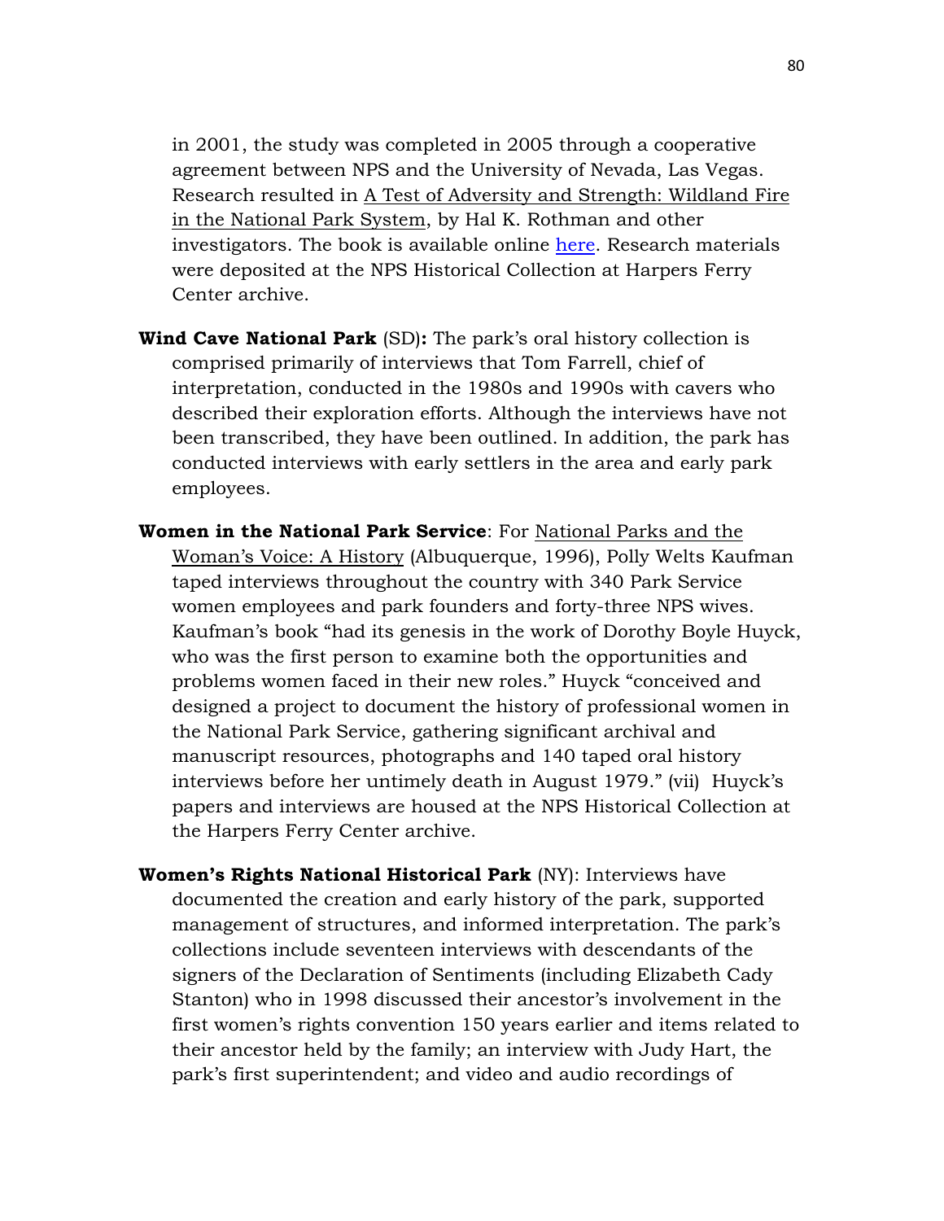in 2001, the study was completed in 2005 through a cooperative agreement between NPS and the University of Nevada, Las Vegas. Research resulted in A Test of Adversity and Strength: Wildland Fire in the National Park System, by Hal K. Rothman and other investigators. The book is available online here. Research materials were deposited at the NPS Historical Collection at Harpers Ferry Center archive.

**Wind Cave National Park** (SD)**:** The park's oral history collection is comprised primarily of interviews that Tom Farrell, chief of interpretation, conducted in the 1980s and 1990s with cavers who described their exploration efforts. Although the interviews have not been transcribed, they have been outlined. In addition, the park has conducted interviews with early settlers in the area and early park employees.

**Women in the National Park Service**: For National Parks and the Woman's Voice: A History (Albuquerque, 1996), Polly Welts Kaufman taped interviews throughout the country with 340 Park Service women employees and park founders and forty-three NPS wives. Kaufman's book "had its genesis in the work of Dorothy Boyle Huyck, who was the first person to examine both the opportunities and problems women faced in their new roles." Huyck "conceived and designed a project to document the history of professional women in the National Park Service, gathering significant archival and manuscript resources, photographs and 140 taped oral history interviews before her untimely death in August 1979." (vii) Huyck's papers and interviews are housed at the NPS Historical Collection at the Harpers Ferry Center archive.

**Women's Rights National Historical Park** (NY): Interviews have documented the creation and early history of the park, supported management of structures, and informed interpretation. The park's collections include seventeen interviews with descendants of the signers of the Declaration of Sentiments (including Elizabeth Cady Stanton) who in 1998 discussed their ancestor's involvement in the first women's rights convention 150 years earlier and items related to their ancestor held by the family; an interview with Judy Hart, the park's first superintendent; and video and audio recordings of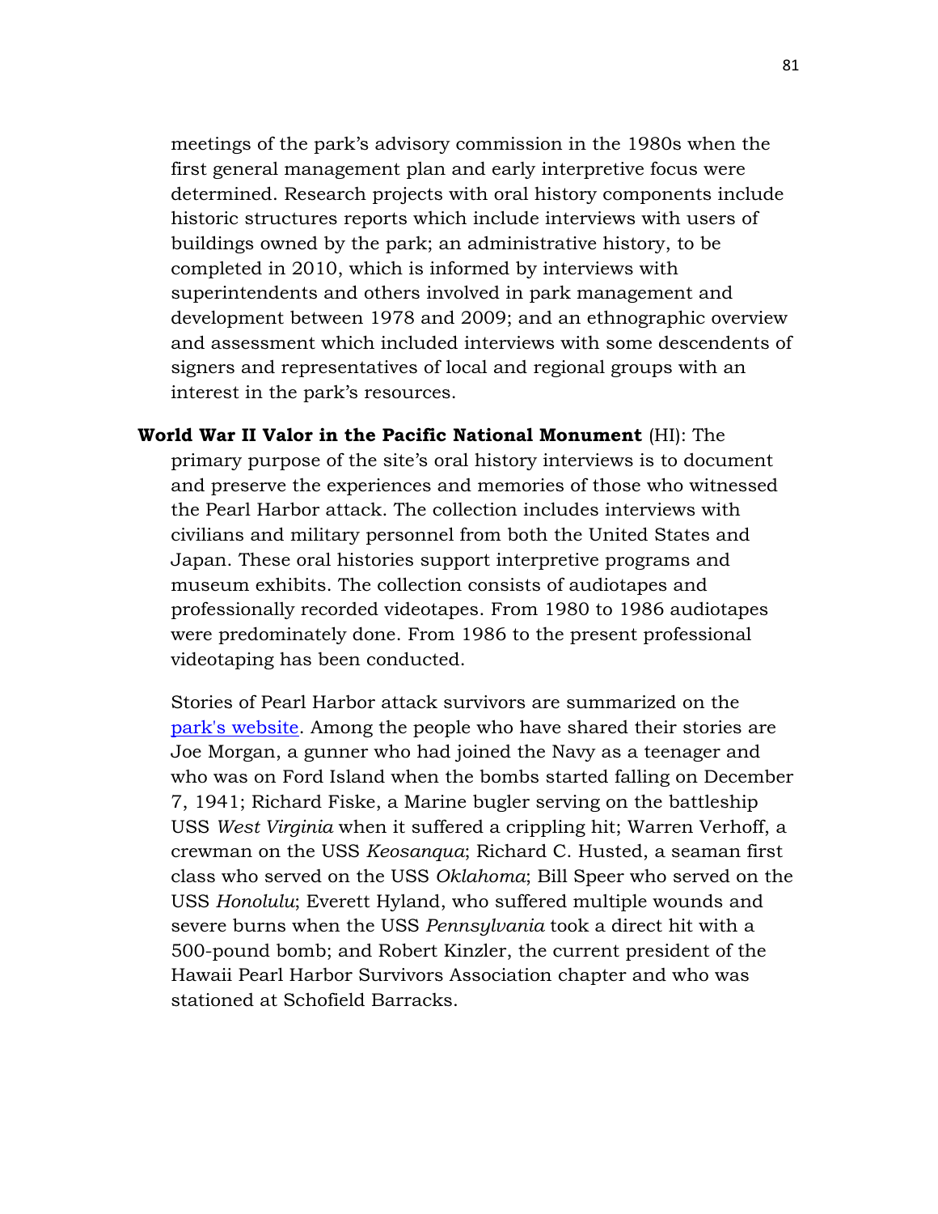meetings of the park's advisory commission in the 1980s when the first general management plan and early interpretive focus were determined. Research projects with oral history components include historic structures reports which include interviews with users of buildings owned by the park; an administrative history, to be completed in 2010, which is informed by interviews with superintendents and others involved in park management and development between 1978 and 2009; and an ethnographic overview and assessment which included interviews with some descendents of signers and representatives of local and regional groups with an interest in the park's resources.

**World War II Valor in the Pacific National Monument** (HI): The primary purpose of the site's oral history interviews is to document and preserve the experiences and memories of those who witnessed the Pearl Harbor attack. The collection includes interviews with civilians and military personnel from both the United States and Japan. These oral histories support interpretive programs and museum exhibits. The collection consists of audiotapes and professionally recorded videotapes. From 1980 to 1986 audiotapes were predominately done. From 1986 to the present professional videotaping has been conducted.

Stories of Pearl Harbor attack survivors are summarized on the park's website. Among the people who have shared their stories are Joe Morgan, a gunner who had joined the Navy as a teenager and who was on Ford Island when the bombs started falling on December 7, 1941; Richard Fiske, a Marine bugler serving on the battleship USS *West Virginia* when it suffered a crippling hit; Warren Verhoff, a crewman on the USS *Keosanqua*; Richard C. Husted, a seaman first class who served on the USS *Oklahoma*; Bill Speer who served on the USS *Honolulu*; Everett Hyland, who suffered multiple wounds and severe burns when the USS *Pennsylvania* took a direct hit with a 500-pound bomb; and Robert Kinzler, the current president of the Hawaii Pearl Harbor Survivors Association chapter and who was stationed at Schofield Barracks.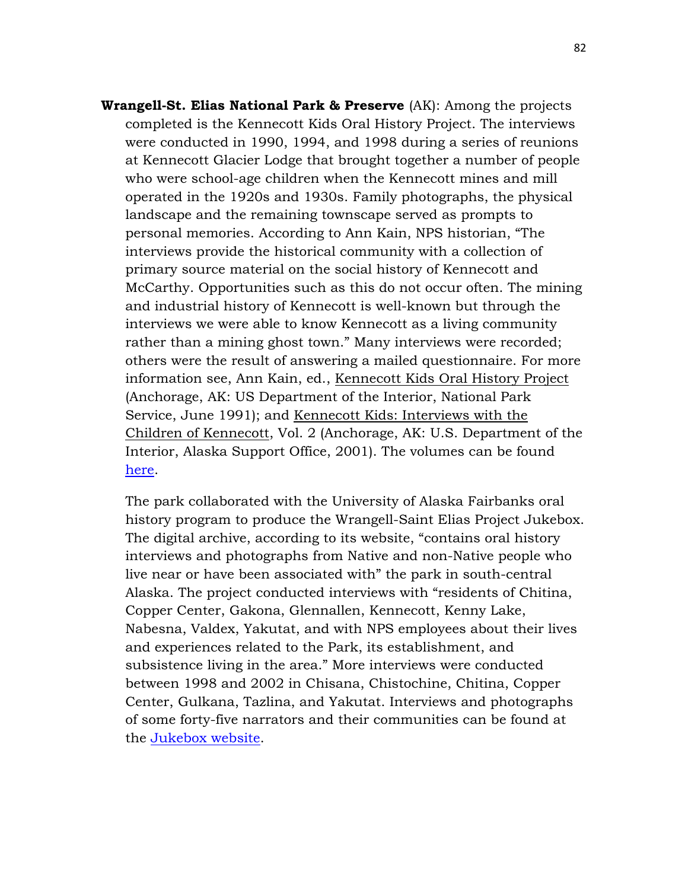**Wrangell-St. Elias National Park & Preserve** (AK): Among the projects completed is the Kennecott Kids Oral History Project. The interviews were conducted in 1990, 1994, and 1998 during a series of reunions at Kennecott Glacier Lodge that brought together a number of people who were school-age children when the Kennecott mines and mill operated in the 1920s and 1930s. Family photographs, the physical landscape and the remaining townscape served as prompts to personal memories. According to Ann Kain, NPS historian, "The interviews provide the historical community with a collection of primary source material on the social history of Kennecott and McCarthy. Opportunities such as this do not occur often. The mining and industrial history of Kennecott is well-known but through the interviews we were able to know Kennecott as a living community rather than a mining ghost town." Many interviews were recorded; others were the result of answering a mailed questionnaire. For more information see, Ann Kain, ed., Kennecott Kids Oral History Project (Anchorage, AK: US Department of the Interior, National Park Service, June 1991); and Kennecott Kids: Interviews with the Children of Kennecott, Vol. 2 (Anchorage, AK: U.S. Department of the Interior, Alaska Support Office, 2001). The volumes can be found here.

The park collaborated with the University of Alaska Fairbanks oral history program to produce the Wrangell-Saint Elias Project Jukebox. The digital archive, according to its website, "contains oral history interviews and photographs from Native and non-Native people who live near or have been associated with" the park in south-central Alaska. The project conducted interviews with "residents of Chitina, Copper Center, Gakona, Glennallen, Kennecott, Kenny Lake, Nabesna, Valdex, Yakutat, and with NPS employees about their lives and experiences related to the Park, its establishment, and subsistence living in the area." More interviews were conducted between 1998 and 2002 in Chisana, Chistochine, Chitina, Copper Center, Gulkana, Tazlina, and Yakutat. Interviews and photographs of some forty-five narrators and their communities can be found at the Jukebox website.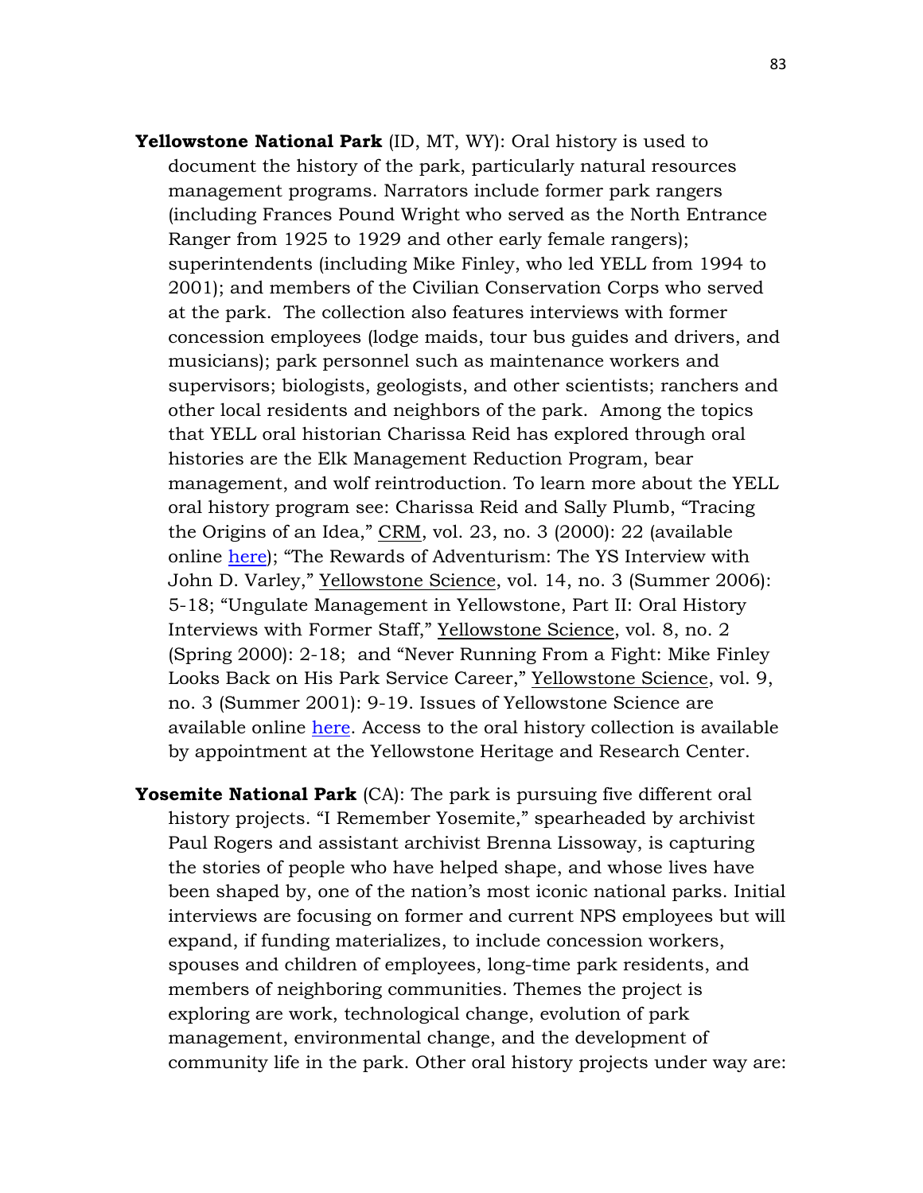**Yellowstone National Park** (ID, MT, WY): Oral history is used to document the history of the park, particularly natural resources management programs. Narrators include former park rangers (including Frances Pound Wright who served as the North Entrance Ranger from 1925 to 1929 and other early female rangers); superintendents (including Mike Finley, who led YELL from 1994 to 2001); and members of the Civilian Conservation Corps who served at the park. The collection also features interviews with former concession employees (lodge maids, tour bus guides and drivers, and musicians); park personnel such as maintenance workers and supervisors; biologists, geologists, and other scientists; ranchers and other local residents and neighbors of the park. Among the topics that YELL oral historian Charissa Reid has explored through oral histories are the Elk Management Reduction Program, bear management, and wolf reintroduction. To learn more about the YELL oral history program see: Charissa Reid and Sally Plumb, "Tracing the Origins of an Idea," CRM, vol. 23, no. 3 (2000): 22 (available online here); "The Rewards of Adventurism: The YS Interview with John D. Varley," Yellowstone Science, vol. 14, no. 3 (Summer 2006): 5-18; "Ungulate Management in Yellowstone, Part II: Oral History Interviews with Former Staff," Yellowstone Science, vol. 8, no. 2 (Spring 2000): 2-18; and "Never Running From a Fight: Mike Finley Looks Back on His Park Service Career," Yellowstone Science, vol. 9, no. 3 (Summer 2001): 9-19. Issues of Yellowstone Science are available online here. Access to the oral history collection is available by appointment at the Yellowstone Heritage and Research Center.

**Yosemite National Park** (CA): The park is pursuing five different oral history projects. "I Remember Yosemite," spearheaded by archivist Paul Rogers and assistant archivist Brenna Lissoway, is capturing the stories of people who have helped shape, and whose lives have been shaped by, one of the nation's most iconic national parks. Initial interviews are focusing on former and current NPS employees but will expand, if funding materializes, to include concession workers, spouses and children of employees, long-time park residents, and members of neighboring communities. Themes the project is exploring are work, technological change, evolution of park management, environmental change, and the development of community life in the park. Other oral history projects under way are: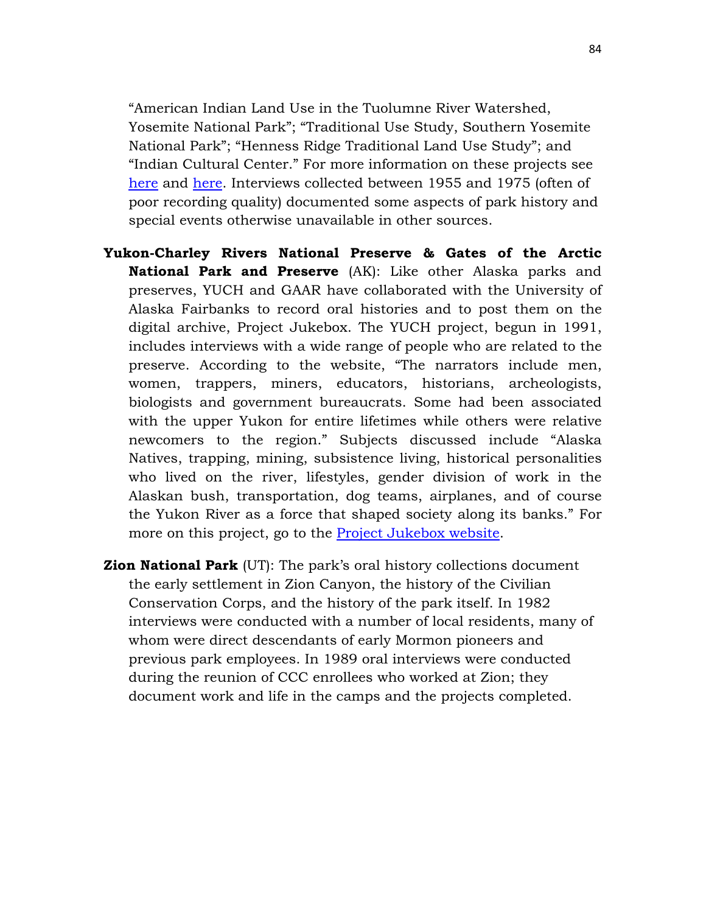"American Indian Land Use in the Tuolumne River Watershed, Yosemite National Park"; "Traditional Use Study, Southern Yosemite National Park"; "Henness Ridge Traditional Land Use Study"; and "Indian Cultural Center." For more information on these projects see here and here. Interviews collected between 1955 and 1975 (often of poor recording quality) documented some aspects of park history and special events otherwise unavailable in other sources.

**Yukon-Charley Rivers National Preserve & Gates of the Arctic National Park and Preserve** (AK): Like other Alaska parks and preserves, YUCH and GAAR have collaborated with the University of Alaska Fairbanks to record oral histories and to post them on the digital archive, Project Jukebox. The YUCH project, begun in 1991, includes interviews with a wide range of people who are related to the preserve. According to the website, "The narrators include men, women, trappers, miners, educators, historians, archeologists, biologists and government bureaucrats. Some had been associated with the upper Yukon for entire lifetimes while others were relative newcomers to the region." Subjects discussed include "Alaska Natives, trapping, mining, subsistence living, historical personalities who lived on the river, lifestyles, gender division of work in the Alaskan bush, transportation, dog teams, airplanes, and of course the Yukon River as a force that shaped society along its banks." For more on this project, go to the Project Jukebox website.

**Zion National Park** (UT): The park's oral history collections document the early settlement in Zion Canyon, the history of the Civilian Conservation Corps, and the history of the park itself. In 1982 interviews were conducted with a number of local residents, many of whom were direct descendants of early Mormon pioneers and previous park employees. In 1989 oral interviews were conducted during the reunion of CCC enrollees who worked at Zion; they document work and life in the camps and the projects completed.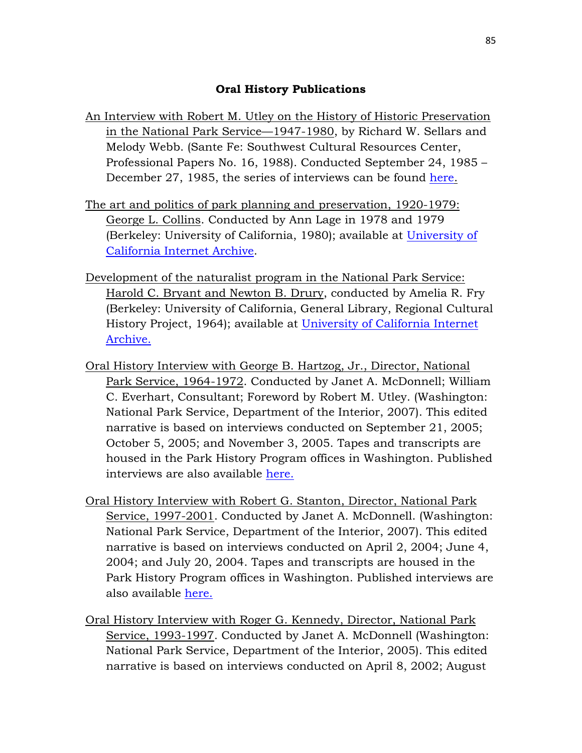## Oral History Publications

An Interview with Robert M. Utley on the History of Historic Preservation in the National Park Service—1947-1980, by Richard W. Sellars and Melody Webb. (Sante Fe: Southwest Cultural Resources Center, Professional Papers No. 16, 1988). Conducted September 24, 1985 – December 27, 1985, the series of interviews can be found here.

The art and politics of park planning and preservation, 1920-1979: George L. Collins. Conducted by Ann Lage in 1978 and 1979 (Berkeley: University of California, 1980); available at University of California Internet Archive.

Development of the naturalist program in the National Park Service: Harold C. Bryant and Newton B. Drury, conducted by Amelia R. Fry (Berkeley: University of California, General Library, Regional Cultural History Project, 1964); available at University of California Internet Archive.

Oral History Interview with George B. Hartzog, Jr., Director, National Park Service, 1964-1972. Conducted by Janet A. McDonnell; William C. Everhart, Consultant; Foreword by Robert M. Utley. (Washington: National Park Service, Department of the Interior, 2007). This edited narrative is based on interviews conducted on September 21, 2005; October 5, 2005; and November 3, 2005. Tapes and transcripts are housed in the Park History Program offices in Washington. Published interviews are also available here.

Oral History Interview with Robert G. Stanton, Director, National Park Service, 1997-2001. Conducted by Janet A. McDonnell. (Washington: National Park Service, Department of the Interior, 2007). This edited narrative is based on interviews conducted on April 2, 2004; June 4, 2004; and July 20, 2004. Tapes and transcripts are housed in the Park History Program offices in Washington. Published interviews are also available here.

Oral History Interview with Roger G. Kennedy, Director, National Park Service, 1993-1997. Conducted by Janet A. McDonnell (Washington: National Park Service, Department of the Interior, 2005). This edited narrative is based on interviews conducted on April 8, 2002; August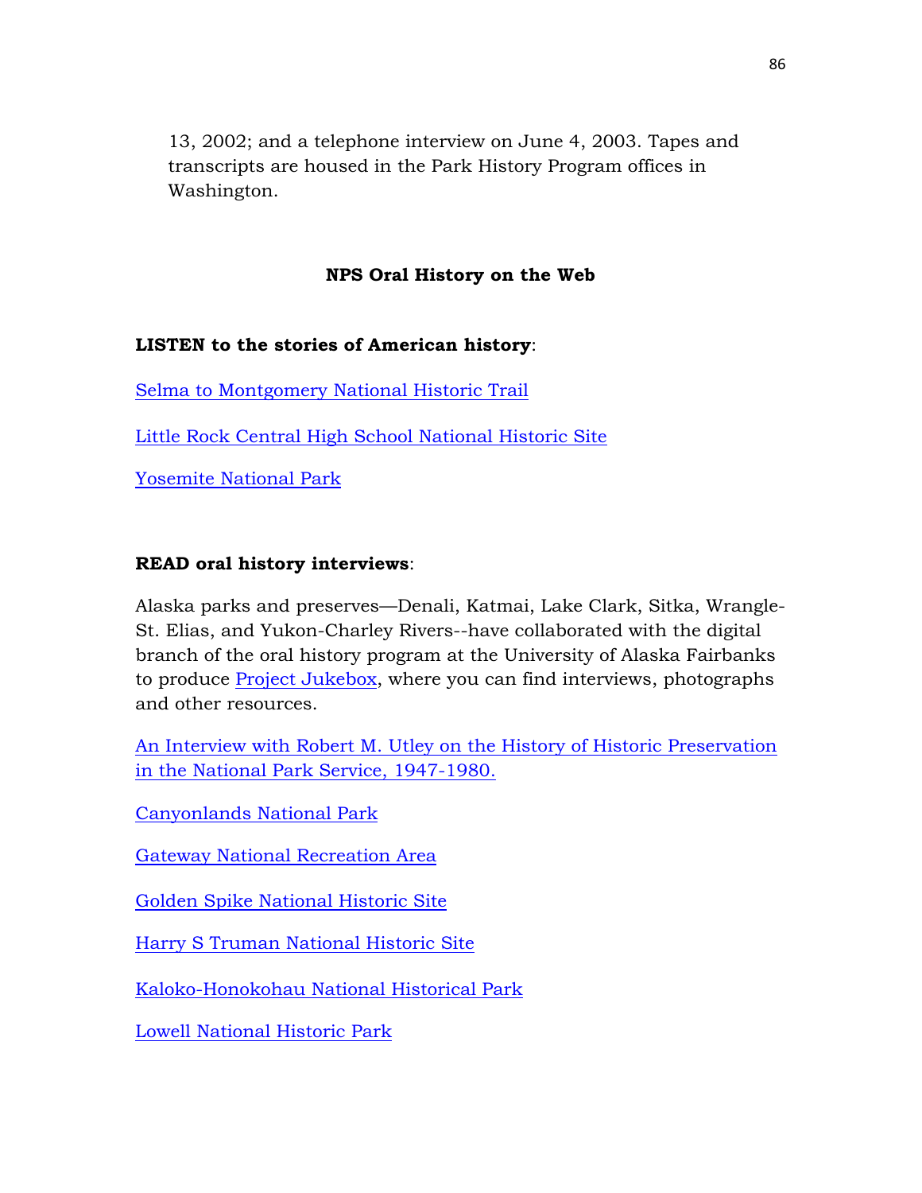13, 2002; and a telephone interview on June 4, 2003. Tapes and transcripts are housed in the Park History Program offices in Washington.

## NPS Oral History on the Web

**LISTEN to the stories of American history**:

Selma to Montgomery National Historic Trail

Little Rock Central High School National Historic Site

Yosemite National Park

**READ oral history interviews**:

Alaska parks and preserves—Denali, Katmai, Lake Clark, Sitka, Wrangle-St. Elias, and Yukon-Charley Rivers--have collaborated with the digital branch of the oral history program at the University of Alaska Fairbanks to produce Project Jukebox, where you can find interviews, photographs and other resources.

An Interview with Robert M. Utley on the History of Historic Preservation in the National Park Service, 1947-1980.

Canyonlands National Park

Gateway National Recreation Area

Golden Spike National Historic Site

Harry S Truman National Historic Site

Kaloko-Honokohau National Historical Park

Lowell National Historic Park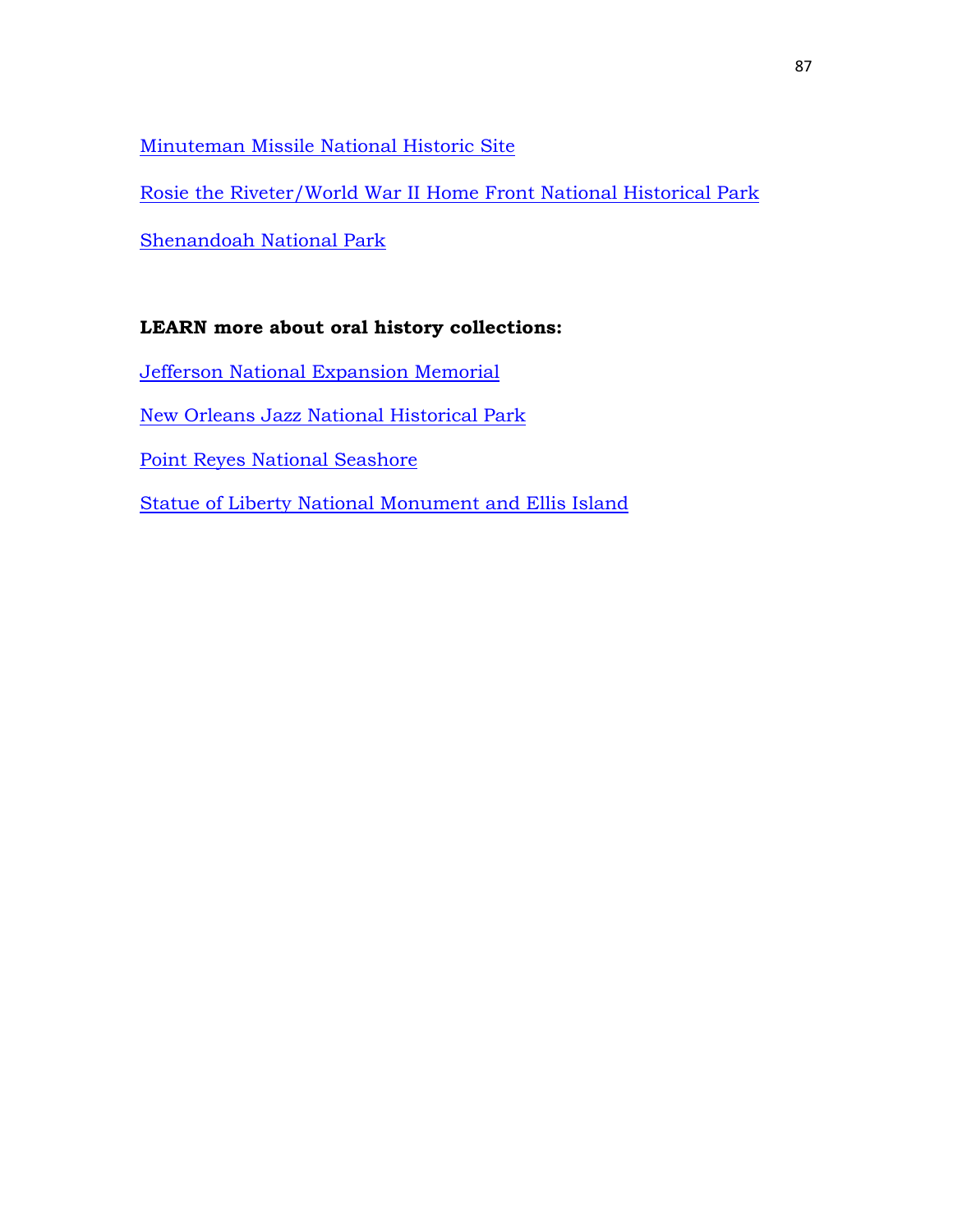Minuteman Missile National Historic Site

Rosie the Riveter/World War II Home Front National Historical Park

Shenandoah National Park

**LEARN more about oral history collections:**

Jefferson National Expansion Memorial

New Orleans Jazz National Historical Park

Point Reyes National Seashore

Statue of Liberty National Monument and Ellis Island